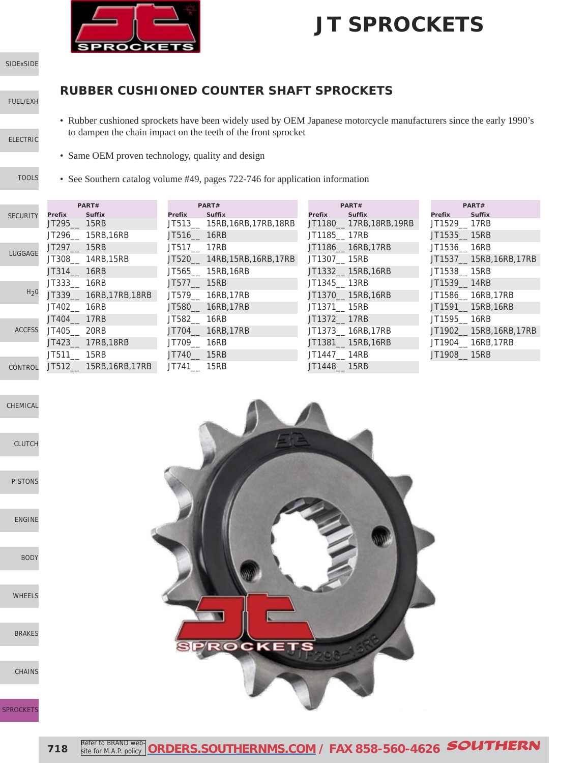# JT SPROCKETS

## RUBBER CUSHIONED COUNTER SHAFT SPROCKETS

- Rubber cushioned sprockets have been widely used by OEM Japanese motorcycle manufacturers since the early 1990's to dampen the chain impact on the teeth of the front sprocket
- Same OEM proven technology, quality and design
- See Southern catalog volume #49, pages 722-746 for application information

| PART# Prefix | Suffix |
|---|---|
| JT295__ | 15RB |
| JT296__ | 15RB,16RB |
| JT297__ | 15RB |
| JT308__ | 14RB,15RB |
| JT314__ | 16RB |
| JT333__ | 16RB |
| JT339__ | 16RB,17RB,18RB |
| JT402__ | 16RB |
| JT404__ | 17RB |
| JT405__ | 20RB |
| JT423__ | 17RB,18RB |
| JT511__ | 15RB |
| JT512__ | 15RB,16RB,17RB |
| JT513__ | 15RB,16RB,17RB,18RB |
| JT516__ | 16RB |
| JT517__ | 17RB |
| JT520__ | 14RB,15RB,16RB,17RB |
| JT565__ | 15RB,16RB |
| JT577__ | 15RB |
| JT579__ | 16RB,17RB |
| JT580__ | 16RB,17RB |
| JT582__ | 16RB |
| JT704__ | 16RB,17RB |
| JT709__ | 16RB |
| JT740__ | 15RB |
| JT741__ | 15RB |
| JT1180__ | 17RB,18RB,19RB |
| JT1185__ | 17RB |
| JT1186__ | 16RB,17RB |
| JT1307__ | 15RB |
| JT1332__ | 15RB,16RB |
| JT1345__ | 13RB |
| JT1370__ | 15RB,16RB |
| JT1371__ | 15RB |
| JT1372__ | 17RB |
| JT1373__ | 16RB,17RB |
| JT1381__ | 15RB,16RB |
| JT1447__ | 14RB |
| JT1448__ | 15RB |
| JT1529__ | 17RB |
| JT1535__ | 15RB |
| JT1536__ | 16RB |
| JT1537__ | 15RB,16RB,17RB |
| JT1538__ | 15RB |
| JT1539__ | 14RB |
| JT1586__ | 16RB,17RB |
| JT1591__ | 15RB,16RB |
| JT1595__ | 16RB |
| JT1902__ | 15RB,16RB,17RB |
| JT1904__ | 16RB,17RB |
| JT1908__ | 15RB |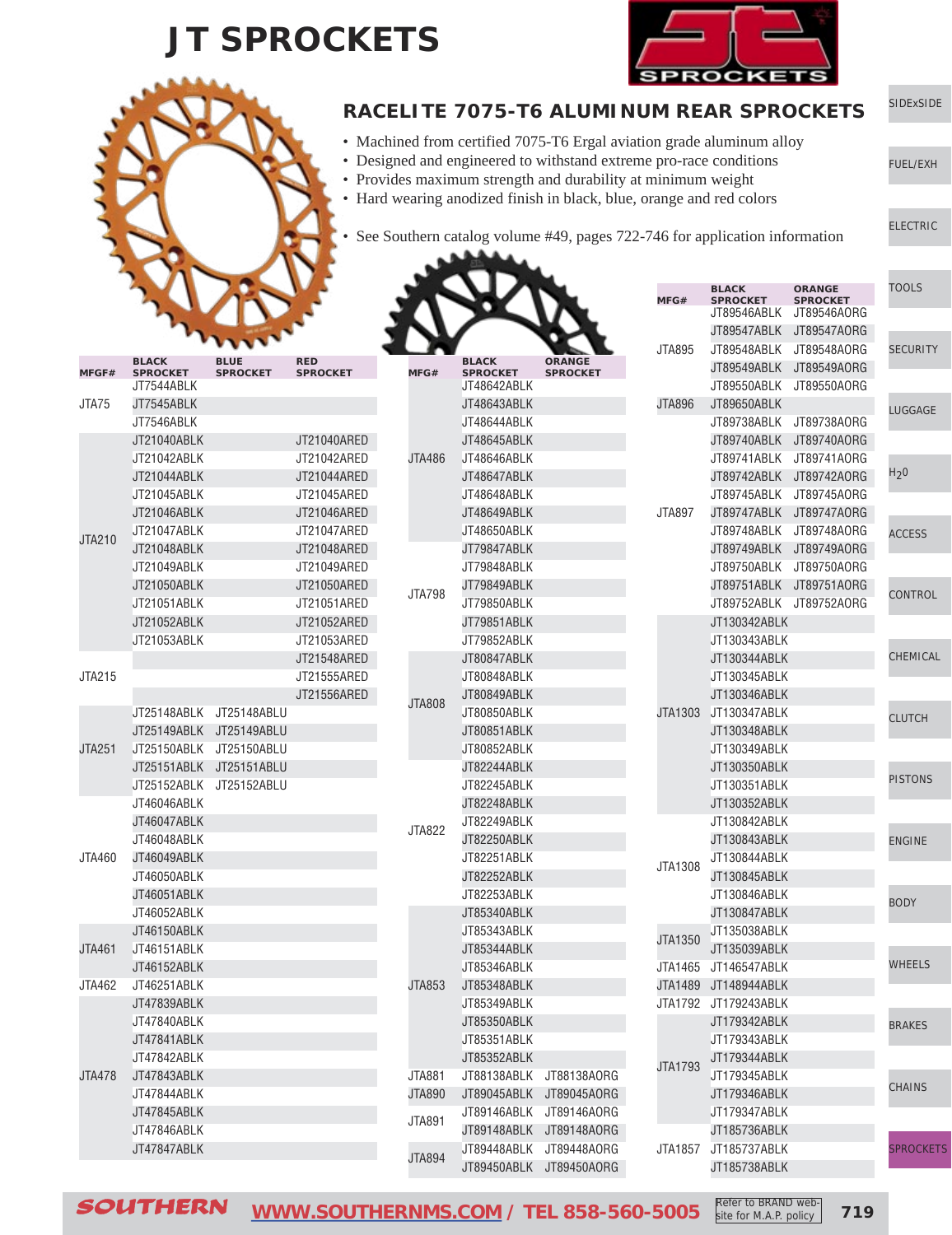# JT SPROCKETS

## RACELITE 7075-T6 ALUMINUM REAR SPROCKETS

- Machined from certified 7075-T6 Ergal aviation grade aluminum alloy
- Designed and engineered to withstand extreme pro-race conditions
- Provides maximum strength and durability at minimum weight
- Hard wearing anodized finish in black, blue, orange and red colors
- See Southern catalog volume #49, pages 722-746 for application information

| MFGF# | BLACK SPROCKET | BLUE SPROCKET | RED SPROCKET |
|---|---|---|---|
| JTA75 | JT7544ABLK | | |
| | JT7545ABLK | | |
| | JT7546ABLK | | |
| JTA210 | JT21040ABLK | | JT21040ARED |
| | JT21042ABLK | | JT21042ARED |
| | JT21044ABLK | | JT21044ARED |
| | JT21045ABLK | | JT21045ARED |
| | JT21046ABLK | | JT21046ARED |
| | JT21047ABLK | | JT21047ARED |
| | JT21048ABLK | | JT21048ARED |
| | JT21049ABLK | | JT21049ARED |
| | JT21050ABLK | | JT21050ARED |
| | JT21051ABLK | | JT21051ARED |
| | JT21052ABLK | | JT21052ARED |
| | JT21053ABLK | | JT21053ARED |
| JTA215 | | | JT21548ARED |
| | | | JT21555ARED |
| | | | JT21556ARED |
| JTA251 | JT25148ABLK | JT25148ABLU | |
| | JT25149ABLK | JT25149ABLU | |
| | JT25150ABLK | JT25150ABLU | |
| | JT25151ABLK | JT25151ABLU | |
| | JT25152ABLK | JT25152ABLU | |
| JTA460 | JT46046ABLK | | |
| | JT46047ABLK | | |
| | JT46048ABLK | | |
| | JT46049ABLK | | |
| | JT46050ABLK | | |
| | JT46051ABLK | | |
| | JT46052ABLK | | |
| JTA461 | JT46150ABLK | | |
| | JT46151ABLK | | |
| | JT46152ABLK | | |
| JTA462 | JT46251ABLK | | |
| JTA478 | JT47839ABLK | | |
| | JT47840ABLK | | |
| | JT47841ABLK | | |
| | JT47842ABLK | | |
| | JT47843ABLK | | |
| | JT47844ABLK | | |
| | JT47845ABLK | | |
| | JT47846ABLK | | |
| | JT47847ABLK | | |

| MFG# | BLACK SPROCKET | ORANGE SPROCKET |
|---|---|---|
| JTA486 | JT48642ABLK | |
| | JT48643ABLK | |
| | JT48644ABLK | |
| | JT48645ABLK | |
| | JT48646ABLK | |
| | JT48647ABLK | |
| | JT48648ABLK | |
| | JT48649ABLK | |
| | JT48650ABLK | |
| JTA798 | JT79847ABLK | |
| | JT79848ABLK | |
| | JT79849ABLK | |
| | JT79850ABLK | |
| | JT79851ABLK | |
| | JT79852ABLK | |
| JTA808 | JT80847ABLK | |
| | JT80848ABLK | |
| | JT80849ABLK | |
| | JT80850ABLK | |
| | JT80851ABLK | |
| | JT80852ABLK | |
| JTA822 | JT82244ABLK | |
| | JT82245ABLK | |
| | JT82248ABLK | |
| | JT82249ABLK | |
| | JT82250ABLK | |
| | JT82251ABLK | |
| | JT82252ABLK | |
| | JT82253ABLK | |
| JTA853 | JT85340ABLK | |
| | JT85343ABLK | |
| | JT85344ABLK | |
| | JT85346ABLK | |
| | JT85348ABLK | |
| | JT85349ABLK | |
| | JT85350ABLK | |
| | JT85351ABLK | |
| | JT85352ABLK | |
| JTA881 | JT88138ABLK | JT88138AORG |
| JTA890 | JT89045ABLK | JT89045AORG |
| JTA891 | JT89146ABLK | JT89146AORG |
| | JT89148ABLK | JT89148AORG |
| JTA894 | JT89448ABLK | JT89448AORG |
| | JT89450ABLK | JT89450AORG |

| MFG# | BLACK SPROCKET | ORANGE SPROCKET |
|---|---|---|
| JTA895 | JT89546ABLK | JT89546AORG |
| | JT89547ABLK | JT89547AORG |
| | JT89548ABLK | JT89548AORG |
| | JT89549ABLK | JT89549AORG |
| | JT89550ABLK | JT89550AORG |
| JTA896 | JT89650ABLK | |
| JTA897 | JT89738ABLK | JT89738AORG |
| | JT89740ABLK | JT89740AORG |
| | JT89741ABLK | JT89741AORG |
| | JT89742ABLK | JT89742AORG |
| | JT89745ABLK | JT89745AORG |
| | JT89747ABLK | JT89747AORG |
| | JT89748ABLK | JT89748AORG |
| | JT89749ABLK | JT89749AORG |
| | JT89750ABLK | JT89750AORG |
| | JT89751ABLK | JT89751AORG |
| | JT89752ABLK | JT89752AORG |
| JTA1303 | JT130342ABLK | |
| | JT130343ABLK | |
| | JT130344ABLK | |
| | JT130345ABLK | |
| | JT130346ABLK | |
| | JT130347ABLK | |
| | JT130348ABLK | |
| | JT130349ABLK | |
| | JT130350ABLK | |
| | JT130351ABLK | |
| | JT130352ABLK | |
| JTA1308 | JT130842ABLK | |
| | JT130843ABLK | |
| | JT130844ABLK | |
| | JT130845ABLK | |
| | JT130846ABLK | |
| | JT130847ABLK | |
| JTA1350 | JT135038ABLK | |
| | JT135039ABLK | |
| JTA1465 | JT146547ABLK | |
| JTA1489 | JT148944ABLK | |
| JTA1792 | JT179243ABLK | |
| JTA1793 | JT179342ABLK | |
| | JT179343ABLK | |
| | JT179344ABLK | |
| | JT179345ABLK | |
| | JT179346ABLK | |
| | JT179347ABLK | |
| JTA1857 | JT185736ABLK | |
| | JT185737ABLK | |
| | JT185738ABLK | |

SOUTHERN WWW.SOUTHERNMS.COM / TEL 858-560-5005 Refer to BRAND website for M.A.P. policy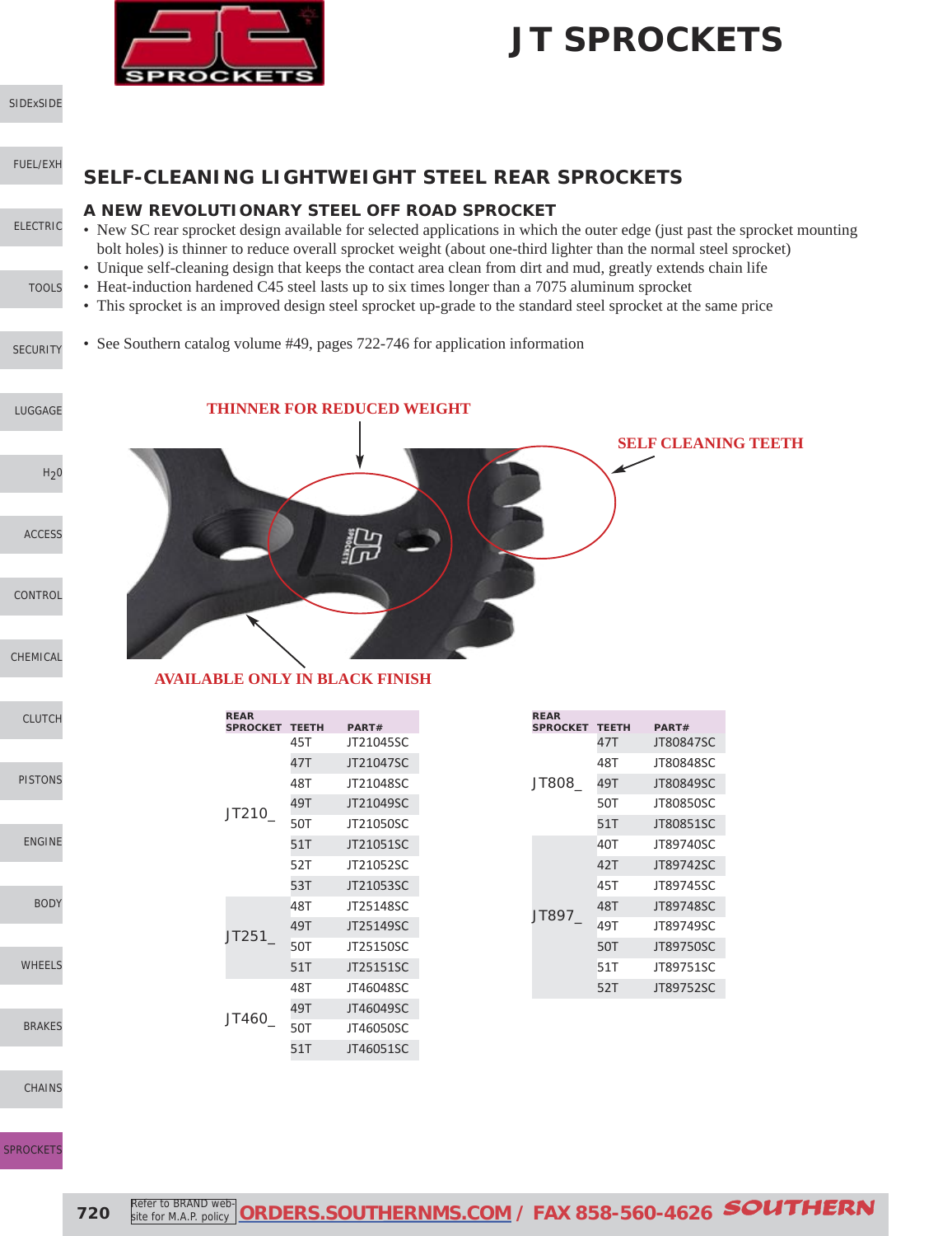# JT SPROCKETS

## SELF-CLEANING LIGHTWEIGHT STEEL REAR SPROCKETS

### A NEW REVOLUTIONARY STEEL OFF ROAD SPROCKET

- New SC rear sprocket design available for selected applications in which the outer edge (just past the sprocket mounting bolt holes) is thinner to reduce overall sprocket weight (about one-third lighter than the normal steel sprocket)
- Unique self-cleaning design that keeps the contact area clean from dirt and mud, greatly extends chain life
- Heat-induction hardened C45 steel lasts up to six times longer than a 7075 aluminum sprocket
- This sprocket is an improved design steel sprocket up-grade to the standard steel sprocket at the same price

- See Southern catalog volume #49, pages 722-746 for application information

THINNER FOR REDUCED WEIGHT

SELF CLEANING TEETH

AVAILABLE ONLY IN BLACK FINISH

| REAR SPROCKET | TEETH | PART# |
|---|---|---|
| JT210_ | 45T | JT21045SC |
| | 47T | JT21047SC |
| | 48T | JT21048SC |
| | 49T | JT21049SC |
| | 50T | JT21050SC |
| | 51T | JT21051SC |
| | 52T | JT21052SC |
| | 53T | JT21053SC |
| JT251_ | 48T | JT25148SC |
| | 49T | JT25149SC |
| | 50T | JT25150SC |
| | 51T | JT25151SC |
| JT460_ | 48T | JT46048SC |
| | 49T | JT46049SC |
| | 50T | JT46050SC |
| | 51T | JT46051SC |

| REAR SPROCKET | TEETH | PART# |
|---|---|---|
| JT808_ | 47T | JT80847SC |
| | 48T | JT80848SC |
| | 49T | JT80849SC |
| | 50T | JT80850SC |
| | 51T | JT80851SC |
| JT897_ | 40T | JT89740SC |
| | 42T | JT89742SC |
| | 45T | JT89745SC |
| | 48T | JT89748SC |
| | 49T | JT89749SC |
| | 50T | JT89750SC |
| | 51T | JT89751SC |
| | 52T | JT89752SC |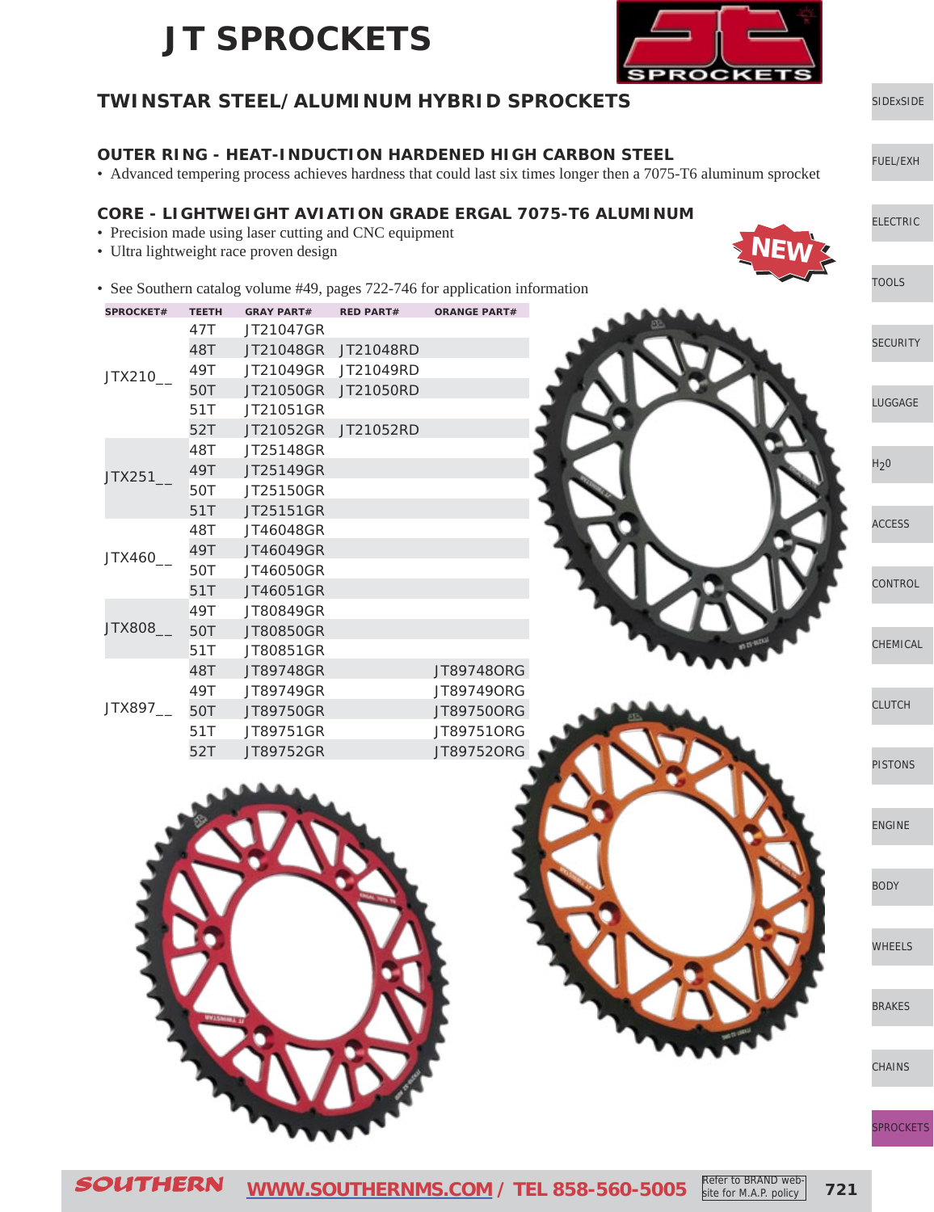# JT SPROCKETS

## TWINSTAR STEEL/ALUMINUM HYBRID SPROCKETS

### OUTER RING - HEAT-INDUCTION HARDENED HIGH CARBON STEEL

- Advanced tempering process achieves hardness that could last six times longer then a 7075-T6 aluminum sprocket

### CORE - LIGHTWEIGHT AVIATION GRADE ERGAL 7075-T6 ALUMINUM

- Precision made using laser cutting and CNC equipment
- Ultra lightweight race proven design

NEW

- See Southern catalog volume #49, pages 722-746 for application information

| SPROCKET# | TEETH | GRAY PART# | RED PART# | ORANGE PART# |
|---|---|---|---|---|
| JTX210__ | 47T | JT21047GR | | |
| | 48T | JT21048GR | JT21048RD | |
| | 49T | JT21049GR | JT21049RD | |
| | 50T | JT21050GR | JT21050RD | |
| | 51T | JT21051GR | | |
| | 52T | JT21052GR | JT21052RD | |
| JTX251__ | 48T | JT25148GR | | |
| | 49T | JT25149GR | | |
| | 50T | JT25150GR | | |
| | 51T | JT25151GR | | |
| JTX460__ | 48T | JT46048GR | | |
| | 49T | JT46049GR | | |
| | 50T | JT46050GR | | |
| | 51T | JT46051GR | | |
| JTX808__ | 49T | JT80849GR | | |
| | 50T | JT80850GR | | |
| | 51T | JT80851GR | | |
| JTX897__ | 48T | JT89748GR | | JT89748ORG |
| | 49T | JT89749GR | | JT89749ORG |
| | 50T | JT89750GR | | JT89750ORG |
| | 51T | JT89751GR | | JT89751ORG |
| | 52T | JT89752GR | | JT89752ORG |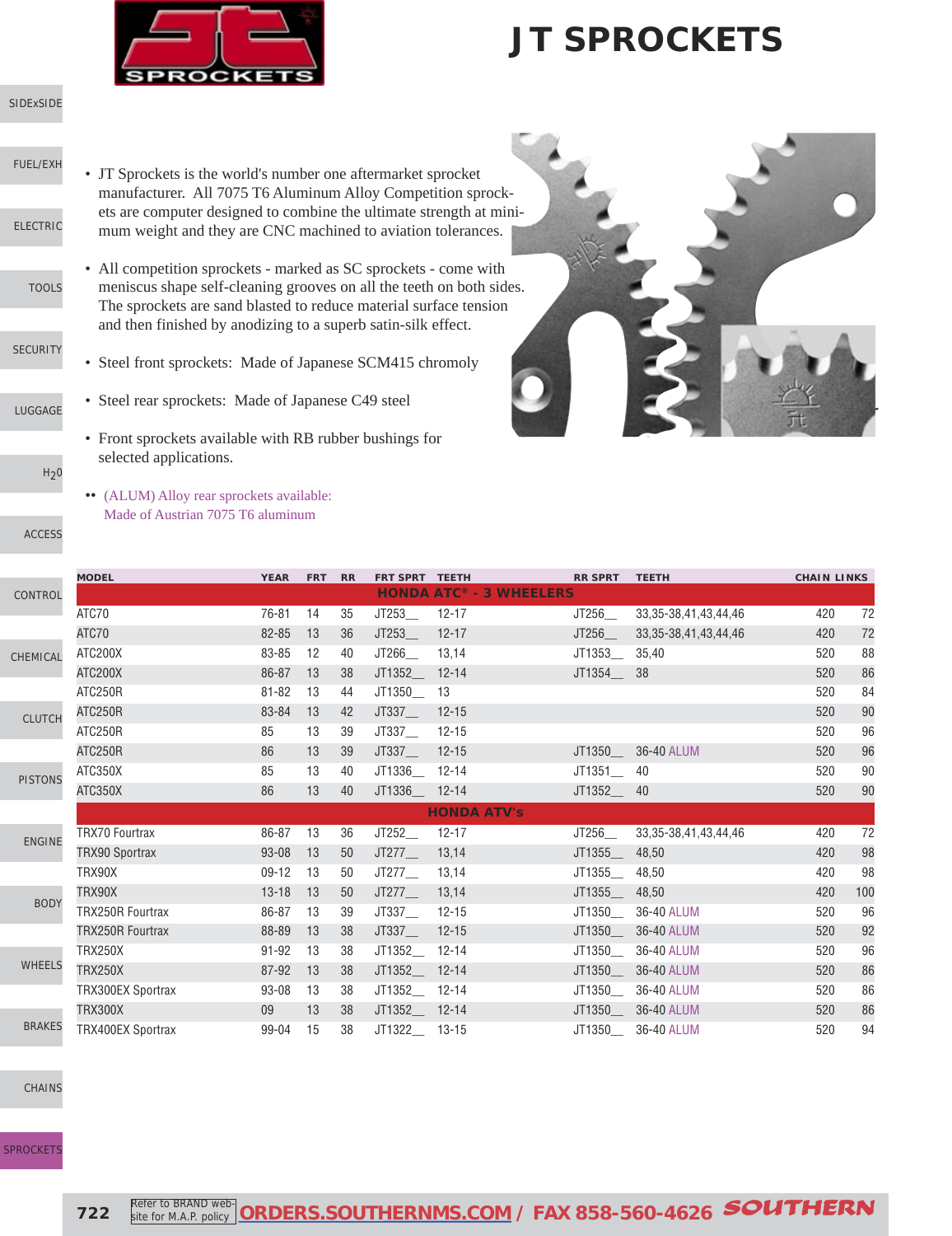# JT SPROCKETS

- JT Sprockets is the world's number one aftermarket sprocket manufacturer. All 7075 T6 Aluminum Alloy Competition sprockets are computer designed to combine the ultimate strength at minimum weight and they are CNC machined to aviation tolerances.
- All competition sprockets - marked as SC sprockets - come with meniscus shape self-cleaning grooves on all the teeth on both sides. The sprockets are sand blasted to reduce material surface tension and then finished by anodizing to a superb satin-silk effect.
- Steel front sprockets: Made of Japanese SCM415 chromoly
- Steel rear sprockets: Made of Japanese C49 steel
- Front sprockets available with RB rubber bushings for selected applications.
- (ALUM) Alloy rear sprockets available: Made of Austrian 7075 T6 aluminum

| MODEL | YEAR | FRT | RR | FRT SPRT | TEETH | RR SPRT | TEETH | CHAIN | LINKS |
|---|---|---|---|---|---|---|---|---|---|
| **HONDA ATC® - 3 WHEELERS** | | | | | | | | | |
| ATC70 | 76-81 | 14 | 35 | JT253__ | 12-17 | JT256__ | 33,35-38,41,43,44,46 | 420 | 72 |
| ATC70 | 82-85 | 13 | 36 | JT253__ | 12-17 | JT256__ | 33,35-38,41,43,44,46 | 420 | 72 |
| ATC200X | 83-85 | 12 | 40 | JT266__ | 13,14 | JT1353__ | 35,40 | 520 | 88 |
| ATC200X | 86-87 | 13 | 38 | JT1352__ | 12-14 | JT1354__ | 38 | 520 | 86 |
| ATC250R | 81-82 | 13 | 44 | JT1350__ | 13 | | | 520 | 84 |
| ATC250R | 83-84 | 13 | 42 | JT337__ | 12-15 | | | 520 | 90 |
| ATC250R | 85 | 13 | 39 | JT337__ | 12-15 | | | 520 | 96 |
| ATC250R | 86 | 13 | 39 | JT337__ | 12-15 | JT1350__ | 36-40 ALUM | 520 | 96 |
| ATC350X | 85 | 13 | 40 | JT1336__ | 12-14 | JT1351__ | 40 | 520 | 90 |
| ATC350X | 86 | 13 | 40 | JT1336__ | 12-14 | JT1352__ | 40 | 520 | 90 |
| **HONDA ATV's** | | | | | | | | | |
| TRX70 Fourtrax | 86-87 | 13 | 36 | JT252__ | 12-17 | JT256__ | 33,35-38,41,43,44,46 | 420 | 72 |
| TRX90 Sportrax | 93-08 | 13 | 50 | JT277__ | 13,14 | JT1355__ | 48,50 | 420 | 98 |
| TRX90X | 09-12 | 13 | 50 | JT277__ | 13,14 | JT1355__ | 48,50 | 420 | 98 |
| TRX90X | 13-18 | 13 | 50 | JT277__ | 13,14 | JT1355__ | 48,50 | 420 | 100 |
| TRX250R Fourtrax | 86-87 | 13 | 39 | JT337__ | 12-15 | JT1350__ | 36-40 ALUM | 520 | 96 |
| TRX250R Fourtrax | 88-89 | 13 | 38 | JT337__ | 12-15 | JT1350__ | 36-40 ALUM | 520 | 92 |
| TRX250X | 91-92 | 13 | 38 | JT1352__ | 12-14 | JT1350__ | 36-40 ALUM | 520 | 96 |
| TRX250X | 87-92 | 13 | 38 | JT1352__ | 12-14 | JT1350__ | 36-40 ALUM | 520 | 86 |
| TRX300EX Sportrax | 93-08 | 13 | 38 | JT1352__ | 12-14 | JT1350__ | 36-40 ALUM | 520 | 86 |
| TRX300X | 09 | 13 | 38 | JT1352__ | 12-14 | JT1350__ | 36-40 ALUM | 520 | 86 |
| TRX400EX Sportrax | 99-04 | 15 | 38 | JT1322__ | 13-15 | JT1350__ | 36-40 ALUM | 520 | 94 |

Refer to BRAND website for M.A.P. policy | ORDERS.SOUTHERNMS.COM / FAX 858-560-4626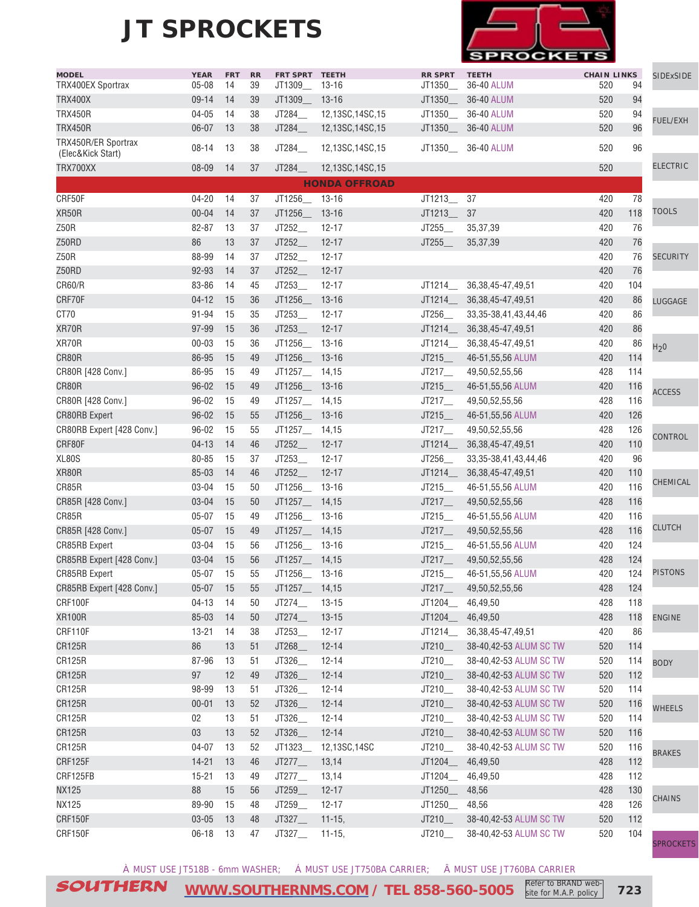# JT SPROCKETS

| MODEL | YEAR | FRT | RR | FRT SPRT | TEETH | RR SPRT | TEETH | CHAIN | LINKS |
|---|---|---|---|---|---|---|---|---|---|
| TRX400EX Sportrax | 05-08 | 14 | 39 | JT1309__ | 13-16 | JT1350__ | 36-40 ALUM | 520 | 94 |
| TRX400X | 09-14 | 14 | 39 | JT1309__ | 13-16 | JT1350__ | 36-40 ALUM | 520 | 94 |
| TRX450R | 04-05 | 14 | 38 | JT284__ | 12,13SC,14SC,15 | JT1350__ | 36-40 ALUM | 520 | 94 |
| TRX450R | 06-07 | 13 | 38 | JT284__ | 12,13SC,14SC,15 | JT1350__ | 36-40 ALUM | 520 | 96 |
| TRX450R/ER Sportrax (Elec&Kick Start) | 08-14 | 13 | 38 | JT284__ | 12,13SC,14SC,15 | JT1350__ | 36-40 ALUM | 520 | 96 |
| TRX700XX | 08-09 | 14 | 37 | JT284__ | 12,13SC,14SC,15 | | | 520 | |
| **HONDA OFFROAD** | | | | | | | | | |
| CRF50F | 04-20 | 14 | 37 | JT1256__ | 13-16 | JT1213__ | 37 | 420 | 78 |
| XR50R | 00-04 | 14 | 37 | JT1256__ | 13-16 | JT1213__ | 37 | 420 | 118 |
| Z50R | 82-87 | 13 | 37 | JT252__ | 12-17 | JT255__ | 35,37,39 | 420 | 76 |
| Z50RD | 86 | 13 | 37 | JT252__ | 12-17 | JT255__ | 35,37,39 | 420 | 76 |
| Z50R | 88-99 | 14 | 37 | JT252__ | 12-17 | | | 420 | 76 |
| Z50RD | 92-93 | 14 | 37 | JT252__ | 12-17 | | | 420 | 76 |
| CR60/R | 83-86 | 14 | 45 | JT253__ | 12-17 | JT1214__ | 36,38,45-47,49,51 | 420 | 104 |
| CRF70F | 04-12 | 15 | 36 | JT1256__ | 13-16 | JT1214__ | 36,38,45-47,49,51 | 420 | 86 |
| CT70 | 91-94 | 15 | 35 | JT253__ | 12-17 | JT256__ | 33,35-38,41,43,44,46 | 420 | 86 |
| XR70R | 97-99 | 15 | 36 | JT253__ | 12-17 | JT1214__ | 36,38,45-47,49,51 | 420 | 86 |
| XR70R | 00-03 | 15 | 36 | JT1256__ | 13-16 | JT1214__ | 36,38,45-47,49,51 | 420 | 86 |
| CR80R | 86-95 | 15 | 49 | JT1256__ | 13-16 | JT215__ | 46-51,55,56 ALUM | 420 | 114 |
| CR80R [428 Conv.] | 86-95 | 15 | 49 | JT1257__ | 14,15 | JT217__ | 49,50,52,55,56 | 428 | 114 |
| CR80R | 96-02 | 15 | 49 | JT1256__ | 13-16 | JT215__ | 46-51,55,56 ALUM | 420 | 116 |
| CR80R [428 Conv.] | 96-02 | 15 | 49 | JT1257__ | 14,15 | JT217__ | 49,50,52,55,56 | 428 | 116 |
| CR80RB Expert | 96-02 | 15 | 55 | JT1256__ | 13-16 | JT215__ | 46-51,55,56 ALUM | 420 | 126 |
| CR80RB Expert [428 Conv.] | 96-02 | 15 | 55 | JT1257__ | 14,15 | JT217__ | 49,50,52,55,56 | 428 | 126 |
| CRF80F | 04-13 | 14 | 46 | JT252__ | 12-17 | JT1214__ | 36,38,45-47,49,51 | 420 | 110 |
| XL80S | 80-85 | 15 | 37 | JT253__ | 12-17 | JT256__ | 33,35-38,41,43,44,46 | 420 | 96 |
| XR80R | 85-03 | 14 | 46 | JT252__ | 12-17 | JT1214__ | 36,38,45-47,49,51 | 420 | 110 |
| CR85R | 03-04 | 15 | 50 | JT1256__ | 13-16 | JT215__ | 46-51,55,56 ALUM | 420 | 116 |
| CR85R [428 Conv.] | 03-04 | 15 | 50 | JT1257__ | 14,15 | JT217__ | 49,50,52,55,56 | 428 | 116 |
| CR85R | 05-07 | 15 | 49 | JT1256__ | 13-16 | JT215__ | 46-51,55,56 ALUM | 420 | 116 |
| CR85R [428 Conv.] | 05-07 | 15 | 49 | JT1257__ | 14,15 | JT217__ | 49,50,52,55,56 | 428 | 116 |
| CR85RB Expert | 03-04 | 15 | 56 | JT1256__ | 13-16 | JT215__ | 46-51,55,56 ALUM | 420 | 124 |
| CR85RB Expert [428 Conv.] | 03-04 | 15 | 56 | JT1257__ | 14,15 | JT217__ | 49,50,52,55,56 | 428 | 124 |
| CR85RB Expert | 05-07 | 15 | 55 | JT1256__ | 13-16 | JT215__ | 46-51,55,56 ALUM | 420 | 124 |
| CR85RB Expert [428 Conv.] | 05-07 | 15 | 55 | JT1257__ | 14,15 | JT217__ | 49,50,52,55,56 | 428 | 124 |
| CRF100F | 04-13 | 14 | 50 | JT274__ | 13-15 | JT1204__ | 46,49,50 | 428 | 118 |
| XR100R | 85-03 | 14 | 50 | JT274__ | 13-15 | JT1204__ | 46,49,50 | 428 | 118 |
| CRF110F | 13-21 | 14 | 38 | JT253__ | 12-17 | JT1214__ | 36,38,45-47,49,51 | 420 | 86 |
| CR125R | 86 | 13 | 51 | JT268__ | 12-14 | JT210__ | 38-40,42-53 ALUM SC TW | 520 | 114 |
| CR125R | 87-96 | 13 | 51 | JT326__ | 12-14 | JT210__ | 38-40,42-53 ALUM SC TW | 520 | 114 |
| CR125R | 97 | 12 | 49 | JT326__ | 12-14 | JT210__ | 38-40,42-53 ALUM SC TW | 520 | 112 |
| CR125R | 98-99 | 13 | 51 | JT326__ | 12-14 | JT210__ | 38-40,42-53 ALUM SC TW | 520 | 114 |
| CR125R | 00-01 | 13 | 52 | JT326__ | 12-14 | JT210__ | 38-40,42-53 ALUM SC TW | 520 | 116 |
| CR125R | 02 | 13 | 51 | JT326__ | 12-14 | JT210__ | 38-40,42-53 ALUM SC TW | 520 | 114 |
| CR125R | 03 | 13 | 52 | JT326__ | 12-14 | JT210__ | 38-40,42-53 ALUM SC TW | 520 | 116 |
| CR125R | 04-07 | 13 | 52 | JT1323__ | 12,13SC,14SC | JT210__ | 38-40,42-53 ALUM SC TW | 520 | 116 |
| CRF125F | 14-21 | 13 | 46 | JT277__ | 13,14 | JT1204__ | 46,49,50 | 428 | 112 |
| CRF125FB | 15-21 | 13 | 49 | JT277__ | 13,14 | JT1204__ | 46,49,50 | 428 | 112 |
| NX125 | 88 | 15 | 56 | JT259__ | 12-17 | JT1250__ | 48,56 | 428 | 130 |
| NX125 | 89-90 | 15 | 48 | JT259__ | 12-17 | JT1250__ | 48,56 | 428 | 126 |
| CRF150F | 03-05 | 13 | 48 | JT327__ | 11-15, | JT210__ | 38-40,42-53 ALUM SC TW | 520 | 112 |
| CRF150F | 06-18 | 13 | 47 | JT327__ | 11-15, | JT210__ | 38-40,42-53 ALUM SC TW | 520 | 104 |

À MUST USE JT518B - 6mm WASHER; Á MUST USE JT750BA CARRIER; Â MUST USE JT760BA CARRIER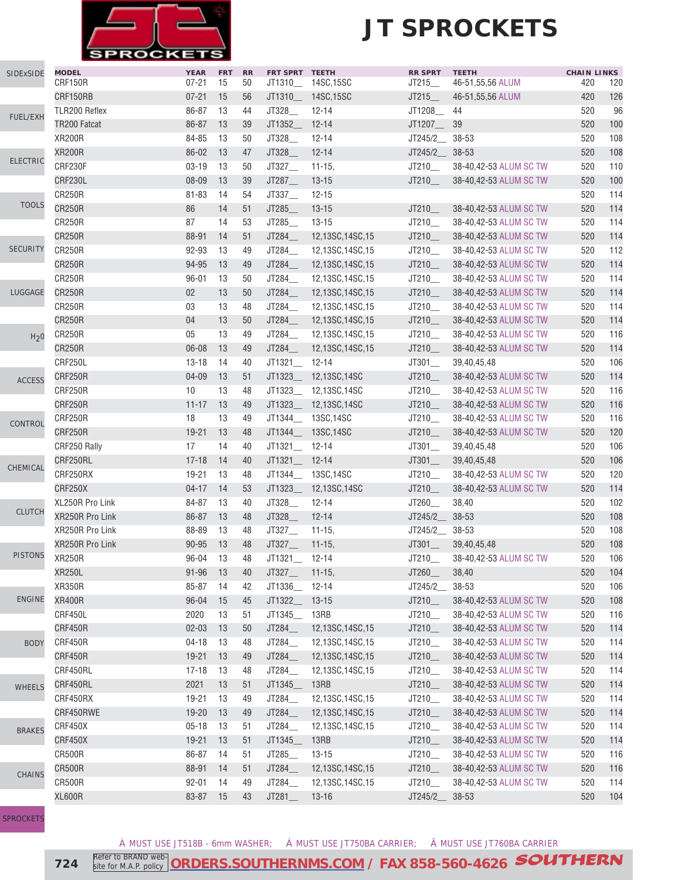# JT SPROCKETS

| MODEL | YEAR | FRT | RR | FRT SPRT | TEETH | RR SPRT | TEETH | CHAIN | LINKS |
|---|---|---|---|---|---|---|---|---|---|
| CRF150R | 07-21 | 15 | 50 | JT1310__ | 14SC,15SC | JT215__ | 46-51,55,56 ALUM | 420 | 120 |
| CRF150RB | 07-21 | 15 | 56 | JT1310__ | 14SC,15SC | JT215__ | 46-51,55,56 ALUM | 420 | 126 |
| TLR200 Reflex | 86-87 | 13 | 44 | JT328__ | 12-14 | JT1208__ | 44 | 520 | 96 |
| TR200 Fatcat | 86-87 | 13 | 39 | JT1352__ | 12-14 | JT1207__ | 39 | 520 | 100 |
| XR200R | 84-85 | 13 | 50 | JT328__ | 12-14 | JT245/2__ | 38-53 | 520 | 108 |
| XR200R | 86-02 | 13 | 47 | JT328__ | 12-14 | JT245/2__ | 38-53 | 520 | 108 |
| CRF230F | 03-19 | 13 | 50 | JT327__ | 11-15, | JT210__ | 38-40,42-53 ALUM SC TW | 520 | 110 |
| CRF230L | 08-09 | 13 | 39 | JT287__ | 13-15 | JT210__ | 38-40,42-53 ALUM SC TW | 520 | 100 |
| CR250R | 81-83 | 14 | 54 | JT337__ | 12-15 | | | 520 | 114 |
| CR250R | 86 | 14 | 51 | JT285__ | 13-15 | JT210__ | 38-40,42-53 ALUM SC TW | 520 | 114 |
| CR250R | 87 | 14 | 53 | JT285__ | 13-15 | JT210__ | 38-40,42-53 ALUM SC TW | 520 | 114 |
| CR250R | 88-91 | 14 | 51 | JT284__ | 12,13SC,14SC,15 | JT210__ | 38-40,42-53 ALUM SC TW | 520 | 114 |
| CR250R | 92-93 | 13 | 49 | JT284__ | 12,13SC,14SC,15 | JT210__ | 38-40,42-53 ALUM SC TW | 520 | 112 |
| CR250R | 94-95 | 13 | 49 | JT284__ | 12,13SC,14SC,15 | JT210__ | 38-40,42-53 ALUM SC TW | 520 | 114 |
| CR250R | 96-01 | 13 | 50 | JT284__ | 12,13SC,14SC,15 | JT210__ | 38-40,42-53 ALUM SC TW | 520 | 114 |
| CR250R | 02 | 13 | 50 | JT284__ | 12,13SC,14SC,15 | JT210__ | 38-40,42-53 ALUM SC TW | 520 | 114 |
| CR250R | 03 | 13 | 48 | JT284__ | 12,13SC,14SC,15 | JT210__ | 38-40,42-53 ALUM SC TW | 520 | 114 |
| CR250R | 04 | 13 | 50 | JT284__ | 12,13SC,14SC,15 | JT210__ | 38-40,42-53 ALUM SC TW | 520 | 114 |
| CR250R | 05 | 13 | 49 | JT284__ | 12,13SC,14SC,15 | JT210__ | 38-40,42-53 ALUM SC TW | 520 | 116 |
| CR250R | 06-08 | 13 | 49 | JT284__ | 12,13SC,14SC,15 | JT210__ | 38-40,42-53 ALUM SC TW | 520 | 114 |
| CRF250L | 13-18 | 14 | 40 | JT1321__ | 12-14 | JT301__ | 39,40,45,48 | 520 | 106 |
| CRF250R | 04-09 | 13 | 51 | JT1323__ | 12,13SC,14SC | JT210__ | 38-40,42-53 ALUM SC TW | 520 | 114 |
| CRF250R | 10 | 13 | 48 | JT1323__ | 12,13SC,14SC | JT210__ | 38-40,42-53 ALUM SC TW | 520 | 116 |
| CRF250R | 11-17 | 13 | 49 | JT1323__ | 12,13SC,14SC | JT210__ | 38-40,42-53 ALUM SC TW | 520 | 116 |
| CRF250R | 18 | 13 | 49 | JT1344__ | 13SC,14SC | JT210__ | 38-40,42-53 ALUM SC TW | 520 | 116 |
| CRF250R | 19-21 | 13 | 48 | JT1344__ | 13SC,14SC | JT210__ | 38-40,42-53 ALUM SC TW | 520 | 120 |
| CRF250 Rally | 17 | 14 | 40 | JT1321__ | 12-14 | JT301__ | 39,40,45,48 | 520 | 106 |
| CRF250RL | 17-18 | 14 | 40 | JT1321__ | 12-14 | JT301__ | 39,40,45,48 | 520 | 106 |
| CRF250RX | 19-21 | 13 | 48 | JT1344__ | 13SC,14SC | JT210__ | 38-40,42-53 ALUM SC TW | 520 | 120 |
| CRF250X | 04-17 | 14 | 53 | JT1323__ | 12,13SC,14SC | JT210__ | 38-40,42-53 ALUM SC TW | 520 | 114 |
| XL250R Pro Link | 84-87 | 13 | 40 | JT328__ | 12-14 | JT260__ | 38,40 | 520 | 102 |
| XR250R Pro Link | 86-87 | 13 | 48 | JT328__ | 12-14 | JT245/2__ | 38-53 | 520 | 108 |
| XR250R Pro Link | 88-89 | 13 | 48 | JT327__ | 11-15, | JT245/2__ | 38-53 | 520 | 108 |
| XR250R Pro Link | 90-95 | 13 | 48 | JT327__ | 11-15, | JT301__ | 39,40,45,48 | 520 | 108 |
| XR250R | 96-04 | 13 | 48 | JT1321__ | 12-14 | JT210__ | 38-40,42-53 ALUM SC TW | 520 | 106 |
| XR250L | 91-96 | 13 | 40 | JT327__ | 11-15, | JT260__ | 38,40 | 520 | 104 |
| XR350R | 85-87 | 14 | 42 | JT1336__ | 12-14 | JT245/2__ | 38-53 | 520 | 106 |
| XR400R | 96-04 | 15 | 45 | JT1322__ | 13-15 | JT210__ | 38-40,42-53 ALUM SC TW | 520 | 108 |
| CRF450L | 2020 | 13 | 51 | JT1345__ | 13RB | JT210__ | 38-40,42-53 ALUM SC TW | 520 | 116 |
| CRF450R | 02-03 | 13 | 50 | JT284__ | 12,13SC,14SC,15 | JT210__ | 38-40,42-53 ALUM SC TW | 520 | 114 |
| CRF450R | 04-18 | 13 | 48 | JT284__ | 12,13SC,14SC,15 | JT210__ | 38-40,42-53 ALUM SC TW | 520 | 114 |
| CRF450R | 19-21 | 13 | 49 | JT284__ | 12,13SC,14SC,15 | JT210__ | 38-40,42-53 ALUM SC TW | 520 | 114 |
| CRF450RL | 17-18 | 13 | 48 | JT284__ | 12,13SC,14SC,15 | JT210__ | 38-40,42-53 ALUM SC TW | 520 | 114 |
| CRF450RL | 2021 | 13 | 51 | JT1345__ | 13RB | JT210__ | 38-40,42-53 ALUM SC TW | 520 | 114 |
| CRF450RX | 19-21 | 13 | 49 | JT284__ | 12,13SC,14SC,15 | JT210__ | 38-40,42-53 ALUM SC TW | 520 | 114 |
| CRF450RWE | 19-20 | 13 | 49 | JT284__ | 12,13SC,14SC,15 | JT210__ | 38-40,42-53 ALUM SC TW | 520 | 114 |
| CRF450X | 05-18 | 13 | 51 | JT284__ | 12,13SC,14SC,15 | JT210__ | 38-40,42-53 ALUM SC TW | 520 | 114 |
| CRF450X | 19-21 | 13 | 51 | JT1345__ | 13RB | JT210__ | 38-40,42-53 ALUM SC TW | 520 | 114 |
| CR500R | 86-87 | 14 | 51 | JT285__ | 13-15 | JT210__ | 38-40,42-53 ALUM SC TW | 520 | 116 |
| CR500R | 88-91 | 14 | 51 | JT284__ | 12,13SC,14SC,15 | JT210__ | 38-40,42-53 ALUM SC TW | 520 | 116 |
| CR500R | 92-01 | 14 | 49 | JT284__ | 12,13SC,14SC,15 | JT210__ | 38-40,42-53 ALUM SC TW | 520 | 114 |
| XL600R | 83-87 | 15 | 43 | JT281__ | 13-16 | JT245/2__ | 38-53 | 520 | 104 |

Á MUST USE JT518B - 6mm WASHER; Á MUST USE JT750BA CARRIER; Â MUST USE JT760BA CARRIER

Refer to BRAND website for M.A.P. policy **ORDERS.SOUTHERNMS.COM / FAX 858-560-4626**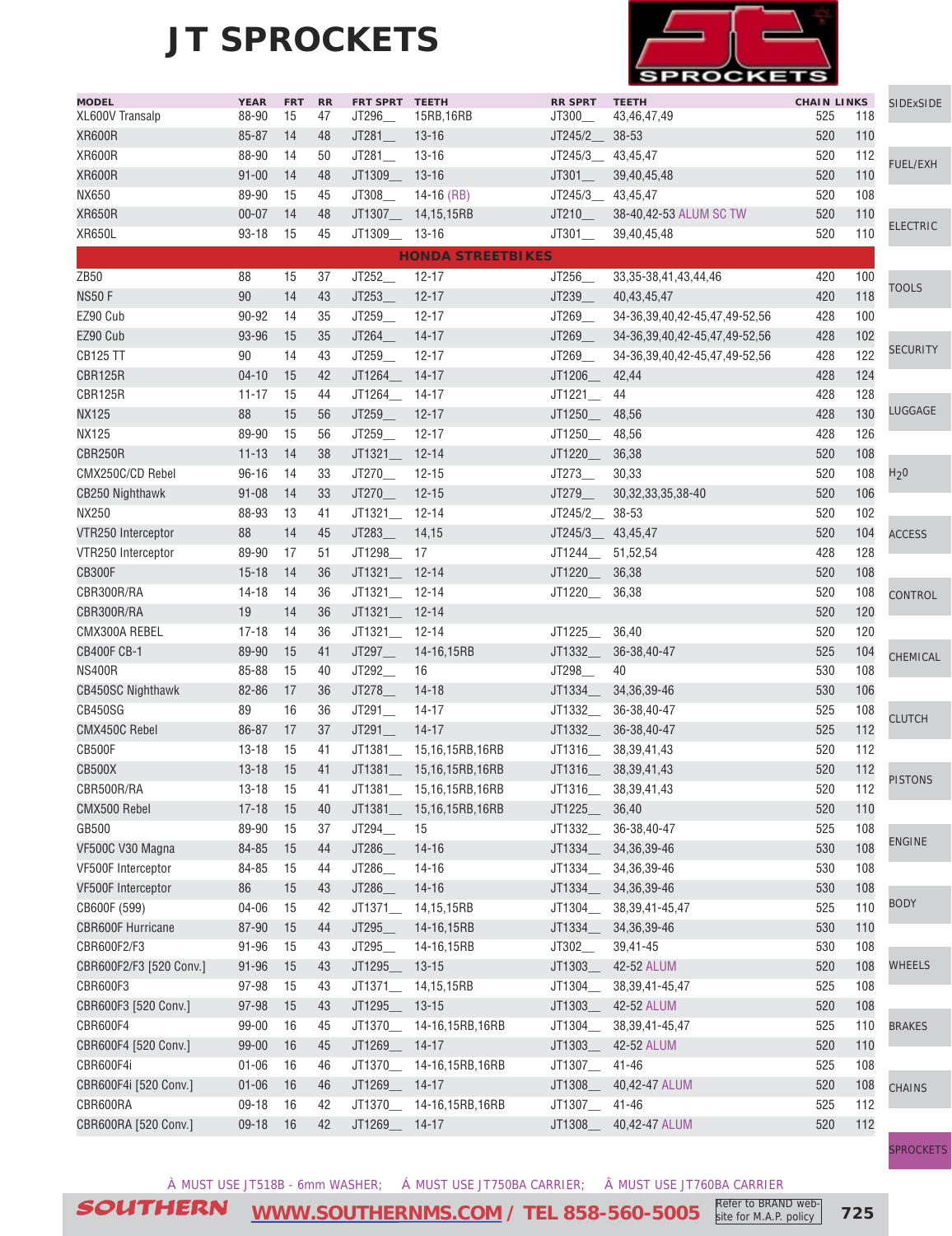# JT SPROCKETS

| MODEL | YEAR | FRT | RR | FRT SPRT | TEETH | RR SPRT | TEETH | CHAIN | LINKS |
|---|---|---|---|---|---|---|---|---|---|
| XL600V Transalp | 88-90 | 15 | 47 | JT296__ | 15RB,16RB | JT300__ | 43,46,47,49 | 525 | 118 |
| XR600R | 85-87 | 14 | 48 | JT281__ | 13-16 | JT245/2__ | 38-53 | 520 | 110 |
| XR600R | 88-90 | 14 | 50 | JT281__ | 13-16 | JT245/3__ | 43,45,47 | 520 | 112 |
| XR600R | 91-00 | 14 | 48 | JT1309__ | 13-16 | JT301__ | 39,40,45,48 | 520 | 110 |
| NX650 | 89-90 | 15 | 45 | JT308__ | 14-16 (RB) | JT245/3__ | 43,45,47 | 520 | 108 |
| XR650R | 00-07 | 14 | 48 | JT1307__ | 14,15,15RB | JT210__ | 38-40,42-53 ALUM SC TW | 520 | 110 |
| XR650L | 93-18 | 15 | 45 | JT1309__ | 13-16 | JT301__ | 39,40,45,48 | 520 | 110 |
| **HONDA STREETBIKES** | | | | | | | | | |
| ZB50 | 88 | 15 | 37 | JT252__ | 12-17 | JT256__ | 33,35-38,41,43,44,46 | 420 | 100 |
| NS50 F | 90 | 14 | 43 | JT253__ | 12-17 | JT239__ | 40,43,45,47 | 420 | 118 |
| EZ90 Cub | 90-92 | 14 | 35 | JT259__ | 12-17 | JT269__ | 34-36,39,40,42-45,47,49-52,56 | 428 | 100 |
| EZ90 Cub | 93-96 | 15 | 35 | JT264__ | 14-17 | JT269__ | 34-36,39,40,42-45,47,49-52,56 | 428 | 102 |
| CB125 TT | 90 | 14 | 43 | JT259__ | 12-17 | JT269__ | 34-36,39,40,42-45,47,49-52,56 | 428 | 122 |
| CBR125R | 04-10 | 15 | 42 | JT1264__ | 14-17 | JT1206__ | 42,44 | 428 | 124 |
| CBR125R | 11-17 | 15 | 44 | JT1264__ | 14-17 | JT1221__ | 44 | 428 | 128 |
| NX125 | 88 | 15 | 56 | JT259__ | 12-17 | JT1250__ | 48,56 | 428 | 130 |
| NX125 | 89-90 | 15 | 56 | JT259__ | 12-17 | JT1250__ | 48,56 | 428 | 126 |
| CBR250R | 11-13 | 14 | 38 | JT1321__ | 12-14 | JT1220__ | 36,38 | 520 | 108 |
| CMX250C/CD Rebel | 96-16 | 14 | 33 | JT270__ | 12-15 | JT273__ | 30,33 | 520 | 108 |
| CB250 Nighthawk | 91-08 | 14 | 33 | JT270__ | 12-15 | JT279__ | 30,32,33,35,38-40 | 520 | 106 |
| NX250 | 88-93 | 13 | 41 | JT1321__ | 12-14 | JT245/2__ | 38-53 | 520 | 102 |
| VTR250 Interceptor | 88 | 14 | 45 | JT283__ | 14,15 | JT245/3__ | 43,45,47 | 520 | 104 |
| VTR250 Interceptor | 89-90 | 17 | 51 | JT1298__ | 17 | JT1244__ | 51,52,54 | 428 | 128 |
| CB300F | 15-18 | 14 | 36 | JT1321__ | 12-14 | JT1220__ | 36,38 | 520 | 108 |
| CBR300R/RA | 14-18 | 14 | 36 | JT1321__ | 12-14 | JT1220__ | 36,38 | 520 | 108 |
| CBR300R/RA | 19 | 14 | 36 | JT1321__ | 12-14 | | | 520 | 120 |
| CMX300A REBEL | 17-18 | 14 | 36 | JT1321__ | 12-14 | JT1225__ | 36,40 | 520 | 120 |
| CB400F CB-1 | 89-90 | 15 | 41 | JT297__ | 14-16,15RB | JT1332__ | 36-38,40-47 | 525 | 104 |
| NS400R | 85-88 | 15 | 40 | JT292__ | 16 | JT298__ | 40 | 530 | 108 |
| CB450SC Nighthawk | 82-86 | 17 | 36 | JT278__ | 14-18 | JT1334__ | 34,36,39-46 | 530 | 106 |
| CB450SG | 89 | 16 | 36 | JT291__ | 14-17 | JT1332__ | 36-38,40-47 | 525 | 108 |
| CMX450C Rebel | 86-87 | 17 | 37 | JT291__ | 14-17 | JT1332__ | 36-38,40-47 | 525 | 112 |
| CB500F | 13-18 | 15 | 41 | JT1381__ | 15,16,15RB,16RB | JT1316__ | 38,39,41,43 | 520 | 112 |
| CB500X | 13-18 | 15 | 41 | JT1381__ | 15,16,15RB,16RB | JT1316__ | 38,39,41,43 | 520 | 112 |
| CBR500R/RA | 13-18 | 15 | 41 | JT1381__ | 15,16,15RB,16RB | JT1316__ | 38,39,41,43 | 520 | 112 |
| CMX500 Rebel | 17-18 | 15 | 40 | JT1381__ | 15,16,15RB,16RB | JT1225__ | 36,40 | 520 | 110 |
| GB500 | 89-90 | 15 | 37 | JT294__ | 15 | JT1332__ | 36-38,40-47 | 525 | 108 |
| VF500C V30 Magna | 84-85 | 15 | 44 | JT286__ | 14-16 | JT1334__ | 34,36,39-46 | 530 | 108 |
| VF500F Interceptor | 84-85 | 15 | 44 | JT286__ | 14-16 | JT1334__ | 34,36,39-46 | 530 | 108 |
| VF500F Interceptor | 86 | 15 | 43 | JT286__ | 14-16 | JT1334__ | 34,36,39-46 | 530 | 108 |
| CB600F (599) | 04-06 | 15 | 42 | JT1371__ | 14,15,15RB | JT1304__ | 38,39,41-45,47 | 525 | 110 |
| CBR600F Hurricane | 87-90 | 15 | 44 | JT295__ | 14-16,15RB | JT1334__ | 34,36,39-46 | 530 | 110 |
| CBR600F2/F3 | 91-96 | 15 | 43 | JT295__ | 14-16,15RB | JT302__ | 39,41-45 | 530 | 108 |
| CBR600F2/F3 [520 Conv.] | 91-96 | 15 | 43 | JT1295__ | 13-15 | JT1303__ | 42-52 ALUM | 520 | 108 |
| CBR600F3 | 97-98 | 15 | 43 | JT1371__ | 14,15,15RB | JT1304__ | 38,39,41-45,47 | 525 | 108 |
| CBR600F3 [520 Conv.] | 97-98 | 15 | 43 | JT1295__ | 13-15 | JT1303__ | 42-52 ALUM | 520 | 108 |
| CBR600F4 | 99-00 | 16 | 45 | JT1370__ | 14-16,15RB,16RB | JT1304__ | 38,39,41-45,47 | 525 | 110 |
| CBR600F4 [520 Conv.] | 99-00 | 16 | 45 | JT1269__ | 14-17 | JT1303__ | 42-52 ALUM | 520 | 110 |
| CBR600F4i | 01-06 | 16 | 46 | JT1370__ | 14-16,15RB,16RB | JT1307__ | 41-46 | 525 | 108 |
| CBR600F4i [520 Conv.] | 01-06 | 16 | 46 | JT1269__ | 14-17 | JT1308__ | 40,42-47 ALUM | 520 | 108 |
| CBR600RA | 09-18 | 16 | 42 | JT1370__ | 14-16,15RB,16RB | JT1307__ | 41-46 | 525 | 112 |
| CBR600RA [520 Conv.] | 09-18 | 16 | 42 | JT1269__ | 14-17 | JT1308__ | 40,42-47 ALUM | 520 | 112 |

À MUST USE JT518B - 6mm WASHER; Á MUST USE JT750BA CARRIER; Â MUST USE JT760BA CARRIER

SOUTHERN WWW.SOUTHERNMS.COM / TEL 858-560-5005 Refer to BRAND web-site for M.A.P. policy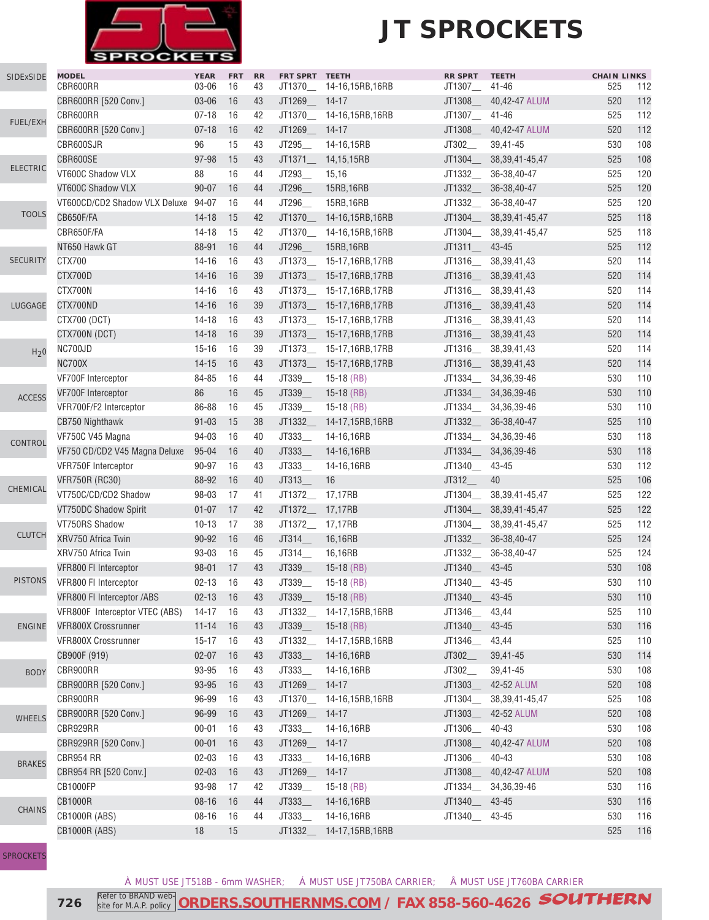# JT SPROCKETS

| MODEL | YEAR | FRT | RR | FRT SPRT | TEETH | RR SPRT | TEETH | CHAIN | LINKS |
|---|---|---|---|---|---|---|---|---|---|
| CBR600RR | 03-06 | 16 | 43 | JT1370__ | 14-16,15RB,16RB | JT1307__ | 41-46 | 525 | 112 |
| CBR600RR [520 Conv.] | 03-06 | 16 | 43 | JT1269__ | 14-17 | JT1308__ | 40,42-47 ALUM | 520 | 112 |
| CBR600RR | 07-18 | 16 | 42 | JT1370__ | 14-16,15RB,16RB | JT1307__ | 41-46 | 525 | 112 |
| CBR600RR [520 Conv.] | 07-18 | 16 | 42 | JT1269__ | 14-17 | JT1308__ | 40,42-47 ALUM | 520 | 112 |
| CBR600SJR | 96 | 15 | 43 | JT295__ | 14-16,15RB | JT302__ | 39,41-45 | 530 | 108 |
| CBR600SE | 97-98 | 15 | 43 | JT1371__ | 14,15,15RB | JT1304__ | 38,39,41-45,47 | 525 | 108 |
| VT600C Shadow VLX | 88 | 16 | 44 | JT293__ | 15,16 | JT1332__ | 36-38,40-47 | 525 | 120 |
| VT600C Shadow VLX | 90-07 | 16 | 44 | JT296__ | 15RB,16RB | JT1332__ | 36-38,40-47 | 525 | 120 |
| VT600CD/CD2 Shadow VLX Deluxe | 94-07 | 16 | 44 | JT296__ | 15RB,16RB | JT1332__ | 36-38,40-47 | 525 | 120 |
| CB650F/FA | 14-18 | 15 | 42 | JT1370__ | 14-16,15RB,16RB | JT1304__ | 38,39,41-45,47 | 525 | 118 |
| CBR650F/FA | 14-18 | 15 | 42 | JT1370__ | 14-16,15RB,16RB | JT1304__ | 38,39,41-45,47 | 525 | 118 |
| NT650 Hawk GT | 88-91 | 16 | 44 | JT296__ | 15RB,16RB | JT1311__ | 43-45 | 525 | 112 |
| CTX700 | 14-16 | 16 | 43 | JT1373__ | 15-17,16RB,17RB | JT1316__ | 38,39,41,43 | 520 | 114 |
| CTX700D | 14-16 | 16 | 39 | JT1373__ | 15-17,16RB,17RB | JT1316__ | 38,39,41,43 | 520 | 114 |
| CTX700N | 14-16 | 16 | 43 | JT1373__ | 15-17,16RB,17RB | JT1316__ | 38,39,41,43 | 520 | 114 |
| CTX700ND | 14-16 | 16 | 39 | JT1373__ | 15-17,16RB,17RB | JT1316__ | 38,39,41,43 | 520 | 114 |
| CTX700 (DCT) | 14-18 | 16 | 43 | JT1373__ | 15-17,16RB,17RB | JT1316__ | 38,39,41,43 | 520 | 114 |
| CTX700N (DCT) | 14-18 | 16 | 39 | JT1373__ | 15-17,16RB,17RB | JT1316__ | 38,39,41,43 | 520 | 114 |
| NC700JD | 15-16 | 16 | 39 | JT1373__ | 15-17,16RB,17RB | JT1316__ | 38,39,41,43 | 520 | 114 |
| NC700X | 14-15 | 16 | 43 | JT1373__ | 15-17,16RB,17RB | JT1316__ | 38,39,41,43 | 520 | 114 |
| VF700F Interceptor | 84-85 | 16 | 44 | JT339__ | 15-18 (RB) | JT1334__ | 34,36,39-46 | 530 | 110 |
| VF700F Interceptor | 86 | 16 | 45 | JT339__ | 15-18 (RB) | JT1334__ | 34,36,39-46 | 530 | 110 |
| VFR700F/F2 Interceptor | 86-88 | 16 | 45 | JT339__ | 15-18 (RB) | JT1334__ | 34,36,39-46 | 530 | 110 |
| CB750 Nighthawk | 91-03 | 15 | 38 | JT1332__ | 14-17,15RB,16RB | JT1332__ | 36-38,40-47 | 525 | 110 |
| VF750C V45 Magna | 94-03 | 16 | 40 | JT333__ | 14-16,16RB | JT1334__ | 34,36,39-46 | 530 | 118 |
| VF750 CD/CD2 V45 Magna Deluxe | 95-04 | 16 | 40 | JT333__ | 14-16,16RB | JT1334__ | 34,36,39-46 | 530 | 118 |
| VFR750F Interceptor | 90-97 | 16 | 43 | JT333__ | 14-16,16RB | JT1340__ | 43-45 | 530 | 112 |
| VFR750R (RC30) | 88-92 | 16 | 40 | JT313__ | 16 | JT312__ | 40 | 525 | 106 |
| VT750C/CD/CD2 Shadow | 98-03 | 17 | 41 | JT1372__ | 17,17RB | JT1304__ | 38,39,41-45,47 | 525 | 122 |
| VT750DC Shadow Spirit | 01-07 | 17 | 42 | JT1372__ | 17,17RB | JT1304__ | 38,39,41-45,47 | 525 | 122 |
| VT750RS Shadow | 10-13 | 17 | 38 | JT1372__ | 17,17RB | JT1304__ | 38,39,41-45,47 | 525 | 112 |
| XRV750 Africa Twin | 90-92 | 16 | 46 | JT314__ | 16,16RB | JT1332__ | 36-38,40-47 | 525 | 124 |
| XRV750 Africa Twin | 93-03 | 16 | 45 | JT314__ | 16,16RB | JT1332__ | 36-38,40-47 | 525 | 124 |
| VFR800 FI Interceptor | 98-01 | 17 | 43 | JT339__ | 15-18 (RB) | JT1340__ | 43-45 | 530 | 108 |
| VFR800 FI Interceptor | 02-13 | 16 | 43 | JT339__ | 15-18 (RB) | JT1340__ | 43-45 | 530 | 110 |
| VFR800 FI Interceptor /ABS | 02-13 | 16 | 43 | JT339__ | 15-18 (RB) | JT1340__ | 43-45 | 530 | 110 |
| VFR800F Interceptor VTEC (ABS) | 14-17 | 16 | 43 | JT1332__ | 14-17,15RB,16RB | JT1346__ | 43,44 | 525 | 110 |
| VFR800X Crossrunner | 11-14 | 16 | 43 | JT339__ | 15-18 (RB) | JT1340__ | 43-45 | 530 | 116 |
| VFR800X Crossrunner | 15-17 | 16 | 43 | JT1332__ | 14-17,15RB,16RB | JT1346__ | 43,44 | 525 | 110 |
| CB900F (919) | 02-07 | 16 | 43 | JT333__ | 14-16,16RB | JT302__ | 39,41-45 | 530 | 114 |
| CBR900RR | 93-95 | 16 | 43 | JT333__ | 14-16,16RB | JT302__ | 39,41-45 | 530 | 108 |
| CBR900RR [520 Conv.] | 93-95 | 16 | 43 | JT1269__ | 14-17 | JT1303__ | 42-52 ALUM | 520 | 108 |
| CBR900RR | 96-99 | 16 | 43 | JT1370__ | 14-16,15RB,16RB | JT1304__ | 38,39,41-45,47 | 525 | 108 |
| CBR900RR [520 Conv.] | 96-99 | 16 | 43 | JT1269__ | 14-17 | JT1303__ | 42-52 ALUM | 520 | 108 |
| CBR929RR | 00-01 | 16 | 43 | JT333__ | 14-16,16RB | JT1306__ | 40-43 | 530 | 108 |
| CBR929RR [520 Conv.] | 00-01 | 16 | 43 | JT1269__ | 14-17 | JT1308__ | 40,42-47 ALUM | 520 | 108 |
| CBR954 RR | 02-03 | 16 | 43 | JT333__ | 14-16,16RB | JT1306__ | 40-43 | 530 | 108 |
| CBR954 RR [520 Conv.] | 02-03 | 16 | 43 | JT1269__ | 14-17 | JT1308__ | 40,42-47 ALUM | 520 | 108 |
| CB1000FP | 93-98 | 17 | 42 | JT339__ | 15-18 (RB) | JT1334__ | 34,36,39-46 | 530 | 116 |
| CB1000R | 08-16 | 16 | 44 | JT333__ | 14-16,16RB | JT1340__ | 43-45 | 530 | 116 |
| CB1000R (ABS) | 08-16 | 16 | 44 | JT333__ | 14-16,16RB | JT1340__ | 43-45 | 530 | 116 |
| CB1000R (ABS) | 18 | 15 | | JT1332__ | 14-17,15RB,16RB | | | 525 | 116 |

À MUST USE JT518B - 6mm WASHER; Á MUST USE JT750BA CARRIER; Â MUST USE JT760BA CARRIER

Refer to BRAND web-site for M.A.P. policy | ORDERS.SOUTHERNMS.COM / FAX 858-560-4626 SOUTHERN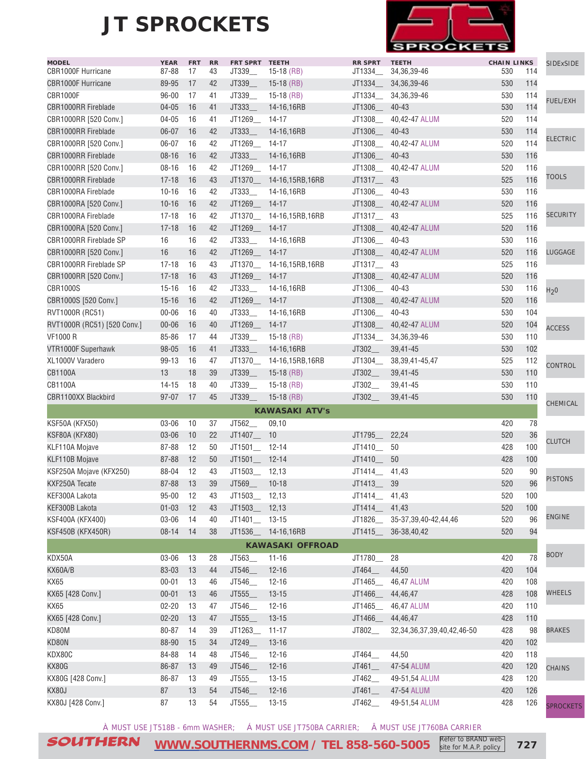# JT SPROCKETS

| MODEL | YEAR | FRT | RR | FRT SPRT | TEETH | RR SPRT | TEETH | CHAIN | LINKS |
|---|---|---|---|---|---|---|---|---|---|
| CBR1000F Hurricane | 87-88 | 17 | 43 | JT339__ | 15-18 (RB) | JT1334__ | 34,36,39-46 | 530 | 114 |
| CBR1000F Hurricane | 89-95 | 17 | 42 | JT339__ | 15-18 (RB) | JT1334__ | 34,36,39-46 | 530 | 114 |
| CBR1000F | 96-00 | 17 | 41 | JT339__ | 15-18 (RB) | JT1334__ | 34,36,39-46 | 530 | 114 |
| CBR1000RR Fireblade | 04-05 | 16 | 41 | JT333__ | 14-16,16RB | JT1306__ | 40-43 | 530 | 114 |
| CBR1000RR [520 Conv.] | 04-05 | 16 | 41 | JT1269__ | 14-17 | JT1308__ | 40,42-47 ALUM | 520 | 114 |
| CBR1000RR Fireblade | 06-07 | 16 | 42 | JT333__ | 14-16,16RB | JT1306__ | 40-43 | 530 | 114 |
| CBR1000RR [520 Conv.] | 06-07 | 16 | 42 | JT1269__ | 14-17 | JT1308__ | 40,42-47 ALUM | 520 | 114 |
| CBR1000RR Fireblade | 08-16 | 16 | 42 | JT333__ | 14-16,16RB | JT1306__ | 40-43 | 530 | 116 |
| CBR1000RR [520 Conv.] | 08-16 | 16 | 42 | JT1269__ | 14-17 | JT1308__ | 40,42-47 ALUM | 520 | 116 |
| CBR1000RR Fireblade | 17-18 | 16 | 43 | JT1370__ | 14-16,15RB,16RB | JT1317__ | 43 | 525 | 116 |
| CBR1000RA Fireblade | 10-16 | 16 | 42 | JT333__ | 14-16,16RB | JT1306__ | 40-43 | 530 | 116 |
| CBR1000RA [520 Conv.] | 10-16 | 16 | 42 | JT1269__ | 14-17 | JT1308__ | 40,42-47 ALUM | 520 | 116 |
| CBR1000RA Fireblade | 17-18 | 16 | 42 | JT1370__ | 14-16,15RB,16RB | JT1317__ | 43 | 525 | 116 |
| CBR1000RA [520 Conv.] | 17-18 | 16 | 42 | JT1269__ | 14-17 | JT1308__ | 40,42-47 ALUM | 520 | 116 |
| CBR1000RR Fireblade SP | 16 | 16 | 42 | JT333__ | 14-16,16RB | JT1306__ | 40-43 | 530 | 116 |
| CBR1000RR [520 Conv.] | 16 | 16 | 42 | JT1269__ | 14-17 | JT1308__ | 40,42-47 ALUM | 520 | 116 |
| CBR1000RR Fireblade SP | 17-18 | 16 | 43 | JT1370__ | 14-16,15RB,16RB | JT1317__ | 43 | 525 | 116 |
| CBR1000RR [520 Conv.] | 17-18 | 16 | 43 | JT1269__ | 14-17 | JT1308__ | 40,42-47 ALUM | 520 | 116 |
| CBR1000S | 15-16 | 16 | 42 | JT333__ | 14-16,16RB | JT1306__ | 40-43 | 530 | 116 |
| CBR1000S [520 Conv.] | 15-16 | 16 | 42 | JT1269__ | 14-17 | JT1308__ | 40,42-47 ALUM | 520 | 116 |
| RVT1000R (RC51) | 00-06 | 16 | 40 | JT333__ | 14-16,16RB | JT1306__ | 40-43 | 530 | 104 |
| RVT1000R (RC51) [520 Conv.] | 00-06 | 16 | 40 | JT1269__ | 14-17 | JT1308__ | 40,42-47 ALUM | 520 | 104 |
| VF1000 R | 85-86 | 17 | 44 | JT339__ | 15-18 (RB) | JT1334__ | 34,36,39-46 | 530 | 110 |
| VTR1000F Superhawk | 98-05 | 16 | 41 | JT333__ | 14-16,16RB | JT302__ | 39,41-45 | 530 | 102 |
| XL1000V Varadero | 99-13 | 16 | 47 | JT1370__ | 14-16,15RB,16RB | JT1304__ | 38,39,41-45,47 | 525 | 112 |
| CB1100A | 13 | 18 | 39 | JT339__ | 15-18 (RB) | JT302__ | 39,41-45 | 530 | 110 |
| CB1100A | 14-15 | 18 | 40 | JT339__ | 15-18 (RB) | JT302__ | 39,41-45 | 530 | 110 |
| CBR1100XX Blackbird | 97-07 | 17 | 45 | JT339__ | 15-18 (RB) | JT302__ | 39,41-45 | 530 | 110 |
| **KAWASAKI ATV's** | | | | | | | | | |
| KSF50A (KFX50) | 03-06 | 10 | 37 | JT562__ | 09,10 | | | 420 | 78 |
| KSF80A (KFX80) | 03-06 | 10 | 22 | JT1407__ | 10 | JT1795__ | 22,24 | 520 | 36 |
| KLF110A Mojave | 87-88 | 12 | 50 | JT1501__ | 12-14 | JT1410__ | 50 | 428 | 100 |
| KLF110B Mojave | 87-88 | 12 | 50 | JT1501__ | 12-14 | JT1410__ | 50 | 428 | 100 |
| KSF250A Mojave (KFX250) | 88-04 | 12 | 43 | JT1503__ | 12,13 | JT1414__ | 41,43 | 520 | 90 |
| KXF250A Tecate | 87-88 | 13 | 39 | JT569__ | 10-18 | JT1413__ | 39 | 520 | 96 |
| KEF300A Lakota | 95-00 | 12 | 43 | JT1503__ | 12,13 | JT1414__ | 41,43 | 520 | 100 |
| KEF300B Lakota | 01-03 | 12 | 43 | JT1503__ | 12,13 | JT1414__ | 41,43 | 520 | 100 |
| KSF400A (KFX400) | 03-06 | 14 | 40 | JT1401__ | 13-15 | JT1826__ | 35-37,39,40-42,44,46 | 520 | 96 |
| KSF450B (KFX450R) | 08-14 | 14 | 38 | JT1536__ | 14-16,16RB | JT1415__ | 36-38,40,42 | 520 | 94 |
| **KAWASAKI OFFROAD** | | | | | | | | | |
| KDX50A | 03-06 | 13 | 28 | JT563__ | 11-16 | JT1780__ | 28 | 420 | 78 |
| KX60A/B | 83-03 | 13 | 44 | JT546__ | 12-16 | JT464__ | 44,50 | 420 | 104 |
| KX65 | 00-01 | 13 | 46 | JT546__ | 12-16 | JT1465__ | 46,47 ALUM | 420 | 108 |
| KX65 [428 Conv.] | 00-01 | 13 | 46 | JT555__ | 13-15 | JT1466__ | 44,46,47 | 428 | 108 |
| KX65 | 02-20 | 13 | 47 | JT546__ | 12-16 | JT1465__ | 46,47 ALUM | 420 | 110 |
| KX65 [428 Conv.] | 02-20 | 13 | 47 | JT555__ | 13-15 | JT1466__ | 44,46,47 | 428 | 110 |
| KD80M | 80-87 | 14 | 39 | JT1263__ | 11-17 | JT802__ | 32,34,36,37,39,40,42,46-50 | 428 | 98 |
| KD80N | 88-90 | 15 | 34 | JT249__ | 13-16 | | | 420 | 102 |
| KDX80C | 84-88 | 14 | 48 | JT546__ | 12-16 | JT464__ | 44,50 | 420 | 118 |
| KX80G | 86-87 | 13 | 49 | JT546__ | 12-16 | JT461__ | 47-54 ALUM | 420 | 120 |
| KX80G [428 Conv.] | 86-87 | 13 | 49 | JT555__ | 13-15 | JT462__ | 49-51,54 ALUM | 428 | 120 |
| KX80J | 87 | 13 | 54 | JT546__ | 12-16 | JT461__ | 47-54 ALUM | 420 | 126 |
| KX80J [428 Conv.] | 87 | 13 | 54 | JT555__ | 13-15 | JT462__ | 49-51,54 ALUM | 428 | 126 |

À MUST USE JT518B - 6mm WASHER; Á MUST USE JT750BA CARRIER; Â MUST USE JT760BA CARRIER

SOUTHERN WWW.SOUTHERNMS.COM / TEL 858-560-5005 Refer to BRAND website for M.A.P. policy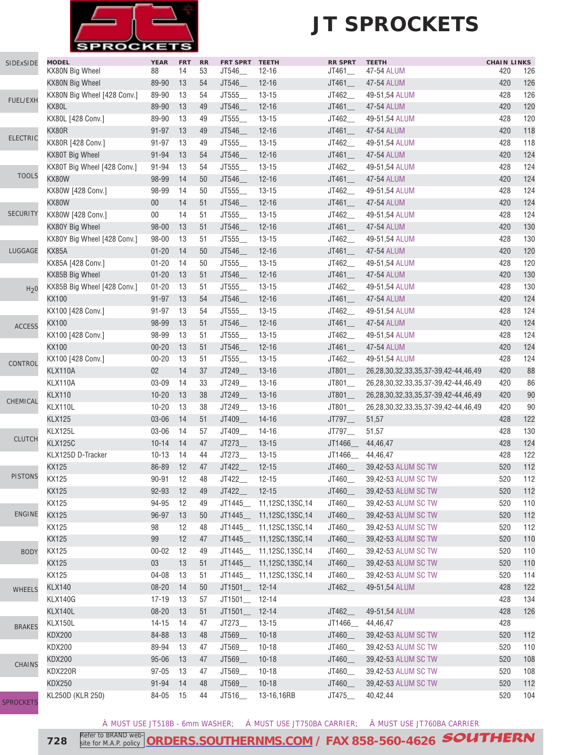# JT SPROCKETS

| MODEL | YEAR | FRT | RR | FRT SPRT | TEETH | RR SPRT | TEETH | CHAIN | LINKS |
|---|---|---|---|---|---|---|---|---|---|
| KX80N Big Wheel | 88 | 14 | 53 | JT546__ | 12-16 | JT461__ | 47-54 ALUM | 420 | 126 |
| KX80N Big Wheel | 89-90 | 13 | 54 | JT546__ | 12-16 | JT461__ | 47-54 ALUM | 420 | 126 |
| KX80N Big Wheel [428 Conv.] | 89-90 | 13 | 54 | JT555__ | 13-15 | JT462__ | 49-51,54 ALUM | 428 | 126 |
| KX80L | 89-90 | 13 | 49 | JT546__ | 12-16 | JT461__ | 47-54 ALUM | 420 | 120 |
| KX80L [428 Conv.] | 89-90 | 13 | 49 | JT555__ | 13-15 | JT462__ | 49-51,54 ALUM | 428 | 120 |
| KX80R | 91-97 | 13 | 49 | JT546__ | 12-16 | JT461__ | 47-54 ALUM | 420 | 118 |
| KX80R [428 Conv.] | 91-97 | 13 | 49 | JT555__ | 13-15 | JT462__ | 49-51,54 ALUM | 428 | 118 |
| KX80T Big Wheel | 91-94 | 13 | 54 | JT546__ | 12-16 | JT461__ | 47-54 ALUM | 420 | 124 |
| KX80T Big Wheel [428 Conv.] | 91-94 | 13 | 54 | JT555__ | 13-15 | JT462__ | 49-51,54 ALUM | 428 | 124 |
| KX80W | 98-99 | 14 | 50 | JT546__ | 12-16 | JT461__ | 47-54 ALUM | 420 | 124 |
| KX80W [428 Conv.] | 98-99 | 14 | 50 | JT555__ | 13-15 | JT462__ | 49-51,54 ALUM | 428 | 124 |
| KX80W | 00 | 14 | 51 | JT546__ | 12-16 | JT461__ | 47-54 ALUM | 420 | 124 |
| KX80W [428 Conv.] | 00 | 14 | 51 | JT555__ | 13-15 | JT462__ | 49-51,54 ALUM | 428 | 124 |
| KX80Y Big Wheel | 98-00 | 13 | 51 | JT546__ | 12-16 | JT461__ | 47-54 ALUM | 420 | 130 |
| KX80Y Big Wheel [428 Conv.] | 98-00 | 13 | 51 | JT555__ | 13-15 | JT462__ | 49-51,54 ALUM | 428 | 130 |
| KX85A | 01-20 | 14 | 50 | JT546__ | 12-16 | JT461__ | 47-54 ALUM | 420 | 120 |
| KX85A [428 Conv.] | 01-20 | 14 | 50 | JT555__ | 13-15 | JT462__ | 49-51,54 ALUM | 428 | 120 |
| KX85B Big Wheel | 01-20 | 13 | 51 | JT546__ | 12-16 | JT461__ | 47-54 ALUM | 420 | 130 |
| KX85B Big Wheel [428 Conv.] | 01-20 | 13 | 51 | JT555__ | 13-15 | JT462__ | 49-51,54 ALUM | 428 | 130 |
| KX100 | 91-97 | 13 | 54 | JT546__ | 12-16 | JT461__ | 47-54 ALUM | 420 | 124 |
| KX100 [428 Conv.] | 91-97 | 13 | 54 | JT555__ | 13-15 | JT462__ | 49-51,54 ALUM | 428 | 124 |
| KX100 | 98-99 | 13 | 51 | JT546__ | 12-16 | JT461__ | 47-54 ALUM | 420 | 124 |
| KX100 [428 Conv.] | 98-99 | 13 | 51 | JT555__ | 13-15 | JT462__ | 49-51,54 ALUM | 428 | 124 |
| KX100 | 00-20 | 13 | 51 | JT546__ | 12-16 | JT461__ | 47-54 ALUM | 420 | 124 |
| KX100 [428 Conv.] | 00-20 | 13 | 51 | JT555__ | 13-15 | JT462__ | 49-51,54 ALUM | 428 | 124 |
| KLX110A | 02 | 14 | 37 | JT249__ | 13-16 | JT801__ | 26,28,30,32,33,35,37-39,42-44,46,49 | 420 | 88 |
| KLX110A | 03-09 | 14 | 33 | JT249__ | 13-16 | JT801__ | 26,28,30,32,33,35,37-39,42-44,46,49 | 420 | 86 |
| KLX110 | 10-20 | 13 | 38 | JT249__ | 13-16 | JT801__ | 26,28,30,32,33,35,37-39,42-44,46,49 | 420 | 90 |
| KLX110L | 10-20 | 13 | 38 | JT249__ | 13-16 | JT801__ | 26,28,30,32,33,35,37-39,42-44,46,49 | 420 | 90 |
| KLX125 | 03-06 | 14 | 51 | JT409__ | 14-16 | JT797__ | 51,57 | 428 | 122 |
| KLX125L | 03-06 | 14 | 57 | JT409__ | 14-16 | JT797__ | 51,57 | 428 | 130 |
| KLX125C | 10-14 | 14 | 47 | JT273__ | 13-15 | JT1466__ | 44,46,47 | 428 | 124 |
| KLX125D D-Tracker | 10-13 | 14 | 44 | JT273__ | 13-15 | JT1466__ | 44,46,47 | 428 | 122 |
| KX125 | 86-89 | 12 | 47 | JT422__ | 12-15 | JT460__ | 39,42-53 ALUM SC TW | 520 | 112 |
| KX125 | 90-91 | 12 | 48 | JT422__ | 12-15 | JT460__ | 39,42-53 ALUM SC TW | 520 | 112 |
| KX125 | 92-93 | 12 | 49 | JT422__ | 12-15 | JT460__ | 39,42-53 ALUM SC TW | 520 | 112 |
| KX125 | 94-95 | 12 | 49 | JT1445__ | 11,12SC,13SC,14 | JT460__ | 39,42-53 ALUM SC TW | 520 | 110 |
| KX125 | 96-97 | 13 | 50 | JT1445__ | 11,12SC,13SC,14 | JT460__ | 39,42-53 ALUM SC TW | 520 | 112 |
| KX125 | 98 | 12 | 48 | JT1445__ | 11,12SC,13SC,14 | JT460__ | 39,42-53 ALUM SC TW | 520 | 112 |
| KX125 | 99 | 12 | 47 | JT1445__ | 11,12SC,13SC,14 | JT460__ | 39,42-53 ALUM SC TW | 520 | 110 |
| KX125 | 00-02 | 12 | 49 | JT1445__ | 11,12SC,13SC,14 | JT460__ | 39,42-53 ALUM SC TW | 520 | 110 |
| KX125 | 03 | 13 | 51 | JT1445__ | 11,12SC,13SC,14 | JT460__ | 39,42-53 ALUM SC TW | 520 | 110 |
| KX125 | 04-08 | 13 | 51 | JT1445__ | 11,12SC,13SC,14 | JT460__ | 39,42-53 ALUM SC TW | 520 | 114 |
| KLX140 | 08-20 | 14 | 50 | JT1501__ | 12-14 | JT462__ | 49-51,54 ALUM | 428 | 122 |
| KLX140G | 17-19 | 13 | 57 | JT1501__ | 12-14 | | | 428 | 134 |
| KLX140L | 08-20 | 13 | 51 | JT1501__ | 12-14 | JT462__ | 49-51,54 ALUM | 428 | 126 |
| KLX150L | 14-15 | 14 | 47 | JT273__ | 13-15 | JT1466__ | 44,46,47 | 428 | |
| KDX200 | 84-88 | 13 | 48 | JT569__ | 10-18 | JT460__ | 39,42-53 ALUM SC TW | 520 | 112 |
| KDX200 | 89-94 | 13 | 47 | JT569__ | 10-18 | JT460__ | 39,42-53 ALUM SC TW | 520 | 110 |
| KDX200 | 95-06 | 13 | 47 | JT569__ | 10-18 | JT460__ | 39,42-53 ALUM SC TW | 520 | 108 |
| KDX220R | 97-05 | 13 | 47 | JT569__ | 10-18 | JT460__ | 39,42-53 ALUM SC TW | 520 | 108 |
| KDX250 | 91-94 | 14 | 48 | JT569__ | 10-18 | JT460__ | 39,42-53 ALUM SC TW | 520 | 112 |
| KL250D (KLR 250) | 84-05 | 15 | 44 | JT516__ | 13-16,16RB | JT475__ | 40,42,44 | 520 | 104 |

À MUST USE JT518B - 6mm WASHER; Á MUST USE JT750BA CARRIER; Â MUST USE JT760BA CARRIER

Refer to BRAND website for M.A.P. policy **ORDERS.SOUTHERNMS.COM / FAX 858-560-4626**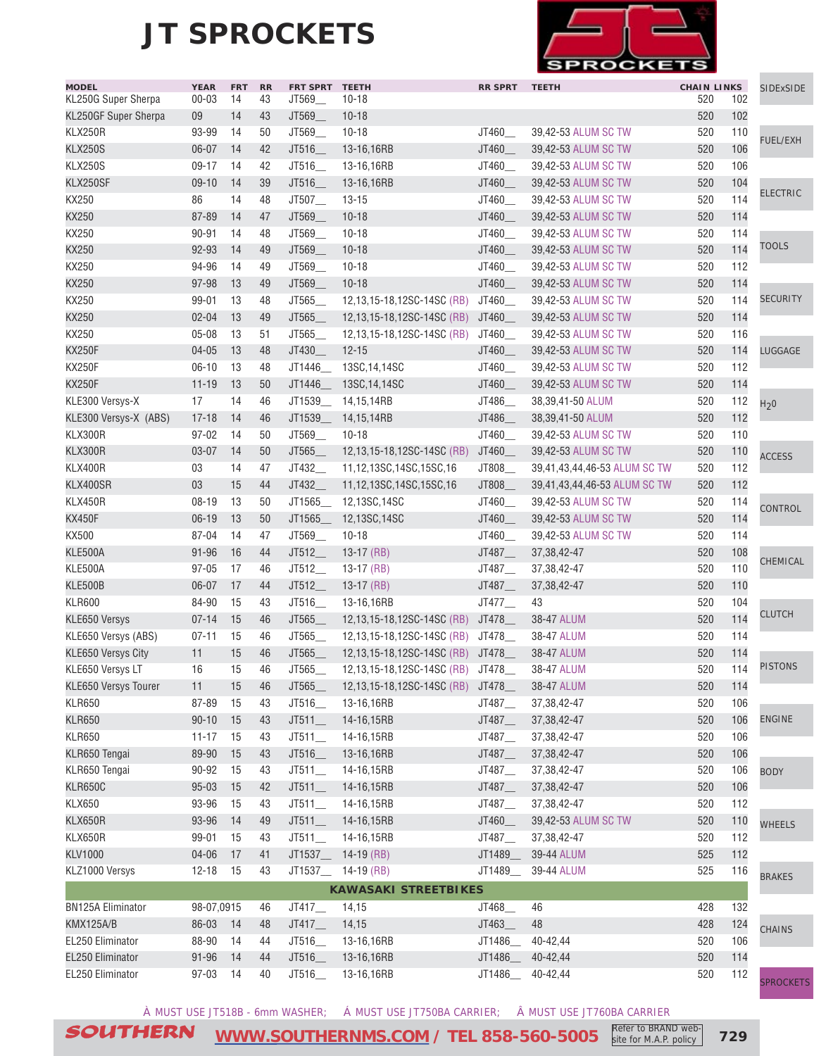# JT SPROCKETS

| MODEL | YEAR | FRT | RR | FRT SPRT | TEETH | RR SPRT | TEETH | CHAIN | LINKS |
|---|---|---|---|---|---|---|---|---|---|
| KL250G Super Sherpa | 00-03 | 14 | 43 | JT569__ | 10-18 | | | 520 | 102 |
| KL250GF Super Sherpa | 09 | 14 | 43 | JT569__ | 10-18 | | | 520 | 102 |
| KLX250R | 93-99 | 14 | 50 | JT569__ | 10-18 | JT460__ | 39,42-53 ALUM SC TW | 520 | 110 |
| KLX250S | 06-07 | 14 | 42 | JT516__ | 13-16,16RB | JT460__ | 39,42-53 ALUM SC TW | 520 | 106 |
| KLX250S | 09-17 | 14 | 42 | JT516__ | 13-16,16RB | JT460__ | 39,42-53 ALUM SC TW | 520 | 106 |
| KLX250SF | 09-10 | 14 | 39 | JT516__ | 13-16,16RB | JT460__ | 39,42-53 ALUM SC TW | 520 | 104 |
| KX250 | 86 | 14 | 48 | JT507__ | 13-15 | JT460__ | 39,42-53 ALUM SC TW | 520 | 114 |
| KX250 | 87-89 | 14 | 47 | JT569__ | 10-18 | JT460__ | 39,42-53 ALUM SC TW | 520 | 114 |
| KX250 | 90-91 | 14 | 48 | JT569__ | 10-18 | JT460__ | 39,42-53 ALUM SC TW | 520 | 114 |
| KX250 | 92-93 | 14 | 49 | JT569__ | 10-18 | JT460__ | 39,42-53 ALUM SC TW | 520 | 114 |
| KX250 | 94-96 | 14 | 49 | JT569__ | 10-18 | JT460__ | 39,42-53 ALUM SC TW | 520 | 112 |
| KX250 | 97-98 | 13 | 49 | JT569__ | 10-18 | JT460__ | 39,42-53 ALUM SC TW | 520 | 114 |
| KX250 | 99-01 | 13 | 48 | JT565__ | 12,13,15-18,12SC-14SC (RB) | JT460__ | 39,42-53 ALUM SC TW | 520 | 114 |
| KX250 | 02-04 | 13 | 49 | JT565__ | 12,13,15-18,12SC-14SC (RB) | JT460__ | 39,42-53 ALUM SC TW | 520 | 114 |
| KX250 | 05-08 | 13 | 51 | JT565__ | 12,13,15-18,12SC-14SC (RB) | JT460__ | 39,42-53 ALUM SC TW | 520 | 116 |
| KX250F | 04-05 | 13 | 48 | JT430__ | 12-15 | JT460__ | 39,42-53 ALUM SC TW | 520 | 114 |
| KX250F | 06-10 | 13 | 48 | JT1446__ | 13SC,14,14SC | JT460__ | 39,42-53 ALUM SC TW | 520 | 112 |
| KX250F | 11-19 | 13 | 50 | JT1446__ | 13SC,14,14SC | JT460__ | 39,42-53 ALUM SC TW | 520 | 114 |
| KLE300 Versys-X | 17 | 14 | 46 | JT1539__ | 14,15,14RB | JT486__ | 38,39,41-50 ALUM | 520 | 112 |
| KLE300 Versys-X (ABS) | 17-18 | 14 | 46 | JT1539__ | 14,15,14RB | JT486__ | 38,39,41-50 ALUM | 520 | 112 |
| KLX300R | 97-02 | 14 | 50 | JT569__ | 10-18 | JT460__ | 39,42-53 ALUM SC TW | 520 | 110 |
| KLX300R | 03-07 | 14 | 50 | JT565__ | 12,13,15-18,12SC-14SC (RB) | JT460__ | 39,42-53 ALUM SC TW | 520 | 110 |
| KLX400R | 03 | 14 | 47 | JT432__ | 11,12,13SC,14SC,15SC,16 | JT808__ | 39,41,43,44,46-53 ALUM SC TW | 520 | 112 |
| KLX400SR | 03 | 15 | 44 | JT432__ | 11,12,13SC,14SC,15SC,16 | JT808__ | 39,41,43,44,46-53 ALUM SC TW | 520 | 112 |
| KLX450R | 08-19 | 13 | 50 | JT1565__ | 12,13SC,14SC | JT460__ | 39,42-53 ALUM SC TW | 520 | 114 |
| KX450F | 06-19 | 13 | 50 | JT1565__ | 12,13SC,14SC | JT460__ | 39,42-53 ALUM SC TW | 520 | 114 |
| KX500 | 87-04 | 14 | 47 | JT569__ | 10-18 | JT460__ | 39,42-53 ALUM SC TW | 520 | 114 |
| KLE500A | 91-96 | 16 | 44 | JT512__ | 13-17 (RB) | JT487__ | 37,38,42-47 | 520 | 108 |
| KLE500A | 97-05 | 17 | 46 | JT512__ | 13-17 (RB) | JT487__ | 37,38,42-47 | 520 | 110 |
| KLE500B | 06-07 | 17 | 44 | JT512__ | 13-17 (RB) | JT487__ | 37,38,42-47 | 520 | 110 |
| KLR600 | 84-90 | 15 | 43 | JT516__ | 13-16,16RB | JT477__ | 43 | 520 | 104 |
| KLE650 Versys | 07-14 | 15 | 46 | JT565__ | 12,13,15-18,12SC-14SC (RB) | JT478__ | 38-47 ALUM | 520 | 114 |
| KLE650 Versys (ABS) | 07-11 | 15 | 46 | JT565__ | 12,13,15-18,12SC-14SC (RB) | JT478__ | 38-47 ALUM | 520 | 114 |
| KLE650 Versys City | 11 | 15 | 46 | JT565__ | 12,13,15-18,12SC-14SC (RB) | JT478__ | 38-47 ALUM | 520 | 114 |
| KLE650 Versys LT | 16 | 15 | 46 | JT565__ | 12,13,15-18,12SC-14SC (RB) | JT478__ | 38-47 ALUM | 520 | 114 |
| KLE650 Versys Tourer | 11 | 15 | 46 | JT565__ | 12,13,15-18,12SC-14SC (RB) | JT478__ | 38-47 ALUM | 520 | 114 |
| KLR650 | 87-89 | 15 | 43 | JT516__ | 13-16,16RB | JT487__ | 37,38,42-47 | 520 | 106 |
| KLR650 | 90-10 | 15 | 43 | JT511__ | 14-16,15RB | JT487__ | 37,38,42-47 | 520 | 106 |
| KLR650 | 11-17 | 15 | 43 | JT511__ | 14-16,15RB | JT487__ | 37,38,42-47 | 520 | 106 |
| KLR650 Tengai | 89-90 | 15 | 43 | JT516__ | 13-16,16RB | JT487__ | 37,38,42-47 | 520 | 106 |
| KLR650 Tengai | 90-92 | 15 | 43 | JT511__ | 14-16,15RB | JT487__ | 37,38,42-47 | 520 | 106 |
| KLR650C | 95-03 | 15 | 42 | JT511__ | 14-16,15RB | JT487__ | 37,38,42-47 | 520 | 106 |
| KLX650 | 93-96 | 15 | 43 | JT511__ | 14-16,15RB | JT487__ | 37,38,42-47 | 520 | 112 |
| KLX650R | 93-96 | 14 | 49 | JT511__ | 14-16,15RB | JT460__ | 39,42-53 ALUM SC TW | 520 | 110 |
| KLX650R | 99-01 | 15 | 43 | JT511__ | 14-16,15RB | JT487__ | 37,38,42-47 | 520 | 112 |
| KLV1000 | 04-06 | 17 | 41 | JT1537__ | 14-19 (RB) | JT1489__ | 39-44 ALUM | 525 | 112 |
| KLZ1000 Versys | 12-18 | 15 | 43 | JT1537__ | 14-19 (RB) | JT1489__ | 39-44 ALUM | 525 | 116 |
| **KAWASAKI STREETBIKES** | | | | | | | | | |
| BN125A Eliminator | 98-07,0915 | | 46 | JT417__ | 14,15 | JT468__ | 46 | 428 | 132 |
| KMX125A/B | 86-03 | 14 | 48 | JT417__ | 14,15 | JT463__ | 48 | 428 | 124 |
| EL250 Eliminator | 88-90 | 14 | 44 | JT516__ | 13-16,16RB | JT1486__ | 40-42,44 | 520 | 106 |
| EL250 Eliminator | 91-96 | 14 | 44 | JT516__ | 13-16,16RB | JT1486__ | 40-42,44 | 520 | 114 |
| EL250 Eliminator | 97-03 | 14 | 40 | JT516__ | 13-16,16RB | JT1486__ | 40-42,44 | 520 | 112 |

À MUST USE JT518B - 6mm WASHER; Á MUST USE JT750BA CARRIER; Â MUST USE JT760BA CARRIER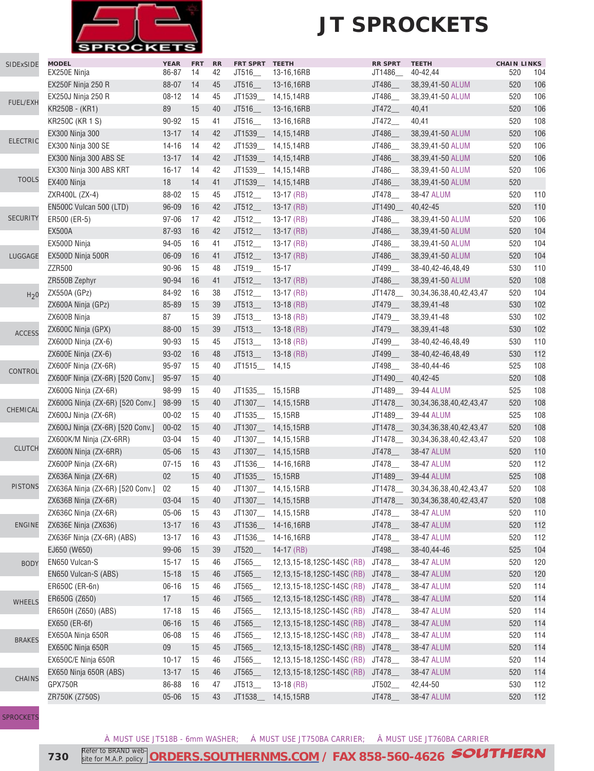# JT SPROCKETS

| MODEL | YEAR | FRT | RR | FRT SPRT | TEETH | RR SPRT | TEETH | CHAIN | LINKS |
|---|---|---|---|---|---|---|---|---|---|
| EX250E Ninja | 86-87 | 14 | 42 | JT516__ | 13-16,16RB | JT1486__ | 40-42,44 | 520 | 104 |
| EX250F Ninja 250 R | 88-07 | 14 | 45 | JT516__ | 13-16,16RB | JT486__ | 38,39,41-50 ALUM | 520 | 106 |
| EX250J Ninja 250 R | 08-12 | 14 | 45 | JT1539__ | 14,15,14RB | JT486__ | 38,39,41-50 ALUM | 520 | 106 |
| KR250B - (KR1) | 89 | 15 | 40 | JT516__ | 13-16,16RB | JT472__ | 40,41 | 520 | 106 |
| KR250C (KR 1 S) | 90-92 | 15 | 41 | JT516__ | 13-16,16RB | JT472__ | 40,41 | 520 | 108 |
| EX300 Ninja 300 | 13-17 | 14 | 42 | JT1539__ | 14,15,14RB | JT486__ | 38,39,41-50 ALUM | 520 | 106 |
| EX300 Ninja 300 SE | 14-16 | 14 | 42 | JT1539__ | 14,15,14RB | JT486__ | 38,39,41-50 ALUM | 520 | 106 |
| EX300 Ninja 300 ABS SE | 13-17 | 14 | 42 | JT1539__ | 14,15,14RB | JT486__ | 38,39,41-50 ALUM | 520 | 106 |
| EX300 Ninja 300 ABS KRT | 16-17 | 14 | 42 | JT1539__ | 14,15,14RB | JT486__ | 38,39,41-50 ALUM | 520 | 106 |
| EX400 Ninja | 18 | 14 | 41 | JT1539__ | 14,15,14RB | JT486__ | 38,39,41-50 ALUM | 520 | |
| ZXR400L (ZX-4) | 88-02 | 15 | 45 | JT512__ | 13-17 (RB) | JT478__ | 38-47 ALUM | 520 | 110 |
| EN500C Vulcan 500 (LTD) | 96-09 | 16 | 42 | JT512__ | 13-17 (RB) | JT1490__ | 40,42-45 | 520 | 110 |
| ER500 (ER-5) | 97-06 | 17 | 42 | JT512__ | 13-17 (RB) | JT486__ | 38,39,41-50 ALUM | 520 | 106 |
| EX500A | 87-93 | 16 | 42 | JT512__ | 13-17 (RB) | JT486__ | 38,39,41-50 ALUM | 520 | 104 |
| EX500D Ninja | 94-05 | 16 | 41 | JT512__ | 13-17 (RB) | JT486__ | 38,39,41-50 ALUM | 520 | 104 |
| EX500D Ninja 500R | 06-09 | 16 | 41 | JT512__ | 13-17 (RB) | JT486__ | 38,39,41-50 ALUM | 520 | 104 |
| ZZR500 | 90-96 | 15 | 48 | JT519__ | 15-17 | JT499__ | 38-40,42-46,48,49 | 530 | 110 |
| ZR550B Zephyr | 90-94 | 16 | 41 | JT512__ | 13-17 (RB) | JT486__ | 38,39,41-50 ALUM | 520 | 108 |
| ZX550A (GPz) | 84-92 | 16 | 38 | JT512__ | 13-17 (RB) | JT1478__ | 30,34,36,38,40,42,43,47 | 520 | 104 |
| ZX600A Ninja (GPz) | 85-89 | 15 | 39 | JT513__ | 13-18 (RB) | JT479__ | 38,39,41-48 | 530 | 102 |
| ZX600B Ninja | 87 | 15 | 39 | JT513__ | 13-18 (RB) | JT479__ | 38,39,41-48 | 530 | 102 |
| ZX600C Ninja (GPX) | 88-00 | 15 | 39 | JT513__ | 13-18 (RB) | JT479__ | 38,39,41-48 | 530 | 102 |
| ZX600D Ninja (ZX-6) | 90-93 | 15 | 45 | JT513__ | 13-18 (RB) | JT499__ | 38-40,42-46,48,49 | 530 | 110 |
| ZX600E Ninja (ZX-6) | 93-02 | 16 | 48 | JT513__ | 13-18 (RB) | JT499__ | 38-40,42-46,48,49 | 530 | 112 |
| ZX600F Ninja (ZX-6R) | 95-97 | 15 | 40 | JT1515__ | 14,15 | JT498__ | 38-40,44-46 | 525 | 108 |
| ZX600F Ninja (ZX-6R) [520 Conv.] | 95-97 | 15 | 40 | | | JT1490__ | 40,42-45 | 520 | 108 |
| ZX600G Ninja (ZX-6R) | 98-99 | 15 | 40 | JT1535__ | 15,15RB | JT1489__ | 39-44 ALUM | 525 | 108 |
| ZX600G Ninja (ZX-6R) [520 Conv.] | 98-99 | 15 | 40 | JT1307__ | 14,15,15RB | JT1478__ | 30,34,36,38,40,42,43,47 | 520 | 108 |
| ZX600J Ninja (ZX-6R) | 00-02 | 15 | 40 | JT1535__ | 15,15RB | JT1489__ | 39-44 ALUM | 525 | 108 |
| ZX600J Ninja (ZX-6R) [520 Conv.] | 00-02 | 15 | 40 | JT1307__ | 14,15,15RB | JT1478__ | 30,34,36,38,40,42,43,47 | 520 | 108 |
| ZX600K/M Ninja (ZX-6RR) | 03-04 | 15 | 40 | JT1307__ | 14,15,15RB | JT1478__ | 30,34,36,38,40,42,43,47 | 520 | 108 |
| ZX600N Ninja (ZX-6RR) | 05-06 | 15 | 43 | JT1307__ | 14,15,15RB | JT478__ | 38-47 ALUM | 520 | 110 |
| ZX600P Ninja (ZX-6R) | 07-15 | 16 | 43 | JT1536__ | 14-16,16RB | JT478__ | 38-47 ALUM | 520 | 112 |
| ZX636A Ninja (ZX-6R) | 02 | 15 | 40 | JT1535__ | 15,15RB | JT1489__ | 39-44 ALUM | 525 | 108 |
| ZX636A Ninja (ZX-6R) [520 Conv.] | 02 | 15 | 40 | JT1307__ | 14,15,15RB | JT1478__ | 30,34,36,38,40,42,43,47 | 520 | 108 |
| ZX636B Ninja (ZX-6R) | 03-04 | 15 | 40 | JT1307__ | 14,15,15RB | JT1478__ | 30,34,36,38,40,42,43,47 | 520 | 108 |
| ZX636C Ninja (ZX-6R) | 05-06 | 15 | 43 | JT1307__ | 14,15,15RB | JT478__ | 38-47 ALUM | 520 | 110 |
| ZX636E Ninja (ZX636) | 13-17 | 16 | 43 | JT1536__ | 14-16,16RB | JT478__ | 38-47 ALUM | 520 | 112 |
| ZX636F Ninja (ZX-6R) (ABS) | 13-17 | 16 | 43 | JT1536__ | 14-16,16RB | JT478__ | 38-47 ALUM | 520 | 112 |
| EJ650 (W650) | 99-06 | 15 | 39 | JT520__ | 14-17 (RB) | JT498__ | 38-40,44-46 | 525 | 104 |
| EN650 Vulcan-S | 15-17 | 15 | 46 | JT565__ | 12,13,15-18,12SC-14SC (RB) | JT478__ | 38-47 ALUM | 520 | 120 |
| EN650 Vulcan-S (ABS) | 15-18 | 15 | 46 | JT565__ | 12,13,15-18,12SC-14SC (RB) | JT478__ | 38-47 ALUM | 520 | 120 |
| ER650C (ER-6n) | 06-16 | 15 | 46 | JT565__ | 12,13,15-18,12SC-14SC (RB) | JT478__ | 38-47 ALUM | 520 | 114 |
| ER650G (Z650) | 17 | 15 | 46 | JT565__ | 12,13,15-18,12SC-14SC (RB) | JT478__ | 38-47 ALUM | 520 | 114 |
| ER650H (Z650) (ABS) | 17-18 | 15 | 46 | JT565__ | 12,13,15-18,12SC-14SC (RB) | JT478__ | 38-47 ALUM | 520 | 114 |
| EX650 (ER-6f) | 06-16 | 15 | 46 | JT565__ | 12,13,15-18,12SC-14SC (RB) | JT478__ | 38-47 ALUM | 520 | 114 |
| EX650A Ninja 650R | 06-08 | 15 | 46 | JT565__ | 12,13,15-18,12SC-14SC (RB) | JT478__ | 38-47 ALUM | 520 | 114 |
| EX650C Ninja 650R | 09 | 15 | 45 | JT565__ | 12,13,15-18,12SC-14SC (RB) | JT478__ | 38-47 ALUM | 520 | 114 |
| EX650C/E Ninja 650R | 10-17 | 15 | 46 | JT565__ | 12,13,15-18,12SC-14SC (RB) | JT478__ | 38-47 ALUM | 520 | 114 |
| EX650 Ninja 650R (ABS) | 13-17 | 15 | 46 | JT565__ | 12,13,15-18,12SC-14SC (RB) | JT478__ | 38-47 ALUM | 520 | 114 |
| GPX750R | 86-88 | 16 | 47 | JT513__ | 13-18 (RB) | JT502__ | 42,44-50 | 530 | 112 |
| ZR750K (Z750S) | 05-06 | 15 | 43 | JT1538__ | 14,15,15RB | JT478__ | 38-47 ALUM | 520 | 112 |

Á MUST USE JT518B - 6mm WASHER; Á MUST USE JT750BA CARRIER; Â MUST USE JT760BA CARRIER

Refer to BRAND web-site for M.A.P. policy **ORDERS.SOUTHERNMS.COM / FAX 858-560-4626**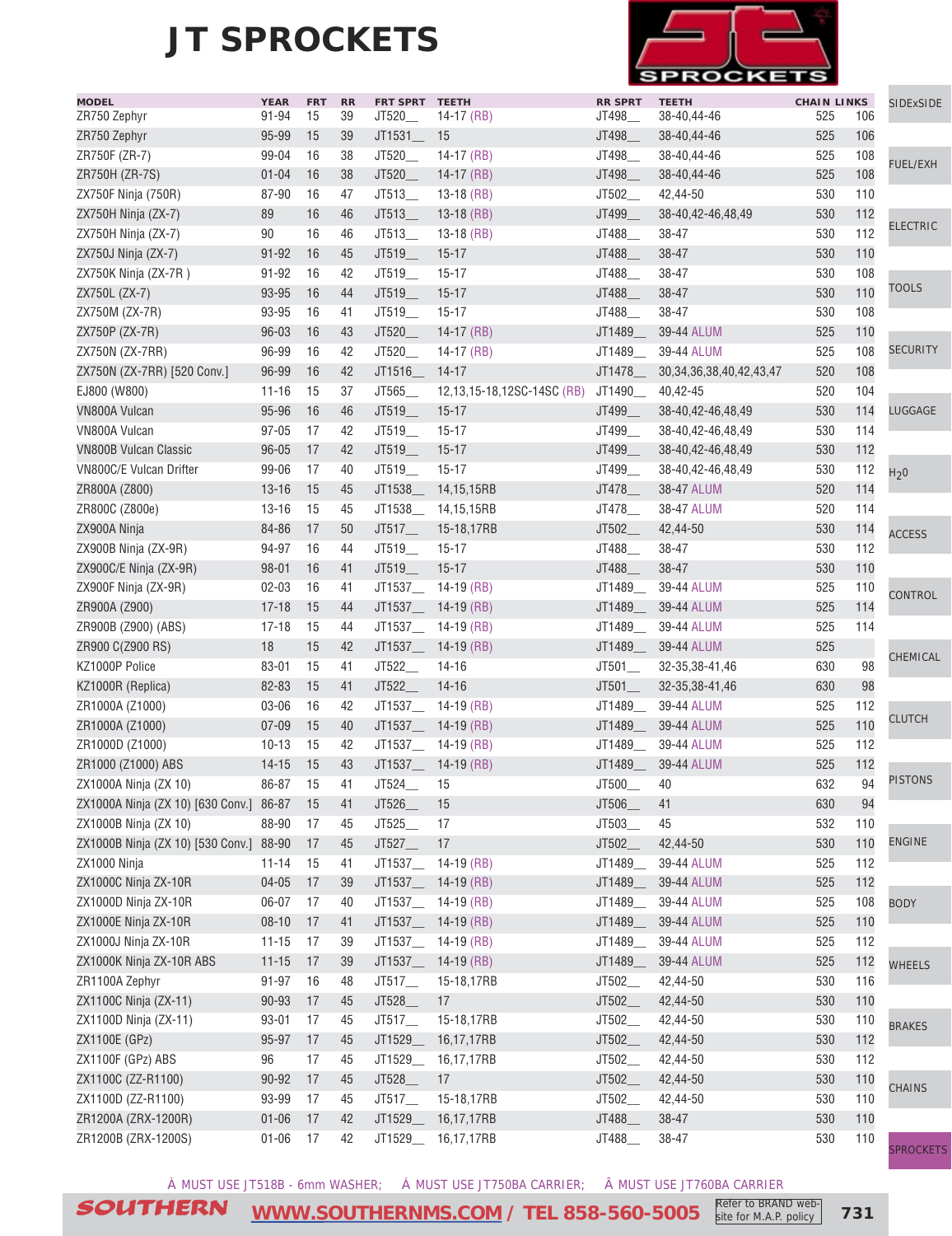# JT SPROCKETS

| MODEL | YEAR | FRT | RR | FRT SPRT | TEETH | RR SPRT | TEETH | CHAIN | LINKS |
|---|---|---|---|---|---|---|---|---|---|
| ZR750 Zephyr | 91-94 | 15 | 39 | JT520__ | 14-17 (RB) | JT498__ | 38-40,44-46 | 525 | 106 |
| ZR750 Zephyr | 95-99 | 15 | 39 | JT1531__ | 15 | JT498__ | 38-40,44-46 | 525 | 106 |
| ZR750F (ZR-7) | 99-04 | 16 | 38 | JT520__ | 14-17 (RB) | JT498__ | 38-40,44-46 | 525 | 108 |
| ZR750H (ZR-7S) | 01-04 | 16 | 38 | JT520__ | 14-17 (RB) | JT498__ | 38-40,44-46 | 525 | 108 |
| ZX750F Ninja (750R) | 87-90 | 16 | 47 | JT513__ | 13-18 (RB) | JT502__ | 42,44-50 | 530 | 110 |
| ZX750H Ninja (ZX-7) | 89 | 16 | 46 | JT513__ | 13-18 (RB) | JT499__ | 38-40,42-46,48,49 | 530 | 112 |
| ZX750H Ninja (ZX-7) | 90 | 16 | 46 | JT513__ | 13-18 (RB) | JT488__ | 38-47 | 530 | 112 |
| ZX750J Ninja (ZX-7) | 91-92 | 16 | 45 | JT519__ | 15-17 | JT488__ | 38-47 | 530 | 110 |
| ZX750K Ninja (ZX-7R ) | 91-92 | 16 | 42 | JT519__ | 15-17 | JT488__ | 38-47 | 530 | 108 |
| ZX750L (ZX-7) | 93-95 | 16 | 44 | JT519__ | 15-17 | JT488__ | 38-47 | 530 | 110 |
| ZX750M (ZX-7R) | 93-95 | 16 | 41 | JT519__ | 15-17 | JT488__ | 38-47 | 530 | 108 |
| ZX750P (ZX-7R) | 96-03 | 16 | 43 | JT520__ | 14-17 (RB) | JT1489__ | 39-44 ALUM | 525 | 110 |
| ZX750N (ZX-7RR) | 96-99 | 16 | 42 | JT520__ | 14-17 (RB) | JT1489__ | 39-44 ALUM | 525 | 108 |
| ZX750N (ZX-7RR) [520 Conv.] | 96-99 | 16 | 42 | JT1516__ | 14-17 | JT1478__ | 30,34,36,38,40,42,43,47 | 520 | 108 |
| EJ800 (W800) | 11-16 | 15 | 37 | JT565__ | 12,13,15-18,12SC-14SC (RB) | JT1490__ | 40,42-45 | 520 | 104 |
| VN800A Vulcan | 95-96 | 16 | 46 | JT519__ | 15-17 | JT499__ | 38-40,42-46,48,49 | 530 | 114 |
| VN800A Vulcan | 97-05 | 17 | 42 | JT519__ | 15-17 | JT499__ | 38-40,42-46,48,49 | 530 | 114 |
| VN800B Vulcan Classic | 96-05 | 17 | 42 | JT519__ | 15-17 | JT499__ | 38-40,42-46,48,49 | 530 | 112 |
| VN800C/E Vulcan Drifter | 99-06 | 17 | 40 | JT519__ | 15-17 | JT499__ | 38-40,42-46,48,49 | 530 | 112 |
| ZR800A (Z800) | 13-16 | 15 | 45 | JT1538__ | 14,15,15RB | JT478__ | 38-47 ALUM | 520 | 114 |
| ZR800C (Z800e) | 13-16 | 15 | 45 | JT1538__ | 14,15,15RB | JT478__ | 38-47 ALUM | 520 | 114 |
| ZX900A Ninja | 84-86 | 17 | 50 | JT517__ | 15-18,17RB | JT502__ | 42,44-50 | 530 | 114 |
| ZX900B Ninja (ZX-9R) | 94-97 | 16 | 44 | JT519__ | 15-17 | JT488__ | 38-47 | 530 | 112 |
| ZX900C/E Ninja (ZX-9R) | 98-01 | 16 | 41 | JT519__ | 15-17 | JT488__ | 38-47 | 530 | 110 |
| ZX900F Ninja (ZX-9R) | 02-03 | 16 | 41 | JT1537__ | 14-19 (RB) | JT1489__ | 39-44 ALUM | 525 | 110 |
| ZR900A (Z900) | 17-18 | 15 | 44 | JT1537__ | 14-19 (RB) | JT1489__ | 39-44 ALUM | 525 | 114 |
| ZR900B (Z900) (ABS) | 17-18 | 15 | 44 | JT1537__ | 14-19 (RB) | JT1489__ | 39-44 ALUM | 525 | 114 |
| ZR900 C(Z900 RS) | 18 | 15 | 42 | JT1537__ | 14-19 (RB) | JT1489__ | 39-44 ALUM | 525 | |
| KZ1000P Police | 83-01 | 15 | 41 | JT522__ | 14-16 | JT501__ | 32-35,38-41,46 | 630 | 98 |
| KZ1000R (Replica) | 82-83 | 15 | 41 | JT522__ | 14-16 | JT501__ | 32-35,38-41,46 | 630 | 98 |
| ZR1000A (Z1000) | 03-06 | 16 | 42 | JT1537__ | 14-19 (RB) | JT1489__ | 39-44 ALUM | 525 | 112 |
| ZR1000A (Z1000) | 07-09 | 15 | 40 | JT1537__ | 14-19 (RB) | JT1489__ | 39-44 ALUM | 525 | 110 |
| ZR1000D (Z1000) | 10-13 | 15 | 42 | JT1537__ | 14-19 (RB) | JT1489__ | 39-44 ALUM | 525 | 112 |
| ZR1000 (Z1000) ABS | 14-15 | 15 | 43 | JT1537__ | 14-19 (RB) | JT1489__ | 39-44 ALUM | 525 | 112 |
| ZX1000A Ninja (ZX 10) | 86-87 | 15 | 41 | JT524__ | 15 | JT500__ | 40 | 632 | 94 |
| ZX1000A Ninja (ZX 10) [630 Conv.] | 86-87 | 15 | 41 | JT526__ | 15 | JT506__ | 41 | 630 | 94 |
| ZX1000B Ninja (ZX 10) | 88-90 | 17 | 45 | JT525__ | 17 | JT503__ | 45 | 532 | 110 |
| ZX1000B Ninja (ZX 10) [530 Conv.] | 88-90 | 17 | 45 | JT527__ | 17 | JT502__ | 42,44-50 | 530 | 110 |
| ZX1000 Ninja | 11-14 | 15 | 41 | JT1537__ | 14-19 (RB) | JT1489__ | 39-44 ALUM | 525 | 112 |
| ZX1000C Ninja ZX-10R | 04-05 | 17 | 39 | JT1537__ | 14-19 (RB) | JT1489__ | 39-44 ALUM | 525 | 112 |
| ZX1000D Ninja ZX-10R | 06-07 | 17 | 40 | JT1537__ | 14-19 (RB) | JT1489__ | 39-44 ALUM | 525 | 108 |
| ZX1000E Ninja ZX-10R | 08-10 | 17 | 41 | JT1537__ | 14-19 (RB) | JT1489__ | 39-44 ALUM | 525 | 110 |
| ZX1000J Ninja ZX-10R | 11-15 | 17 | 39 | JT1537__ | 14-19 (RB) | JT1489__ | 39-44 ALUM | 525 | 112 |
| ZX1000K Ninja ZX-10R ABS | 11-15 | 17 | 39 | JT1537__ | 14-19 (RB) | JT1489__ | 39-44 ALUM | 525 | 112 |
| ZR1100A Zephyr | 91-97 | 16 | 48 | JT517__ | 15-18,17RB | JT502__ | 42,44-50 | 530 | 116 |
| ZX1100C Ninja (ZX-11) | 90-93 | 17 | 45 | JT528__ | 17 | JT502__ | 42,44-50 | 530 | 110 |
| ZX1100D Ninja (ZX-11) | 93-01 | 17 | 45 | JT517__ | 15-18,17RB | JT502__ | 42,44-50 | 530 | 110 |
| ZX1100E (GPz) | 95-97 | 17 | 45 | JT1529__ | 16,17,17RB | JT502__ | 42,44-50 | 530 | 112 |
| ZX1100F (GPz) ABS | 96 | 17 | 45 | JT1529__ | 16,17,17RB | JT502__ | 42,44-50 | 530 | 112 |
| ZX1100C (ZZ-R1100) | 90-92 | 17 | 45 | JT528__ | 17 | JT502__ | 42,44-50 | 530 | 110 |
| ZX1100D (ZZ-R1100) | 93-99 | 17 | 45 | JT517__ | 15-18,17RB | JT502__ | 42,44-50 | 530 | 110 |
| ZR1200A (ZRX-1200R) | 01-06 | 17 | 42 | JT1529__ | 16,17,17RB | JT488__ | 38-47 | 530 | 110 |
| ZR1200B (ZRX-1200S) | 01-06 | 17 | 42 | JT1529__ | 16,17,17RB | JT488__ | 38-47 | 530 | 110 |

À MUST USE JT518B - 6mm WASHER; Á MUST USE JT750BA CARRIER; Â MUST USE JT760BA CARRIER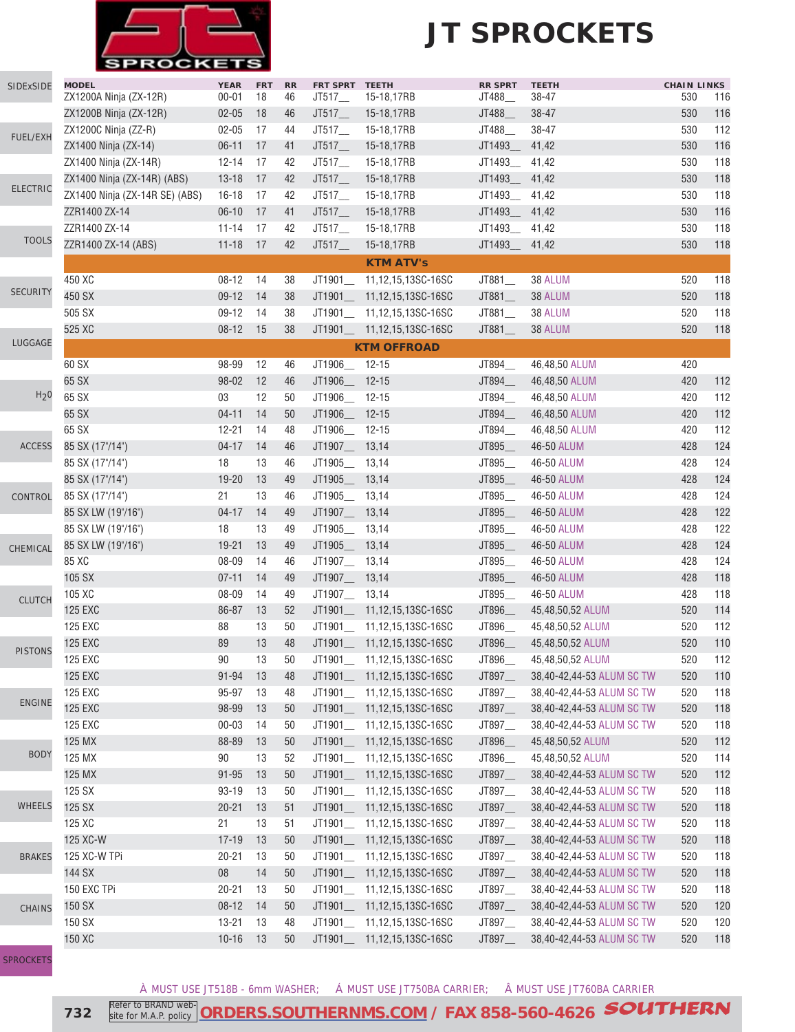# JT SPROCKETS

| MODEL | YEAR | FRT | RR | FRT SPRT | TEETH | RR SPRT | TEETH | CHAIN | LINKS |
|---|---|---|---|---|---|---|---|---|---|
| ZX1200A Ninja (ZX-12R) | 00-01 | 18 | 46 | JT517__ | 15-18,17RB | JT488__ | 38-47 | 530 | 116 |
| ZX1200B Ninja (ZX-12R) | 02-05 | 18 | 46 | JT517__ | 15-18,17RB | JT488__ | 38-47 | 530 | 116 |
| ZX1200C Ninja (ZZ-R) | 02-05 | 17 | 44 | JT517__ | 15-18,17RB | JT488__ | 38-47 | 530 | 112 |
| ZX1400 Ninja (ZX-14) | 06-11 | 17 | 41 | JT517__ | 15-18,17RB | JT1493__ | 41,42 | 530 | 116 |
| ZX1400 Ninja (ZX-14R) | 12-14 | 17 | 42 | JT517__ | 15-18,17RB | JT1493__ | 41,42 | 530 | 118 |
| ZX1400 Ninja (ZX-14R) (ABS) | 13-18 | 17 | 42 | JT517__ | 15-18,17RB | JT1493__ | 41,42 | 530 | 118 |
| ZX1400 Ninja (ZX-14R SE) (ABS) | 16-18 | 17 | 42 | JT517__ | 15-18,17RB | JT1493__ | 41,42 | 530 | 118 |
| ZZR1400 ZX-14 | 06-10 | 17 | 41 | JT517__ | 15-18,17RB | JT1493__ | 41,42 | 530 | 116 |
| ZZR1400 ZX-14 | 11-14 | 17 | 42 | JT517__ | 15-18,17RB | JT1493__ | 41,42 | 530 | 118 |
| ZZR1400 ZX-14 (ABS) | 11-18 | 17 | 42 | JT517__ | 15-18,17RB | JT1493__ | 41,42 | 530 | 118 |
| **KTM ATV's** | | | | | | | | | |
| 450 XC | 08-12 | 14 | 38 | JT1901__ | 11,12,15,13SC-16SC | JT881__ | 38 ALUM | 520 | 118 |
| 450 SX | 09-12 | 14 | 38 | JT1901__ | 11,12,15,13SC-16SC | JT881__ | 38 ALUM | 520 | 118 |
| 505 SX | 09-12 | 14 | 38 | JT1901__ | 11,12,15,13SC-16SC | JT881__ | 38 ALUM | 520 | 118 |
| 525 XC | 08-12 | 15 | 38 | JT1901__ | 11,12,15,13SC-16SC | JT881__ | 38 ALUM | 520 | 118 |
| **KTM OFFROAD** | | | | | | | | | |
| 60 SX | 98-99 | 12 | 46 | JT1906__ | 12-15 | JT894__ | 46,48,50 ALUM | 420 | |
| 65 SX | 98-02 | 12 | 46 | JT1906__ | 12-15 | JT894__ | 46,48,50 ALUM | 420 | 112 |
| 65 SX | 03 | 12 | 50 | JT1906__ | 12-15 | JT894__ | 46,48,50 ALUM | 420 | 112 |
| 65 SX | 04-11 | 14 | 50 | JT1906__ | 12-15 | JT894__ | 46,48,50 ALUM | 420 | 112 |
| 65 SX | 12-21 | 14 | 48 | JT1906__ | 12-15 | JT894__ | 46,48,50 ALUM | 420 | 112 |
| 85 SX (17"/14") | 04-17 | 14 | 46 | JT1907__ | 13,14 | JT895__ | 46-50 ALUM | 428 | 124 |
| 85 SX (17"/14") | 18 | 13 | 46 | JT1905__ | 13,14 | JT895__ | 46-50 ALUM | 428 | 124 |
| 85 SX (17"/14") | 19-20 | 13 | 49 | JT1905__ | 13,14 | JT895__ | 46-50 ALUM | 428 | 124 |
| 85 SX (17"/14") | 21 | 13 | 46 | JT1905__ | 13,14 | JT895__ | 46-50 ALUM | 428 | 124 |
| 85 SX LW (19"/16") | 04-17 | 14 | 49 | JT1907__ | 13,14 | JT895__ | 46-50 ALUM | 428 | 122 |
| 85 SX LW (19"/16") | 18 | 13 | 49 | JT1905__ | 13,14 | JT895__ | 46-50 ALUM | 428 | 122 |
| 85 SX LW (19"/16") | 19-21 | 13 | 49 | JT1905__ | 13,14 | JT895__ | 46-50 ALUM | 428 | 124 |
| 85 XC | 08-09 | 14 | 46 | JT1907__ | 13,14 | JT895__ | 46-50 ALUM | 428 | 124 |
| 105 SX | 07-11 | 14 | 49 | JT1907__ | 13,14 | JT895__ | 46-50 ALUM | 428 | 118 |
| 105 XC | 08-09 | 14 | 49 | JT1907__ | 13,14 | JT895__ | 46-50 ALUM | 428 | 118 |
| 125 EXC | 86-87 | 13 | 52 | JT1901__ | 11,12,15,13SC-16SC | JT896__ | 45,48,50,52 ALUM | 520 | 114 |
| 125 EXC | 88 | 13 | 50 | JT1901__ | 11,12,15,13SC-16SC | JT896__ | 45,48,50,52 ALUM | 520 | 112 |
| 125 EXC | 89 | 13 | 48 | JT1901__ | 11,12,15,13SC-16SC | JT896__ | 45,48,50,52 ALUM | 520 | 110 |
| 125 EXC | 90 | 13 | 50 | JT1901__ | 11,12,15,13SC-16SC | JT896__ | 45,48,50,52 ALUM | 520 | 112 |
| 125 EXC | 91-94 | 13 | 48 | JT1901__ | 11,12,15,13SC-16SC | JT897__ | 38,40-42,44-53 ALUM SC TW | 520 | 110 |
| 125 EXC | 95-97 | 13 | 48 | JT1901__ | 11,12,15,13SC-16SC | JT897__ | 38,40-42,44-53 ALUM SC TW | 520 | 118 |
| 125 EXC | 98-99 | 13 | 50 | JT1901__ | 11,12,15,13SC-16SC | JT897__ | 38,40-42,44-53 ALUM SC TW | 520 | 118 |
| 125 EXC | 00-03 | 14 | 50 | JT1901__ | 11,12,15,13SC-16SC | JT897__ | 38,40-42,44-53 ALUM SC TW | 520 | 118 |
| 125 MX | 88-89 | 13 | 50 | JT1901__ | 11,12,15,13SC-16SC | JT896__ | 45,48,50,52 ALUM | 520 | 112 |
| 125 MX | 90 | 13 | 52 | JT1901__ | 11,12,15,13SC-16SC | JT896__ | 45,48,50,52 ALUM | 520 | 114 |
| 125 MX | 91-95 | 13 | 50 | JT1901__ | 11,12,15,13SC-16SC | JT897__ | 38,40-42,44-53 ALUM SC TW | 520 | 112 |
| 125 SX | 93-19 | 13 | 50 | JT1901__ | 11,12,15,13SC-16SC | JT897__ | 38,40-42,44-53 ALUM SC TW | 520 | 118 |
| 125 SX | 20-21 | 13 | 51 | JT1901__ | 11,12,15,13SC-16SC | JT897__ | 38,40-42,44-53 ALUM SC TW | 520 | 118 |
| 125 XC | 21 | 13 | 51 | JT1901__ | 11,12,15,13SC-16SC | JT897__ | 38,40-42,44-53 ALUM SC TW | 520 | 118 |
| 125 XC-W | 17-19 | 13 | 50 | JT1901__ | 11,12,15,13SC-16SC | JT897__ | 38,40-42,44-53 ALUM SC TW | 520 | 118 |
| 125 XC-W TPi | 20-21 | 13 | 50 | JT1901__ | 11,12,15,13SC-16SC | JT897__ | 38,40-42,44-53 ALUM SC TW | 520 | 118 |
| 144 SX | 08 | 14 | 50 | JT1901__ | 11,12,15,13SC-16SC | JT897__ | 38,40-42,44-53 ALUM SC TW | 520 | 118 |
| 150 EXC TPi | 20-21 | 13 | 50 | JT1901__ | 11,12,15,13SC-16SC | JT897__ | 38,40-42,44-53 ALUM SC TW | 520 | 118 |
| 150 SX | 08-12 | 14 | 50 | JT1901__ | 11,12,15,13SC-16SC | JT897__ | 38,40-42,44-53 ALUM SC TW | 520 | 120 |
| 150 SX | 13-21 | 13 | 48 | JT1901__ | 11,12,15,13SC-16SC | JT897__ | 38,40-42,44-53 ALUM SC TW | 520 | 120 |
| 150 XC | 10-16 | 13 | 50 | JT1901__ | 11,12,15,13SC-16SC | JT897__ | 38,40-42,44-53 ALUM SC TW | 520 | 118 |

À MUST USE JT518B - 6mm WASHER; Á MUST USE JT750BA CARRIER; Â MUST USE JT760BA CARRIER

Refer to BRAND web-site for M.A.P. policy **ORDERS.SOUTHERNMS.COM / FAX 858-560-4626**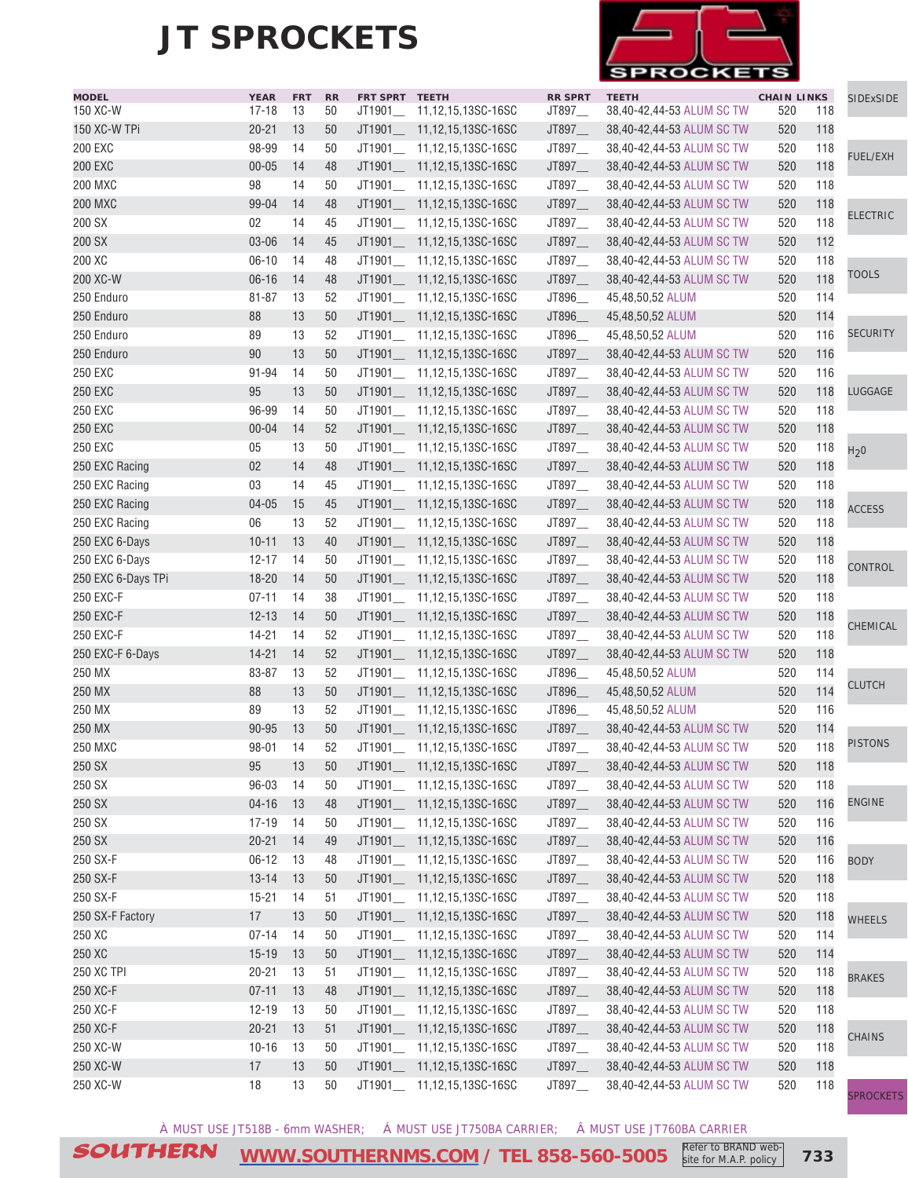# JT SPROCKETS

| MODEL | YEAR | FRT | RR | FRT SPRT | TEETH | RR SPRT | TEETH | CHAIN | LINKS |
|---|---|---|---|---|---|---|---|---|---|
| 150 XC-W | 17-18 | 13 | 50 | JT1901__ | 11,12,15,13SC-16SC | JT897__ | 38,40-42,44-53 ALUM SC TW | 520 | 118 |
| 150 XC-W TPi | 20-21 | 13 | 50 | JT1901__ | 11,12,15,13SC-16SC | JT897__ | 38,40-42,44-53 ALUM SC TW | 520 | 118 |
| 200 EXC | 98-99 | 14 | 50 | JT1901__ | 11,12,15,13SC-16SC | JT897__ | 38,40-42,44-53 ALUM SC TW | 520 | 118 |
| 200 EXC | 00-05 | 14 | 48 | JT1901__ | 11,12,15,13SC-16SC | JT897__ | 38,40-42,44-53 ALUM SC TW | 520 | 118 |
| 200 MXC | 98 | 14 | 50 | JT1901__ | 11,12,15,13SC-16SC | JT897__ | 38,40-42,44-53 ALUM SC TW | 520 | 118 |
| 200 MXC | 99-04 | 14 | 48 | JT1901__ | 11,12,15,13SC-16SC | JT897__ | 38,40-42,44-53 ALUM SC TW | 520 | 118 |
| 200 SX | 02 | 14 | 45 | JT1901__ | 11,12,15,13SC-16SC | JT897__ | 38,40-42,44-53 ALUM SC TW | 520 | 118 |
| 200 SX | 03-06 | 14 | 45 | JT1901__ | 11,12,15,13SC-16SC | JT897__ | 38,40-42,44-53 ALUM SC TW | 520 | 112 |
| 200 XC | 06-10 | 14 | 48 | JT1901__ | 11,12,15,13SC-16SC | JT897__ | 38,40-42,44-53 ALUM SC TW | 520 | 118 |
| 200 XC-W | 06-16 | 14 | 48 | JT1901__ | 11,12,15,13SC-16SC | JT897__ | 38,40-42,44-53 ALUM SC TW | 520 | 118 |
| 250 Enduro | 81-87 | 13 | 52 | JT1901__ | 11,12,15,13SC-16SC | JT896__ | 45,48,50,52 ALUM | 520 | 114 |
| 250 Enduro | 88 | 13 | 50 | JT1901__ | 11,12,15,13SC-16SC | JT896__ | 45,48,50,52 ALUM | 520 | 114 |
| 250 Enduro | 89 | 13 | 52 | JT1901__ | 11,12,15,13SC-16SC | JT896__ | 45,48,50,52 ALUM | 520 | 116 |
| 250 Enduro | 90 | 13 | 50 | JT1901__ | 11,12,15,13SC-16SC | JT897__ | 38,40-42,44-53 ALUM SC TW | 520 | 116 |
| 250 EXC | 91-94 | 14 | 50 | JT1901__ | 11,12,15,13SC-16SC | JT897__ | 38,40-42,44-53 ALUM SC TW | 520 | 116 |
| 250 EXC | 95 | 13 | 50 | JT1901__ | 11,12,15,13SC-16SC | JT897__ | 38,40-42,44-53 ALUM SC TW | 520 | 118 |
| 250 EXC | 96-99 | 14 | 50 | JT1901__ | 11,12,15,13SC-16SC | JT897__ | 38,40-42,44-53 ALUM SC TW | 520 | 118 |
| 250 EXC | 00-04 | 14 | 52 | JT1901__ | 11,12,15,13SC-16SC | JT897__ | 38,40-42,44-53 ALUM SC TW | 520 | 118 |
| 250 EXC | 05 | 13 | 50 | JT1901__ | 11,12,15,13SC-16SC | JT897__ | 38,40-42,44-53 ALUM SC TW | 520 | 118 |
| 250 EXC Racing | 02 | 14 | 48 | JT1901__ | 11,12,15,13SC-16SC | JT897__ | 38,40-42,44-53 ALUM SC TW | 520 | 118 |
| 250 EXC Racing | 03 | 14 | 45 | JT1901__ | 11,12,15,13SC-16SC | JT897__ | 38,40-42,44-53 ALUM SC TW | 520 | 118 |
| 250 EXC Racing | 04-05 | 15 | 45 | JT1901__ | 11,12,15,13SC-16SC | JT897__ | 38,40-42,44-53 ALUM SC TW | 520 | 118 |
| 250 EXC Racing | 06 | 13 | 52 | JT1901__ | 11,12,15,13SC-16SC | JT897__ | 38,40-42,44-53 ALUM SC TW | 520 | 118 |
| 250 EXC 6-Days | 10-11 | 13 | 40 | JT1901__ | 11,12,15,13SC-16SC | JT897__ | 38,40-42,44-53 ALUM SC TW | 520 | 118 |
| 250 EXC 6-Days | 12-17 | 14 | 50 | JT1901__ | 11,12,15,13SC-16SC | JT897__ | 38,40-42,44-53 ALUM SC TW | 520 | 118 |
| 250 EXC 6-Days TPi | 18-20 | 14 | 50 | JT1901__ | 11,12,15,13SC-16SC | JT897__ | 38,40-42,44-53 ALUM SC TW | 520 | 118 |
| 250 EXC-F | 07-11 | 14 | 38 | JT1901__ | 11,12,15,13SC-16SC | JT897__ | 38,40-42,44-53 ALUM SC TW | 520 | 118 |
| 250 EXC-F | 12-13 | 14 | 50 | JT1901__ | 11,12,15,13SC-16SC | JT897__ | 38,40-42,44-53 ALUM SC TW | 520 | 118 |
| 250 EXC-F | 14-21 | 14 | 52 | JT1901__ | 11,12,15,13SC-16SC | JT897__ | 38,40-42,44-53 ALUM SC TW | 520 | 118 |
| 250 EXC-F 6-Days | 14-21 | 14 | 52 | JT1901__ | 11,12,15,13SC-16SC | JT897__ | 38,40-42,44-53 ALUM SC TW | 520 | 118 |
| 250 MX | 83-87 | 13 | 52 | JT1901__ | 11,12,15,13SC-16SC | JT896__ | 45,48,50,52 ALUM | 520 | 114 |
| 250 MX | 88 | 13 | 50 | JT1901__ | 11,12,15,13SC-16SC | JT896__ | 45,48,50,52 ALUM | 520 | 114 |
| 250 MX | 89 | 13 | 52 | JT1901__ | 11,12,15,13SC-16SC | JT896__ | 45,48,50,52 ALUM | 520 | 116 |
| 250 MX | 90-95 | 13 | 50 | JT1901__ | 11,12,15,13SC-16SC | JT897__ | 38,40-42,44-53 ALUM SC TW | 520 | 114 |
| 250 MXC | 98-01 | 14 | 52 | JT1901__ | 11,12,15,13SC-16SC | JT897__ | 38,40-42,44-53 ALUM SC TW | 520 | 118 |
| 250 SX | 95 | 13 | 50 | JT1901__ | 11,12,15,13SC-16SC | JT897__ | 38,40-42,44-53 ALUM SC TW | 520 | 118 |
| 250 SX | 96-03 | 14 | 50 | JT1901__ | 11,12,15,13SC-16SC | JT897__ | 38,40-42,44-53 ALUM SC TW | 520 | 118 |
| 250 SX | 04-16 | 13 | 48 | JT1901__ | 11,12,15,13SC-16SC | JT897__ | 38,40-42,44-53 ALUM SC TW | 520 | 116 |
| 250 SX | 17-19 | 14 | 50 | JT1901__ | 11,12,15,13SC-16SC | JT897__ | 38,40-42,44-53 ALUM SC TW | 520 | 116 |
| 250 SX | 20-21 | 14 | 49 | JT1901__ | 11,12,15,13SC-16SC | JT897__ | 38,40-42,44-53 ALUM SC TW | 520 | 116 |
| 250 SX-F | 06-12 | 13 | 48 | JT1901__ | 11,12,15,13SC-16SC | JT897__ | 38,40-42,44-53 ALUM SC TW | 520 | 116 |
| 250 SX-F | 13-14 | 13 | 50 | JT1901__ | 11,12,15,13SC-16SC | JT897__ | 38,40-42,44-53 ALUM SC TW | 520 | 118 |
| 250 SX-F | 15-21 | 14 | 51 | JT1901__ | 11,12,15,13SC-16SC | JT897__ | 38,40-42,44-53 ALUM SC TW | 520 | 118 |
| 250 SX-F Factory | 17 | 13 | 50 | JT1901__ | 11,12,15,13SC-16SC | JT897__ | 38,40-42,44-53 ALUM SC TW | 520 | 118 |
| 250 XC | 07-14 | 14 | 50 | JT1901__ | 11,12,15,13SC-16SC | JT897__ | 38,40-42,44-53 ALUM SC TW | 520 | 114 |
| 250 XC | 15-19 | 13 | 50 | JT1901__ | 11,12,15,13SC-16SC | JT897__ | 38,40-42,44-53 ALUM SC TW | 520 | 114 |
| 250 XC TPI | 20-21 | 13 | 51 | JT1901__ | 11,12,15,13SC-16SC | JT897__ | 38,40-42,44-53 ALUM SC TW | 520 | 118 |
| 250 XC-F | 07-11 | 13 | 48 | JT1901__ | 11,12,15,13SC-16SC | JT897__ | 38,40-42,44-53 ALUM SC TW | 520 | 118 |
| 250 XC-F | 12-19 | 13 | 50 | JT1901__ | 11,12,15,13SC-16SC | JT897__ | 38,40-42,44-53 ALUM SC TW | 520 | 118 |
| 250 XC-F | 20-21 | 13 | 51 | JT1901__ | 11,12,15,13SC-16SC | JT897__ | 38,40-42,44-53 ALUM SC TW | 520 | 118 |
| 250 XC-W | 10-16 | 13 | 50 | JT1901__ | 11,12,15,13SC-16SC | JT897__ | 38,40-42,44-53 ALUM SC TW | 520 | 118 |
| 250 XC-W | 17 | 13 | 50 | JT1901__ | 11,12,15,13SC-16SC | JT897__ | 38,40-42,44-53 ALUM SC TW | 520 | 118 |
| 250 XC-W | 18 | 13 | 50 | JT1901__ | 11,12,15,13SC-16SC | JT897__ | 38,40-42,44-53 ALUM SC TW | 520 | 118 |

À MUST USE JT518B - 6mm WASHER; Á MUST USE JT750BA CARRIER; Â MUST USE JT760BA CARRIER

SOUTHERN WWW.SOUTHERNMS.COM / TEL 858-560-5005 Refer to BRAND website for M.A.P. policy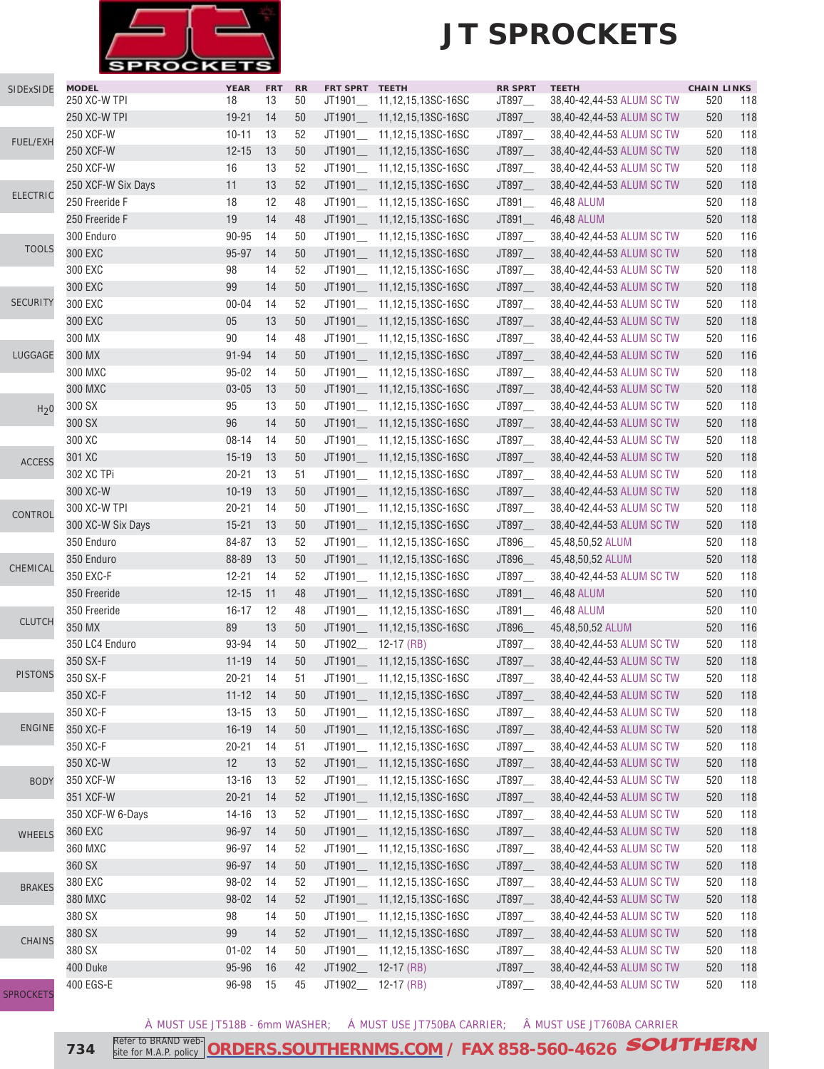# JT SPROCKETS

| MODEL | YEAR | FRT | RR | FRT SPRT | TEETH | RR SPRT | TEETH | CHAIN | LINKS |
|---|---|---|---|---|---|---|---|---|---|
| 250 XC-W TPI | 18 | 13 | 50 | JT1901__ | 11,12,15,13SC-16SC | JT897__ | 38,40-42,44-53 ALUM SC TW | 520 | 118 |
| 250 XC-W TPI | 19-21 | 14 | 50 | JT1901__ | 11,12,15,13SC-16SC | JT897__ | 38,40-42,44-53 ALUM SC TW | 520 | 118 |
| 250 XCF-W | 10-11 | 13 | 52 | JT1901__ | 11,12,15,13SC-16SC | JT897__ | 38,40-42,44-53 ALUM SC TW | 520 | 118 |
| 250 XCF-W | 12-15 | 13 | 50 | JT1901__ | 11,12,15,13SC-16SC | JT897__ | 38,40-42,44-53 ALUM SC TW | 520 | 118 |
| 250 XCF-W | 16 | 13 | 52 | JT1901__ | 11,12,15,13SC-16SC | JT897__ | 38,40-42,44-53 ALUM SC TW | 520 | 118 |
| 250 XCF-W Six Days | 11 | 13 | 52 | JT1901__ | 11,12,15,13SC-16SC | JT897__ | 38,40-42,44-53 ALUM SC TW | 520 | 118 |
| 250 Freeride F | 18 | 12 | 48 | JT1901__ | 11,12,15,13SC-16SC | JT891__ | 46,48 ALUM | 520 | 118 |
| 250 Freeride F | 19 | 14 | 48 | JT1901__ | 11,12,15,13SC-16SC | JT891__ | 46,48 ALUM | 520 | 118 |
| 300 Enduro | 90-95 | 14 | 50 | JT1901__ | 11,12,15,13SC-16SC | JT897__ | 38,40-42,44-53 ALUM SC TW | 520 | 116 |
| 300 EXC | 95-97 | 14 | 50 | JT1901__ | 11,12,15,13SC-16SC | JT897__ | 38,40-42,44-53 ALUM SC TW | 520 | 118 |
| 300 EXC | 98 | 14 | 52 | JT1901__ | 11,12,15,13SC-16SC | JT897__ | 38,40-42,44-53 ALUM SC TW | 520 | 118 |
| 300 EXC | 99 | 14 | 50 | JT1901__ | 11,12,15,13SC-16SC | JT897__ | 38,40-42,44-53 ALUM SC TW | 520 | 118 |
| 300 EXC | 00-04 | 14 | 52 | JT1901__ | 11,12,15,13SC-16SC | JT897__ | 38,40-42,44-53 ALUM SC TW | 520 | 118 |
| 300 EXC | 05 | 13 | 50 | JT1901__ | 11,12,15,13SC-16SC | JT897__ | 38,40-42,44-53 ALUM SC TW | 520 | 118 |
| 300 MX | 90 | 14 | 48 | JT1901__ | 11,12,15,13SC-16SC | JT897__ | 38,40-42,44-53 ALUM SC TW | 520 | 116 |
| 300 MX | 91-94 | 14 | 50 | JT1901__ | 11,12,15,13SC-16SC | JT897__ | 38,40-42,44-53 ALUM SC TW | 520 | 116 |
| 300 MXC | 95-02 | 14 | 50 | JT1901__ | 11,12,15,13SC-16SC | JT897__ | 38,40-42,44-53 ALUM SC TW | 520 | 118 |
| 300 MXC | 03-05 | 13 | 50 | JT1901__ | 11,12,15,13SC-16SC | JT897__ | 38,40-42,44-53 ALUM SC TW | 520 | 118 |
| 300 SX | 95 | 13 | 50 | JT1901__ | 11,12,15,13SC-16SC | JT897__ | 38,40-42,44-53 ALUM SC TW | 520 | 118 |
| 300 SX | 96 | 14 | 50 | JT1901__ | 11,12,15,13SC-16SC | JT897__ | 38,40-42,44-53 ALUM SC TW | 520 | 118 |
| 300 XC | 08-14 | 14 | 50 | JT1901__ | 11,12,15,13SC-16SC | JT897__ | 38,40-42,44-53 ALUM SC TW | 520 | 118 |
| 301 XC | 15-19 | 13 | 50 | JT1901__ | 11,12,15,13SC-16SC | JT897__ | 38,40-42,44-53 ALUM SC TW | 520 | 118 |
| 302 XC TPi | 20-21 | 13 | 51 | JT1901__ | 11,12,15,13SC-16SC | JT897__ | 38,40-42,44-53 ALUM SC TW | 520 | 118 |
| 300 XC-W | 10-19 | 13 | 50 | JT1901__ | 11,12,15,13SC-16SC | JT897__ | 38,40-42,44-53 ALUM SC TW | 520 | 118 |
| 300 XC-W TPI | 20-21 | 14 | 50 | JT1901__ | 11,12,15,13SC-16SC | JT897__ | 38,40-42,44-53 ALUM SC TW | 520 | 118 |
| 300 XC-W Six Days | 15-21 | 13 | 50 | JT1901__ | 11,12,15,13SC-16SC | JT897__ | 38,40-42,44-53 ALUM SC TW | 520 | 118 |
| 350 Enduro | 84-87 | 13 | 52 | JT1901__ | 11,12,15,13SC-16SC | JT896__ | 45,48,50,52 ALUM | 520 | 118 |
| 350 Enduro | 88-89 | 13 | 50 | JT1901__ | 11,12,15,13SC-16SC | JT896__ | 45,48,50,52 ALUM | 520 | 118 |
| 350 EXC-F | 12-21 | 14 | 52 | JT1901__ | 11,12,15,13SC-16SC | JT897__ | 38,40-42,44-53 ALUM SC TW | 520 | 118 |
| 350 Freeride | 12-15 | 11 | 48 | JT1901__ | 11,12,15,13SC-16SC | JT891__ | 46,48 ALUM | 520 | 110 |
| 350 Freeride | 16-17 | 12 | 48 | JT1901__ | 11,12,15,13SC-16SC | JT891__ | 46,48 ALUM | 520 | 110 |
| 350 MX | 89 | 13 | 50 | JT1901__ | 11,12,15,13SC-16SC | JT896__ | 45,48,50,52 ALUM | 520 | 116 |
| 350 LC4 Enduro | 93-94 | 14 | 50 | JT1902__ | 12-17 (RB) | JT897__ | 38,40-42,44-53 ALUM SC TW | 520 | 118 |
| 350 SX-F | 11-19 | 13 | 50 | JT1901__ | 11,12,15,13SC-16SC | JT897__ | 38,40-42,44-53 ALUM SC TW | 520 | 118 |
| 350 SX-F | 20-21 | 14 | 51 | JT1901__ | 11,12,15,13SC-16SC | JT897__ | 38,40-42,44-53 ALUM SC TW | 520 | 118 |
| 350 XC-F | 11-12 | 14 | 50 | JT1901__ | 11,12,15,13SC-16SC | JT897__ | 38,40-42,44-53 ALUM SC TW | 520 | 118 |
| 350 XC-F | 13-15 | 13 | 50 | JT1901__ | 11,12,15,13SC-16SC | JT897__ | 38,40-42,44-53 ALUM SC TW | 520 | 118 |
| 350 XC-F | 16-19 | 14 | 50 | JT1901__ | 11,12,15,13SC-16SC | JT897__ | 38,40-42,44-53 ALUM SC TW | 520 | 118 |
| 350 XC-F | 20-21 | 14 | 51 | JT1901__ | 11,12,15,13SC-16SC | JT897__ | 38,40-42,44-53 ALUM SC TW | 520 | 118 |
| 350 XC-W | 12 | 13 | 52 | JT1901__ | 11,12,15,13SC-16SC | JT897__ | 38,40-42,44-53 ALUM SC TW | 520 | 118 |
| 350 XCF-W | 13-16 | 13 | 52 | JT1901__ | 11,12,15,13SC-16SC | JT897__ | 38,40-42,44-53 ALUM SC TW | 520 | 118 |
| 351 XCF-W | 20-21 | 14 | 52 | JT1901__ | 11,12,15,13SC-16SC | JT897__ | 38,40-42,44-53 ALUM SC TW | 520 | 118 |
| 350 XCF-W 6-Days | 14-16 | 13 | 52 | JT1901__ | 11,12,15,13SC-16SC | JT897__ | 38,40-42,44-53 ALUM SC TW | 520 | 118 |
| 360 EXC | 96-97 | 14 | 50 | JT1901__ | 11,12,15,13SC-16SC | JT897__ | 38,40-42,44-53 ALUM SC TW | 520 | 118 |
| 360 MXC | 96-97 | 14 | 52 | JT1901__ | 11,12,15,13SC-16SC | JT897__ | 38,40-42,44-53 ALUM SC TW | 520 | 118 |
| 360 SX | 96-97 | 14 | 50 | JT1901__ | 11,12,15,13SC-16SC | JT897__ | 38,40-42,44-53 ALUM SC TW | 520 | 118 |
| 380 EXC | 98-02 | 14 | 52 | JT1901__ | 11,12,15,13SC-16SC | JT897__ | 38,40-42,44-53 ALUM SC TW | 520 | 118 |
| 380 MXC | 98-02 | 14 | 52 | JT1901__ | 11,12,15,13SC-16SC | JT897__ | 38,40-42,44-53 ALUM SC TW | 520 | 118 |
| 380 SX | 98 | 14 | 50 | JT1901__ | 11,12,15,13SC-16SC | JT897__ | 38,40-42,44-53 ALUM SC TW | 520 | 118 |
| 380 SX | 99 | 14 | 52 | JT1901__ | 11,12,15,13SC-16SC | JT897__ | 38,40-42,44-53 ALUM SC TW | 520 | 118 |
| 380 SX | 01-02 | 14 | 50 | JT1901__ | 11,12,15,13SC-16SC | JT897__ | 38,40-42,44-53 ALUM SC TW | 520 | 118 |
| 400 Duke | 95-96 | 16 | 42 | JT1902__ | 12-17 (RB) | JT897__ | 38,40-42,44-53 ALUM SC TW | 520 | 118 |
| 400 EGS-E | 96-98 | 15 | 45 | JT1902__ | 12-17 (RB) | JT897__ | 38,40-42,44-53 ALUM SC TW | 520 | 118 |

Â MUST USE JT518B - 6mm WASHER; Â MUST USE JT750BA CARRIER; Â MUST USE JT760BA CARRIER

Refer to BRAND web-site for M.A.P. policy | ORDERS.SOUTHERNMS.COM / FAX 858-560-4626 SOUTHERN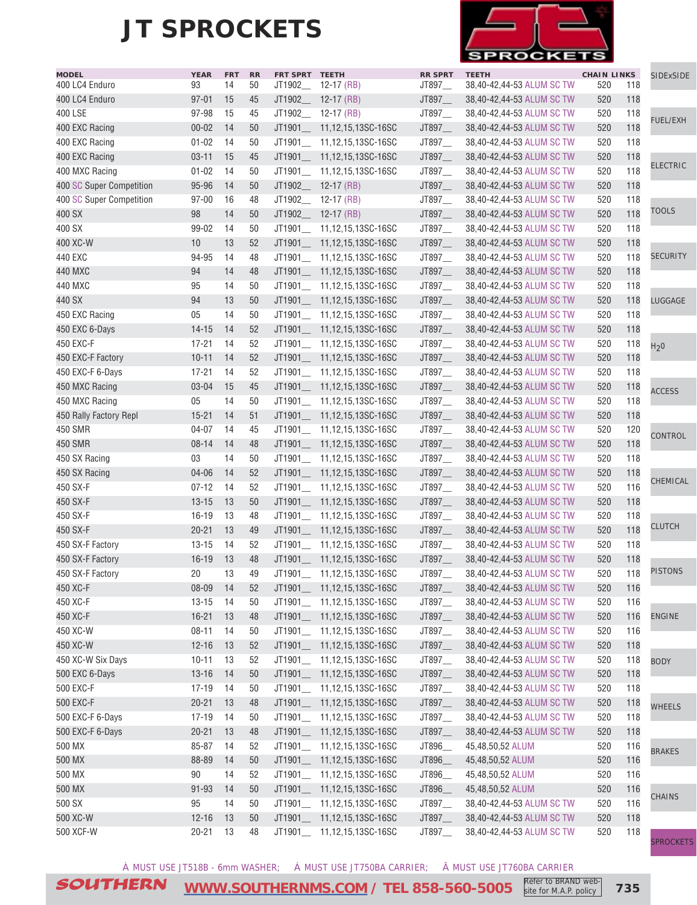# JT SPROCKETS

| MODEL | YEAR | FRT | RR | FRT SPRT | TEETH | RR SPRT | TEETH | CHAIN | LINKS |
|---|---|---|---|---|---|---|---|---|---|
| 400 LC4 Enduro | 93 | 14 | 50 | JT1902__ | 12-17 (RB) | JT897__ | 38,40-42,44-53 ALUM SC TW | 520 | 118 |
| 400 LC4 Enduro | 97-01 | 15 | 45 | JT1902__ | 12-17 (RB) | JT897__ | 38,40-42,44-53 ALUM SC TW | 520 | 118 |
| 400 LSE | 97-98 | 15 | 45 | JT1902__ | 12-17 (RB) | JT897__ | 38,40-42,44-53 ALUM SC TW | 520 | 118 |
| 400 EXC Racing | 00-02 | 14 | 50 | JT1901__ | 11,12,15,13SC-16SC | JT897__ | 38,40-42,44-53 ALUM SC TW | 520 | 118 |
| 400 EXC Racing | 01-02 | 14 | 50 | JT1901__ | 11,12,15,13SC-16SC | JT897__ | 38,40-42,44-53 ALUM SC TW | 520 | 118 |
| 400 EXC Racing | 03-11 | 15 | 45 | JT1901__ | 11,12,15,13SC-16SC | JT897__ | 38,40-42,44-53 ALUM SC TW | 520 | 118 |
| 400 MXC Racing | 01-02 | 14 | 50 | JT1901__ | 11,12,15,13SC-16SC | JT897__ | 38,40-42,44-53 ALUM SC TW | 520 | 118 |
| 400 SC Super Competition | 95-96 | 14 | 50 | JT1902__ | 12-17 (RB) | JT897__ | 38,40-42,44-53 ALUM SC TW | 520 | 118 |
| 400 SC Super Competition | 97-00 | 16 | 48 | JT1902__ | 12-17 (RB) | JT897__ | 38,40-42,44-53 ALUM SC TW | 520 | 118 |
| 400 SX | 98 | 14 | 50 | JT1902__ | 12-17 (RB) | JT897__ | 38,40-42,44-53 ALUM SC TW | 520 | 118 |
| 400 SX | 99-02 | 14 | 50 | JT1901__ | 11,12,15,13SC-16SC | JT897__ | 38,40-42,44-53 ALUM SC TW | 520 | 118 |
| 400 XC-W | 10 | 13 | 52 | JT1901__ | 11,12,15,13SC-16SC | JT897__ | 38,40-42,44-53 ALUM SC TW | 520 | 118 |
| 440 EXC | 94-95 | 14 | 48 | JT1901__ | 11,12,15,13SC-16SC | JT897__ | 38,40-42,44-53 ALUM SC TW | 520 | 118 |
| 440 MXC | 94 | 14 | 48 | JT1901__ | 11,12,15,13SC-16SC | JT897__ | 38,40-42,44-53 ALUM SC TW | 520 | 118 |
| 440 MXC | 95 | 14 | 50 | JT1901__ | 11,12,15,13SC-16SC | JT897__ | 38,40-42,44-53 ALUM SC TW | 520 | 118 |
| 440 SX | 94 | 13 | 50 | JT1901__ | 11,12,15,13SC-16SC | JT897__ | 38,40-42,44-53 ALUM SC TW | 520 | 118 |
| 450 EXC Racing | 05 | 14 | 50 | JT1901__ | 11,12,15,13SC-16SC | JT897__ | 38,40-42,44-53 ALUM SC TW | 520 | 118 |
| 450 EXC 6-Days | 14-15 | 14 | 52 | JT1901__ | 11,12,15,13SC-16SC | JT897__ | 38,40-42,44-53 ALUM SC TW | 520 | 118 |
| 450 EXC-F | 17-21 | 14 | 52 | JT1901__ | 11,12,15,13SC-16SC | JT897__ | 38,40-42,44-53 ALUM SC TW | 520 | 118 |
| 450 EXC-F Factory | 10-11 | 14 | 52 | JT1901__ | 11,12,15,13SC-16SC | JT897__ | 38,40-42,44-53 ALUM SC TW | 520 | 118 |
| 450 EXC-F 6-Days | 17-21 | 14 | 52 | JT1901__ | 11,12,15,13SC-16SC | JT897__ | 38,40-42,44-53 ALUM SC TW | 520 | 118 |
| 450 MXC Racing | 03-04 | 15 | 45 | JT1901__ | 11,12,15,13SC-16SC | JT897__ | 38,40-42,44-53 ALUM SC TW | 520 | 118 |
| 450 MXC Racing | 05 | 14 | 50 | JT1901__ | 11,12,15,13SC-16SC | JT897__ | 38,40-42,44-53 ALUM SC TW | 520 | 118 |
| 450 Rally Factory Repl | 15-21 | 14 | 51 | JT1901__ | 11,12,15,13SC-16SC | JT897__ | 38,40-42,44-53 ALUM SC TW | 520 | 118 |
| 450 SMR | 04-07 | 14 | 45 | JT1901__ | 11,12,15,13SC-16SC | JT897__ | 38,40-42,44-53 ALUM SC TW | 520 | 120 |
| 450 SMR | 08-14 | 14 | 48 | JT1901__ | 11,12,15,13SC-16SC | JT897__ | 38,40-42,44-53 ALUM SC TW | 520 | 118 |
| 450 SX Racing | 03 | 14 | 50 | JT1901__ | 11,12,15,13SC-16SC | JT897__ | 38,40-42,44-53 ALUM SC TW | 520 | 118 |
| 450 SX Racing | 04-06 | 14 | 52 | JT1901__ | 11,12,15,13SC-16SC | JT897__ | 38,40-42,44-53 ALUM SC TW | 520 | 118 |
| 450 SX-F | 07-12 | 14 | 52 | JT1901__ | 11,12,15,13SC-16SC | JT897__ | 38,40-42,44-53 ALUM SC TW | 520 | 116 |
| 450 SX-F | 13-15 | 13 | 50 | JT1901__ | 11,12,15,13SC-16SC | JT897__ | 38,40-42,44-53 ALUM SC TW | 520 | 118 |
| 450 SX-F | 16-19 | 13 | 48 | JT1901__ | 11,12,15,13SC-16SC | JT897__ | 38,40-42,44-53 ALUM SC TW | 520 | 118 |
| 450 SX-F | 20-21 | 13 | 49 | JT1901__ | 11,12,15,13SC-16SC | JT897__ | 38,40-42,44-53 ALUM SC TW | 520 | 118 |
| 450 SX-F Factory | 13-15 | 14 | 52 | JT1901__ | 11,12,15,13SC-16SC | JT897__ | 38,40-42,44-53 ALUM SC TW | 520 | 118 |
| 450 SX-F Factory | 16-19 | 13 | 48 | JT1901__ | 11,12,15,13SC-16SC | JT897__ | 38,40-42,44-53 ALUM SC TW | 520 | 118 |
| 450 SX-F Factory | 20 | 13 | 49 | JT1901__ | 11,12,15,13SC-16SC | JT897__ | 38,40-42,44-53 ALUM SC TW | 520 | 118 |
| 450 XC-F | 08-09 | 14 | 52 | JT1901__ | 11,12,15,13SC-16SC | JT897__ | 38,40-42,44-53 ALUM SC TW | 520 | 116 |
| 450 XC-F | 13-15 | 14 | 50 | JT1901__ | 11,12,15,13SC-16SC | JT897__ | 38,40-42,44-53 ALUM SC TW | 520 | 116 |
| 450 XC-F | 16-21 | 13 | 48 | JT1901__ | 11,12,15,13SC-16SC | JT897__ | 38,40-42,44-53 ALUM SC TW | 520 | 116 |
| 450 XC-W | 08-11 | 14 | 50 | JT1901__ | 11,12,15,13SC-16SC | JT897__ | 38,40-42,44-53 ALUM SC TW | 520 | 116 |
| 450 XC-W | 12-16 | 13 | 52 | JT1901__ | 11,12,15,13SC-16SC | JT897__ | 38,40-42,44-53 ALUM SC TW | 520 | 118 |
| 450 XC-W Six Days | 10-11 | 13 | 52 | JT1901__ | 11,12,15,13SC-16SC | JT897__ | 38,40-42,44-53 ALUM SC TW | 520 | 118 |
| 500 EXC 6-Days | 13-16 | 14 | 50 | JT1901__ | 11,12,15,13SC-16SC | JT897__ | 38,40-42,44-53 ALUM SC TW | 520 | 118 |
| 500 EXC-F | 17-19 | 14 | 50 | JT1901__ | 11,12,15,13SC-16SC | JT897__ | 38,40-42,44-53 ALUM SC TW | 520 | 118 |
| 500 EXC-F | 20-21 | 13 | 48 | JT1901__ | 11,12,15,13SC-16SC | JT897__ | 38,40-42,44-53 ALUM SC TW | 520 | 118 |
| 500 EXC-F 6-Days | 17-19 | 14 | 50 | JT1901__ | 11,12,15,13SC-16SC | JT897__ | 38,40-42,44-53 ALUM SC TW | 520 | 118 |
| 500 EXC-F 6-Days | 20-21 | 13 | 48 | JT1901__ | 11,12,15,13SC-16SC | JT897__ | 38,40-42,44-53 ALUM SC TW | 520 | 118 |
| 500 MX | 85-87 | 14 | 52 | JT1901__ | 11,12,15,13SC-16SC | JT896__ | 45,48,50,52 ALUM | 520 | 116 |
| 500 MX | 88-89 | 14 | 50 | JT1901__ | 11,12,15,13SC-16SC | JT896__ | 45,48,50,52 ALUM | 520 | 116 |
| 500 MX | 90 | 14 | 52 | JT1901__ | 11,12,15,13SC-16SC | JT896__ | 45,48,50,52 ALUM | 520 | 116 |
| 500 MX | 91-93 | 14 | 50 | JT1901__ | 11,12,15,13SC-16SC | JT896__ | 45,48,50,52 ALUM | 520 | 116 |
| 500 SX | 95 | 14 | 50 | JT1901__ | 11,12,15,13SC-16SC | JT897__ | 38,40-42,44-53 ALUM SC TW | 520 | 116 |
| 500 XC-W | 12-16 | 13 | 50 | JT1901__ | 11,12,15,13SC-16SC | JT897__ | 38,40-42,44-53 ALUM SC TW | 520 | 118 |
| 500 XCF-W | 20-21 | 13 | 48 | JT1901__ | 11,12,15,13SC-16SC | JT897__ | 38,40-42,44-53 ALUM SC TW | 520 | 118 |

À MUST USE JT518B - 6mm WASHER; Á MUST USE JT750BA CARRIER; Â MUST USE JT760BA CARRIER

SOUTHERN WWW.SOUTHERNMS.COM / TEL 858-560-5005 Refer to BRAND website for M.A.P. policy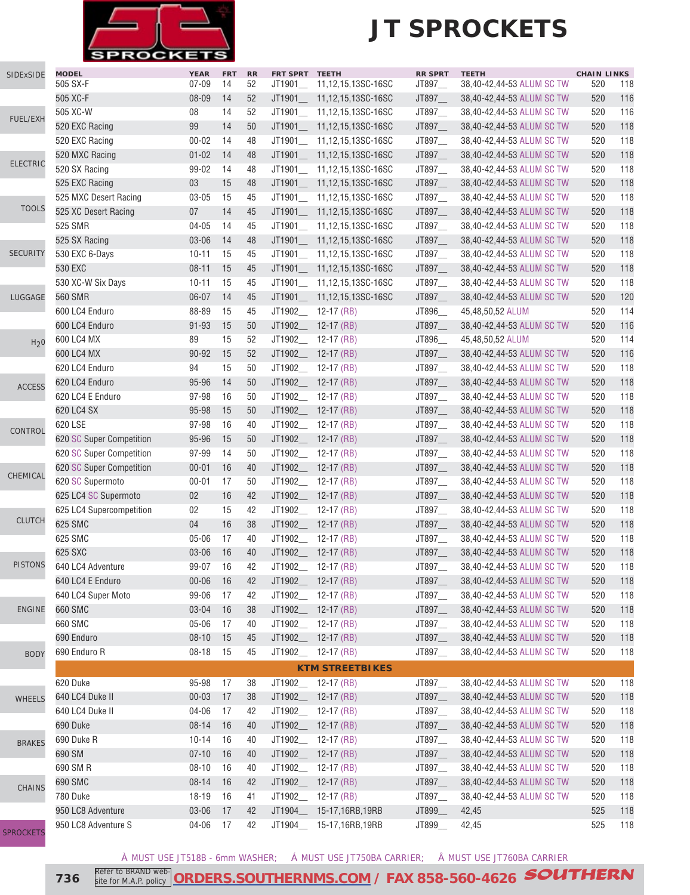# JT SPROCKETS

| MODEL | YEAR | FRT | RR | FRT SPRT | TEETH | RR SPRT | TEETH | CHAIN | LINKS |
|---|---|---|---|---|---|---|---|---|---|
| 505 SX-F | 07-09 | 14 | 52 | JT1901__ | 11,12,15,13SC-16SC | JT897__ | 38,40-42,44-53 ALUM SC TW | 520 | 118 |
| 505 XC-F | 08-09 | 14 | 52 | JT1901__ | 11,12,15,13SC-16SC | JT897__ | 38,40-42,44-53 ALUM SC TW | 520 | 116 |
| 505 XC-W | 08 | 14 | 52 | JT1901__ | 11,12,15,13SC-16SC | JT897__ | 38,40-42,44-53 ALUM SC TW | 520 | 116 |
| 520 EXC Racing | 99 | 14 | 50 | JT1901__ | 11,12,15,13SC-16SC | JT897__ | 38,40-42,44-53 ALUM SC TW | 520 | 118 |
| 520 EXC Racing | 00-02 | 14 | 48 | JT1901__ | 11,12,15,13SC-16SC | JT897__ | 38,40-42,44-53 ALUM SC TW | 520 | 118 |
| 520 MXC Racing | 01-02 | 14 | 48 | JT1901__ | 11,12,15,13SC-16SC | JT897__ | 38,40-42,44-53 ALUM SC TW | 520 | 118 |
| 520 SX Racing | 99-02 | 14 | 48 | JT1901__ | 11,12,15,13SC-16SC | JT897__ | 38,40-42,44-53 ALUM SC TW | 520 | 118 |
| 525 EXC Racing | 03 | 15 | 48 | JT1901__ | 11,12,15,13SC-16SC | JT897__ | 38,40-42,44-53 ALUM SC TW | 520 | 118 |
| 525 MXC Desert Racing | 03-05 | 15 | 45 | JT1901__ | 11,12,15,13SC-16SC | JT897__ | 38,40-42,44-53 ALUM SC TW | 520 | 118 |
| 525 XC Desert Racing | 07 | 14 | 45 | JT1901__ | 11,12,15,13SC-16SC | JT897__ | 38,40-42,44-53 ALUM SC TW | 520 | 118 |
| 525 SMR | 04-05 | 14 | 45 | JT1901__ | 11,12,15,13SC-16SC | JT897__ | 38,40-42,44-53 ALUM SC TW | 520 | 118 |
| 525 SX Racing | 03-06 | 14 | 48 | JT1901__ | 11,12,15,13SC-16SC | JT897__ | 38,40-42,44-53 ALUM SC TW | 520 | 118 |
| 530 EXC 6-Days | 10-11 | 15 | 45 | JT1901__ | 11,12,15,13SC-16SC | JT897__ | 38,40-42,44-53 ALUM SC TW | 520 | 118 |
| 530 EXC | 08-11 | 15 | 45 | JT1901__ | 11,12,15,13SC-16SC | JT897__ | 38,40-42,44-53 ALUM SC TW | 520 | 118 |
| 530 XC-W Six Days | 10-11 | 15 | 45 | JT1901__ | 11,12,15,13SC-16SC | JT897__ | 38,40-42,44-53 ALUM SC TW | 520 | 118 |
| 560 SMR | 06-07 | 14 | 45 | JT1901__ | 11,12,15,13SC-16SC | JT897__ | 38,40-42,44-53 ALUM SC TW | 520 | 120 |
| 600 LC4 Enduro | 88-89 | 15 | 45 | JT1902__ | 12-17 (RB) | JT896__ | 45,48,50,52 ALUM | 520 | 114 |
| 600 LC4 Enduro | 91-93 | 15 | 50 | JT1902__ | 12-17 (RB) | JT897__ | 38,40-42,44-53 ALUM SC TW | 520 | 116 |
| 600 LC4 MX | 89 | 15 | 52 | JT1902__ | 12-17 (RB) | JT896__ | 45,48,50,52 ALUM | 520 | 114 |
| 600 LC4 MX | 90-92 | 15 | 52 | JT1902__ | 12-17 (RB) | JT897__ | 38,40-42,44-53 ALUM SC TW | 520 | 116 |
| 620 LC4 Enduro | 94 | 15 | 50 | JT1902__ | 12-17 (RB) | JT897__ | 38,40-42,44-53 ALUM SC TW | 520 | 118 |
| 620 LC4 Enduro | 95-96 | 14 | 50 | JT1902__ | 12-17 (RB) | JT897__ | 38,40-42,44-53 ALUM SC TW | 520 | 118 |
| 620 LC4 E Enduro | 97-98 | 16 | 50 | JT1902__ | 12-17 (RB) | JT897__ | 38,40-42,44-53 ALUM SC TW | 520 | 118 |
| 620 LC4 SX | 95-98 | 15 | 50 | JT1902__ | 12-17 (RB) | JT897__ | 38,40-42,44-53 ALUM SC TW | 520 | 118 |
| 620 LSE | 97-98 | 16 | 40 | JT1902__ | 12-17 (RB) | JT897__ | 38,40-42,44-53 ALUM SC TW | 520 | 118 |
| 620 SC Super Competition | 95-96 | 15 | 50 | JT1902__ | 12-17 (RB) | JT897__ | 38,40-42,44-53 ALUM SC TW | 520 | 118 |
| 620 SC Super Competition | 97-99 | 14 | 50 | JT1902__ | 12-17 (RB) | JT897__ | 38,40-42,44-53 ALUM SC TW | 520 | 118 |
| 620 SC Super Competition | 00-01 | 16 | 40 | JT1902__ | 12-17 (RB) | JT897__ | 38,40-42,44-53 ALUM SC TW | 520 | 118 |
| 620 SC Supermoto | 00-01 | 17 | 50 | JT1902__ | 12-17 (RB) | JT897__ | 38,40-42,44-53 ALUM SC TW | 520 | 118 |
| 625 LC4 SC Supermoto | 02 | 16 | 42 | JT1902__ | 12-17 (RB) | JT897__ | 38,40-42,44-53 ALUM SC TW | 520 | 118 |
| 625 LC4 Supercompetition | 02 | 15 | 42 | JT1902__ | 12-17 (RB) | JT897__ | 38,40-42,44-53 ALUM SC TW | 520 | 118 |
| 625 SMC | 04 | 16 | 38 | JT1902__ | 12-17 (RB) | JT897__ | 38,40-42,44-53 ALUM SC TW | 520 | 118 |
| 625 SMC | 05-06 | 17 | 40 | JT1902__ | 12-17 (RB) | JT897__ | 38,40-42,44-53 ALUM SC TW | 520 | 118 |
| 625 SXC | 03-06 | 16 | 40 | JT1902__ | 12-17 (RB) | JT897__ | 38,40-42,44-53 ALUM SC TW | 520 | 118 |
| 640 LC4 Adventure | 99-07 | 16 | 42 | JT1902__ | 12-17 (RB) | JT897__ | 38,40-42,44-53 ALUM SC TW | 520 | 118 |
| 640 LC4 E Enduro | 00-06 | 16 | 42 | JT1902__ | 12-17 (RB) | JT897__ | 38,40-42,44-53 ALUM SC TW | 520 | 118 |
| 640 LC4 Super Moto | 99-06 | 17 | 42 | JT1902__ | 12-17 (RB) | JT897__ | 38,40-42,44-53 ALUM SC TW | 520 | 118 |
| 660 SMC | 03-04 | 16 | 38 | JT1902__ | 12-17 (RB) | JT897__ | 38,40-42,44-53 ALUM SC TW | 520 | 118 |
| 660 SMC | 05-06 | 17 | 40 | JT1902__ | 12-17 (RB) | JT897__ | 38,40-42,44-53 ALUM SC TW | 520 | 118 |
| 690 Enduro | 08-10 | 15 | 45 | JT1902__ | 12-17 (RB) | JT897__ | 38,40-42,44-53 ALUM SC TW | 520 | 118 |
| 690 Enduro R | 08-18 | 15 | 45 | JT1902__ | 12-17 (RB) | JT897__ | 38,40-42,44-53 ALUM SC TW | 520 | 118 |
| **KTM STREETBIKES** | | | | | | | | | |
| 620 Duke | 95-98 | 17 | 38 | JT1902__ | 12-17 (RB) | JT897__ | 38,40-42,44-53 ALUM SC TW | 520 | 118 |
| 640 LC4 Duke II | 00-03 | 17 | 38 | JT1902__ | 12-17 (RB) | JT897__ | 38,40-42,44-53 ALUM SC TW | 520 | 118 |
| 640 LC4 Duke II | 04-06 | 17 | 42 | JT1902__ | 12-17 (RB) | JT897__ | 38,40-42,44-53 ALUM SC TW | 520 | 118 |
| 690 Duke | 08-14 | 16 | 40 | JT1902__ | 12-17 (RB) | JT897__ | 38,40-42,44-53 ALUM SC TW | 520 | 118 |
| 690 Duke R | 10-14 | 16 | 40 | JT1902__ | 12-17 (RB) | JT897__ | 38,40-42,44-53 ALUM SC TW | 520 | 118 |
| 690 SM | 07-10 | 16 | 40 | JT1902__ | 12-17 (RB) | JT897__ | 38,40-42,44-53 ALUM SC TW | 520 | 118 |
| 690 SM R | 08-10 | 16 | 40 | JT1902__ | 12-17 (RB) | JT897__ | 38,40-42,44-53 ALUM SC TW | 520 | 118 |
| 690 SMC | 08-14 | 16 | 42 | JT1902__ | 12-17 (RB) | JT897__ | 38,40-42,44-53 ALUM SC TW | 520 | 118 |
| 780 Duke | 18-19 | 16 | 41 | JT1902__ | 12-17 (RB) | JT897__ | 38,40-42,44-53 ALUM SC TW | 520 | 118 |
| 950 LC8 Adventure | 03-06 | 17 | 42 | JT1904__ | 15-17,16RB,19RB | JT899__ | 42,45 | 525 | 118 |
| 950 LC8 Adventure S | 04-06 | 17 | 42 | JT1904__ | 15-17,16RB,19RB | JT899__ | 42,45 | 525 | 118 |

À MUST USE JT518B - 6mm WASHER; Á MUST USE JT750BA CARRIER; Â MUST USE JT760BA CARRIER

Refer to BRAND website for M.A.P. policy ORDERS.SOUTHERNMS.COM / FAX 858-560-4626 SOUTHERN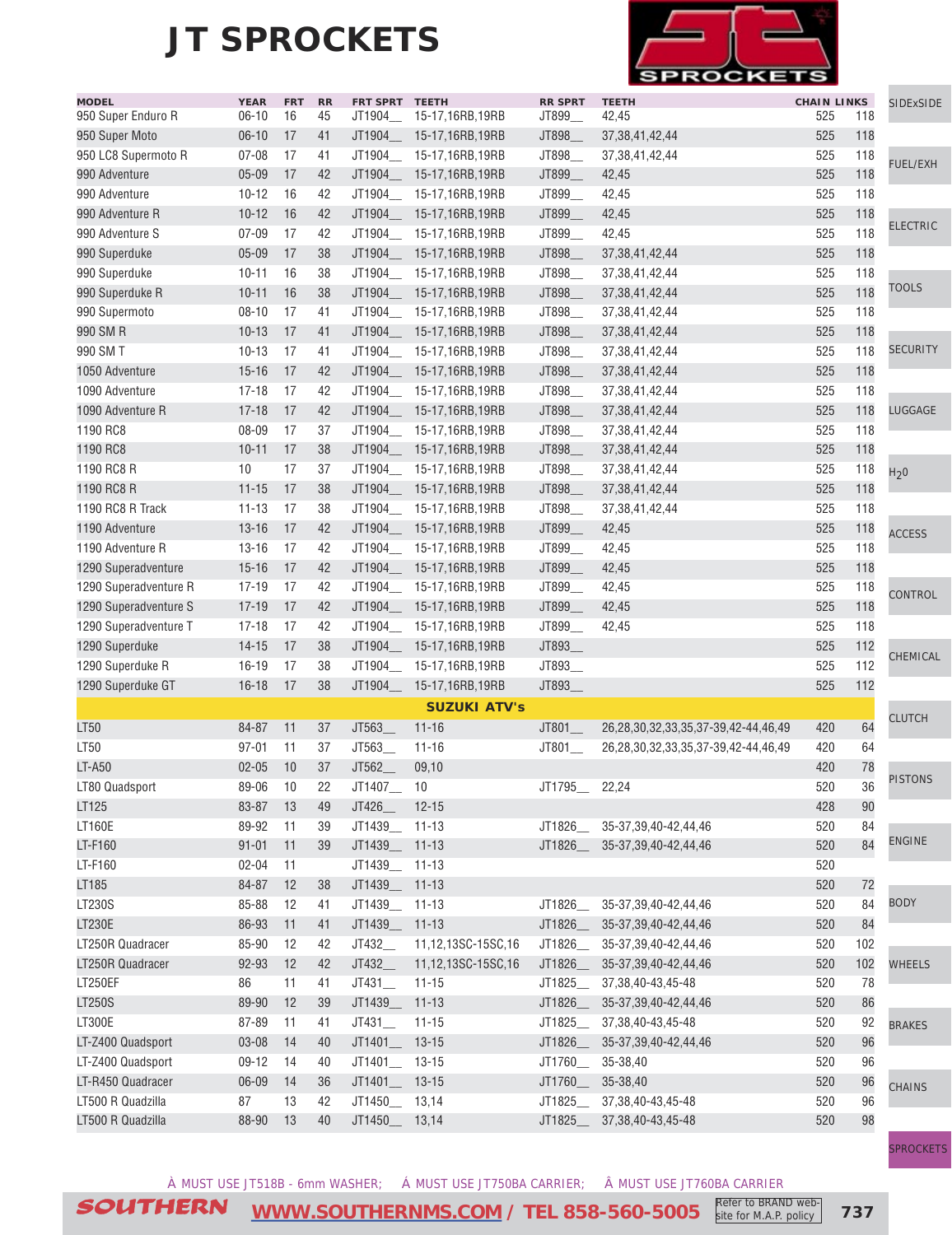# JT SPROCKETS

| MODEL | YEAR | FRT | RR | FRT SPRT | TEETH | RR SPRT | TEETH | CHAIN | LINKS |
|---|---|---|---|---|---|---|---|---|---|
| 950 Super Enduro R | 06-10 | 16 | 45 | JT1904__ | 15-17,16RB,19RB | JT899__ | 42,45 | 525 | 118 |
| 950 Super Moto | 06-10 | 17 | 41 | JT1904__ | 15-17,16RB,19RB | JT898__ | 37,38,41,42,44 | 525 | 118 |
| 950 LC8 Supermoto R | 07-08 | 17 | 41 | JT1904__ | 15-17,16RB,19RB | JT898__ | 37,38,41,42,44 | 525 | 118 |
| 990 Adventure | 05-09 | 17 | 42 | JT1904__ | 15-17,16RB,19RB | JT899__ | 42,45 | 525 | 118 |
| 990 Adventure | 10-12 | 16 | 42 | JT1904__ | 15-17,16RB,19RB | JT899__ | 42,45 | 525 | 118 |
| 990 Adventure R | 10-12 | 16 | 42 | JT1904__ | 15-17,16RB,19RB | JT899__ | 42,45 | 525 | 118 |
| 990 Adventure S | 07-09 | 17 | 42 | JT1904__ | 15-17,16RB,19RB | JT899__ | 42,45 | 525 | 118 |
| 990 Superduke | 05-09 | 17 | 38 | JT1904__ | 15-17,16RB,19RB | JT898__ | 37,38,41,42,44 | 525 | 118 |
| 990 Superduke | 10-11 | 16 | 38 | JT1904__ | 15-17,16RB,19RB | JT898__ | 37,38,41,42,44 | 525 | 118 |
| 990 Superduke R | 10-11 | 16 | 38 | JT1904__ | 15-17,16RB,19RB | JT898__ | 37,38,41,42,44 | 525 | 118 |
| 990 Supermoto | 08-10 | 17 | 41 | JT1904__ | 15-17,16RB,19RB | JT898__ | 37,38,41,42,44 | 525 | 118 |
| 990 SM R | 10-13 | 17 | 41 | JT1904__ | 15-17,16RB,19RB | JT898__ | 37,38,41,42,44 | 525 | 118 |
| 990 SM T | 10-13 | 17 | 41 | JT1904__ | 15-17,16RB,19RB | JT898__ | 37,38,41,42,44 | 525 | 118 |
| 1050 Adventure | 15-16 | 17 | 42 | JT1904__ | 15-17,16RB,19RB | JT898__ | 37,38,41,42,44 | 525 | 118 |
| 1090 Adventure | 17-18 | 17 | 42 | JT1904__ | 15-17,16RB,19RB | JT898__ | 37,38,41,42,44 | 525 | 118 |
| 1090 Adventure R | 17-18 | 17 | 42 | JT1904__ | 15-17,16RB,19RB | JT898__ | 37,38,41,42,44 | 525 | 118 |
| 1190 RC8 | 08-09 | 17 | 37 | JT1904__ | 15-17,16RB,19RB | JT898__ | 37,38,41,42,44 | 525 | 118 |
| 1190 RC8 | 10-11 | 17 | 38 | JT1904__ | 15-17,16RB,19RB | JT898__ | 37,38,41,42,44 | 525 | 118 |
| 1190 RC8 R | 10 | 17 | 37 | JT1904__ | 15-17,16RB,19RB | JT898__ | 37,38,41,42,44 | 525 | 118 |
| 1190 RC8 R | 11-15 | 17 | 38 | JT1904__ | 15-17,16RB,19RB | JT898__ | 37,38,41,42,44 | 525 | 118 |
| 1190 RC8 R Track | 11-13 | 17 | 38 | JT1904__ | 15-17,16RB,19RB | JT898__ | 37,38,41,42,44 | 525 | 118 |
| 1190 Adventure | 13-16 | 17 | 42 | JT1904__ | 15-17,16RB,19RB | JT899__ | 42,45 | 525 | 118 |
| 1190 Adventure R | 13-16 | 17 | 42 | JT1904__ | 15-17,16RB,19RB | JT899__ | 42,45 | 525 | 118 |
| 1290 Superadventure | 15-16 | 17 | 42 | JT1904__ | 15-17,16RB,19RB | JT899__ | 42,45 | 525 | 118 |
| 1290 Superadventure R | 17-19 | 17 | 42 | JT1904__ | 15-17,16RB,19RB | JT899__ | 42,45 | 525 | 118 |
| 1290 Superadventure S | 17-19 | 17 | 42 | JT1904__ | 15-17,16RB,19RB | JT899__ | 42,45 | 525 | 118 |
| 1290 Superadventure T | 17-18 | 17 | 42 | JT1904__ | 15-17,16RB,19RB | JT899__ | 42,45 | 525 | 118 |
| 1290 Superduke | 14-15 | 17 | 38 | JT1904__ | 15-17,16RB,19RB | JT893__ | | 525 | 112 |
| 1290 Superduke R | 16-19 | 17 | 38 | JT1904__ | 15-17,16RB,19RB | JT893__ | | 525 | 112 |
| 1290 Superduke GT | 16-18 | 17 | 38 | JT1904__ | 15-17,16RB,19RB | JT893__ | | 525 | 112 |
| **SUZUKI ATV's** | | | | | | | | | |
| LT50 | 84-87 | 11 | 37 | JT563__ | 11-16 | JT801__ | 26,28,30,32,33,35,37-39,42-44,46,49 | 420 | 64 |
| LT50 | 97-01 | 11 | 37 | JT563__ | 11-16 | JT801__ | 26,28,30,32,33,35,37-39,42-44,46,49 | 420 | 64 |
| LT-A50 | 02-05 | 10 | 37 | JT562__ | 09,10 | | | 420 | 78 |
| LT80 Quadsport | 89-06 | 10 | 22 | JT1407__ | 10 | JT1795__ | 22,24 | 520 | 36 |
| LT125 | 83-87 | 13 | 49 | JT426__ | 12-15 | | | 428 | 90 |
| LT160E | 89-92 | 11 | 39 | JT1439__ | 11-13 | JT1826__ | 35-37,39,40-42,44,46 | 520 | 84 |
| LT-F160 | 91-01 | 11 | 39 | JT1439__ | 11-13 | JT1826__ | 35-37,39,40-42,44,46 | 520 | 84 |
| LT-F160 | 02-04 | 11 | | JT1439__ | 11-13 | | | 520 | |
| LT185 | 84-87 | 12 | 38 | JT1439__ | 11-13 | | | 520 | 72 |
| LT230S | 85-88 | 12 | 41 | JT1439__ | 11-13 | JT1826__ | 35-37,39,40-42,44,46 | 520 | 84 |
| LT230E | 86-93 | 11 | 41 | JT1439__ | 11-13 | JT1826__ | 35-37,39,40-42,44,46 | 520 | 84 |
| LT250R Quadracer | 85-90 | 12 | 42 | JT432__ | 11,12,13SC-15SC,16 | JT1826__ | 35-37,39,40-42,44,46 | 520 | 102 |
| LT250R Quadracer | 92-93 | 12 | 42 | JT432__ | 11,12,13SC-15SC,16 | JT1826__ | 35-37,39,40-42,44,46 | 520 | 102 |
| LT250EF | 86 | 11 | 41 | JT431__ | 11-15 | JT1825__ | 37,38,40-43,45-48 | 520 | 78 |
| LT250S | 89-90 | 12 | 39 | JT1439__ | 11-13 | JT1826__ | 35-37,39,40-42,44,46 | 520 | 86 |
| LT300E | 87-89 | 11 | 41 | JT431__ | 11-15 | JT1825__ | 37,38,40-43,45-48 | 520 | 92 |
| LT-Z400 Quadsport | 03-08 | 14 | 40 | JT1401__ | 13-15 | JT1826__ | 35-37,39,40-42,44,46 | 520 | 96 |
| LT-Z400 Quadsport | 09-12 | 14 | 40 | JT1401__ | 13-15 | JT1760__ | 35-38,40 | 520 | 96 |
| LT-R450 Quadracer | 06-09 | 14 | 36 | JT1401__ | 13-15 | JT1760__ | 35-38,40 | 520 | 96 |
| LT500 R Quadzilla | 87 | 13 | 42 | JT1450__ | 13,14 | JT1825__ | 37,38,40-43,45-48 | 520 | 96 |
| LT500 R Quadzilla | 88-90 | 13 | 40 | JT1450__ | 13,14 | JT1825__ | 37,38,40-43,45-48 | 520 | 98 |

À MUST USE JT518B - 6mm WASHER; Á MUST USE JT750BA CARRIER; Â MUST USE JT760BA CARRIER

SOUTHERN WWW.SOUTHERNMS.COM / TEL 858-560-5005 Refer to BRAND web-site for M.A.P. policy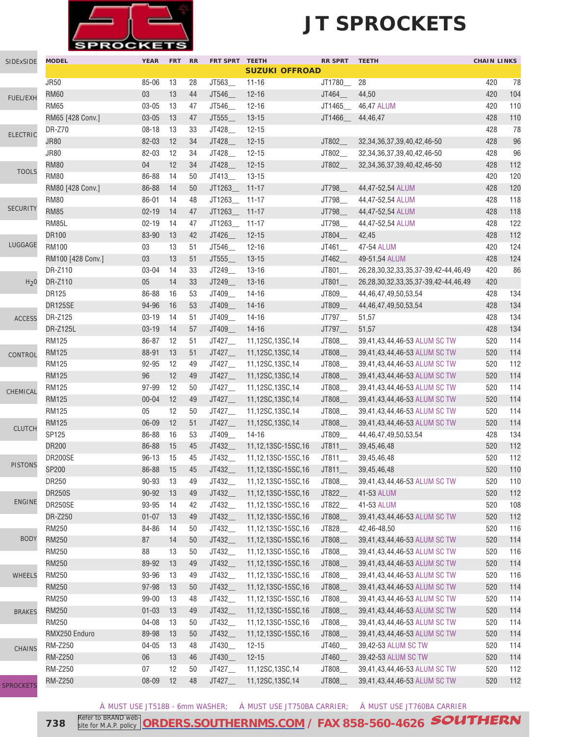# JT SPROCKETS

| MODEL | YEAR | FRT | RR | FRT SPRT | TEETH | RR SPRT | TEETH | CHAIN | LINKS |
|---|---|---|---|---|---|---|---|---|---|
| | | | | | **SUZUKI OFFROAD** | | | | |
| JR50 | 85-06 | 13 | 28 | JT563__ | 11-16 | JT1780__ | 28 | 420 | 78 |
| RM60 | 03 | 13 | 44 | JT546__ | 12-16 | JT464__ | 44,50 | 420 | 104 |
| RM65 | 03-05 | 13 | 47 | JT546__ | 12-16 | JT1465__ | 46,47 ALUM | 420 | 110 |
| RM65 [428 Conv.] | 03-05 | 13 | 47 | JT555__ | 13-15 | JT1466__ | 44,46,47 | 428 | 110 |
| DR-Z70 | 08-18 | 13 | 33 | JT428__ | 12-15 | | | 428 | 78 |
| JR80 | 82-03 | 12 | 34 | JT428__ | 12-15 | JT802__ | 32,34,36,37,39,40,42,46-50 | 428 | 96 |
| JR80 | 82-03 | 12 | 34 | JT428__ | 12-15 | JT802__ | 32,34,36,37,39,40,42,46-50 | 428 | 96 |
| RM80 | 04 | 12 | 34 | JT428__ | 12-15 | JT802__ | 32,34,36,37,39,40,42,46-50 | 428 | 112 |
| RM80 | 86-88 | 14 | 50 | JT413__ | 13-15 | | | 420 | 120 |
| RM80 [428 Conv.] | 86-88 | 14 | 50 | JT1263__ | 11-17 | JT798__ | 44,47-52,54 ALUM | 428 | 120 |
| RM80 | 86-01 | 14 | 48 | JT1263__ | 11-17 | JT798__ | 44,47-52,54 ALUM | 428 | 118 |
| RM85 | 02-19 | 14 | 47 | JT1263__ | 11-17 | JT798__ | 44,47-52,54 ALUM | 428 | 118 |
| RM85L | 02-19 | 14 | 47 | JT1263__ | 11-17 | JT798__ | 44,47-52,54 ALUM | 428 | 122 |
| DR100 | 83-90 | 13 | 42 | JT426__ | 12-15 | JT804__ | 42,45 | 428 | 112 |
| RM100 | 03 | 13 | 51 | JT546__ | 12-16 | JT461__ | 47-54 ALUM | 420 | 124 |
| RM100 [428 Conv.] | 03 | 13 | 51 | JT555__ | 13-15 | JT462__ | 49-51,54 ALUM | 428 | 124 |
| DR-Z110 | 03-04 | 14 | 33 | JT249__ | 13-16 | JT801__ | 26,28,30,32,33,35,37-39,42-44,46,49 | 420 | 86 |
| DR-Z110 | 05 | 14 | 33 | JT249__ | 13-16 | JT801__ | 26,28,30,32,33,35,37-39,42-44,46,49 | 420 | |
| DR125 | 86-88 | 16 | 53 | JT409__ | 14-16 | JT809__ | 44,46,47,49,50,53,54 | 428 | 134 |
| DR125SE | 94-96 | 16 | 53 | JT409__ | 14-16 | JT809__ | 44,46,47,49,50,53,54 | 428 | 134 |
| DR-Z125 | 03-19 | 14 | 51 | JT409__ | 14-16 | JT797__ | 51,57 | 428 | 134 |
| DR-Z125L | 03-19 | 14 | 57 | JT409__ | 14-16 | JT797__ | 51,57 | 428 | 134 |
| RM125 | 86-87 | 12 | 51 | JT427__ | 11,12SC,13SC,14 | JT808__ | 39,41,43,44,46-53 ALUM SC TW | 520 | 114 |
| RM125 | 88-91 | 13 | 51 | JT427__ | 11,12SC,13SC,14 | JT808__ | 39,41,43,44,46-53 ALUM SC TW | 520 | 114 |
| RM125 | 92-95 | 12 | 49 | JT427__ | 11,12SC,13SC,14 | JT808__ | 39,41,43,44,46-53 ALUM SC TW | 520 | 112 |
| RM125 | 96 | 12 | 49 | JT427__ | 11,12SC,13SC,14 | JT808__ | 39,41,43,44,46-53 ALUM SC TW | 520 | 114 |
| RM125 | 97-99 | 12 | 50 | JT427__ | 11,12SC,13SC,14 | JT808__ | 39,41,43,44,46-53 ALUM SC TW | 520 | 114 |
| RM125 | 00-04 | 12 | 49 | JT427__ | 11,12SC,13SC,14 | JT808__ | 39,41,43,44,46-53 ALUM SC TW | 520 | 114 |
| RM125 | 05 | 12 | 50 | JT427__ | 11,12SC,13SC,14 | JT808__ | 39,41,43,44,46-53 ALUM SC TW | 520 | 114 |
| RM125 | 06-09 | 12 | 51 | JT427__ | 11,12SC,13SC,14 | JT808__ | 39,41,43,44,46-53 ALUM SC TW | 520 | 114 |
| SP125 | 86-88 | 16 | 53 | JT409__ | 14-16 | JT809__ | 44,46,47,49,50,53,54 | 428 | 134 |
| DR200 | 86-88 | 15 | 45 | JT432__ | 11,12,13SC-15SC,16 | JT811__ | 39,45,46,48 | 520 | 112 |
| DR200SE | 96-13 | 15 | 45 | JT432__ | 11,12,13SC-15SC,16 | JT811__ | 39,45,46,48 | 520 | 112 |
| SP200 | 86-88 | 15 | 45 | JT432__ | 11,12,13SC-15SC,16 | JT811__ | 39,45,46,48 | 520 | 110 |
| DR250 | 90-93 | 13 | 49 | JT432__ | 11,12,13SC-15SC,16 | JT808__ | 39,41,43,44,46-53 ALUM SC TW | 520 | 110 |
| DR250S | 90-92 | 13 | 49 | JT432__ | 11,12,13SC-15SC,16 | JT822__ | 41-53 ALUM | 520 | 112 |
| DR250SE | 93-95 | 14 | 42 | JT432__ | 11,12,13SC-15SC,16 | JT822__ | 41-53 ALUM | 520 | 108 |
| DR-Z250 | 01-07 | 13 | 49 | JT432__ | 11,12,13SC-15SC,16 | JT808__ | 39,41,43,44,46-53 ALUM SC TW | 520 | 112 |
| RM250 | 84-86 | 14 | 50 | JT432__ | 11,12,13SC-15SC,16 | JT828__ | 42,46-48,50 | 520 | 116 |
| RM250 | 87 | 14 | 50 | JT432__ | 11,12,13SC-15SC,16 | JT808__ | 39,41,43,44,46-53 ALUM SC TW | 520 | 114 |
| RM250 | 88 | 13 | 50 | JT432__ | 11,12,13SC-15SC,16 | JT808__ | 39,41,43,44,46-53 ALUM SC TW | 520 | 116 |
| RM250 | 89-92 | 13 | 49 | JT432__ | 11,12,13SC-15SC,16 | JT808__ | 39,41,43,44,46-53 ALUM SC TW | 520 | 114 |
| RM250 | 93-96 | 13 | 49 | JT432__ | 11,12,13SC-15SC,16 | JT808__ | 39,41,43,44,46-53 ALUM SC TW | 520 | 116 |
| RM250 | 97-98 | 13 | 50 | JT432__ | 11,12,13SC-15SC,16 | JT808__ | 39,41,43,44,46-53 ALUM SC TW | 520 | 114 |
| RM250 | 99-00 | 13 | 48 | JT432__ | 11,12,13SC-15SC,16 | JT808__ | 39,41,43,44,46-53 ALUM SC TW | 520 | 114 |
| RM250 | 01-03 | 13 | 49 | JT432__ | 11,12,13SC-15SC,16 | JT808__ | 39,41,43,44,46-53 ALUM SC TW | 520 | 114 |
| RM250 | 04-08 | 13 | 50 | JT432__ | 11,12,13SC-15SC,16 | JT808__ | 39,41,43,44,46-53 ALUM SC TW | 520 | 114 |
| RMX250 Enduro | 89-98 | 13 | 50 | JT432__ | 11,12,13SC-15SC,16 | JT808__ | 39,41,43,44,46-53 ALUM SC TW | 520 | 114 |
| RM-Z250 | 04-05 | 13 | 48 | JT430__ | 12-15 | JT460__ | 39,42-53 ALUM SC TW | 520 | 114 |
| RM-Z250 | 06 | 13 | 46 | JT430__ | 12-15 | JT460__ | 39,42-53 ALUM SC TW | 520 | 114 |
| RM-Z250 | 07 | 12 | 50 | JT427__ | 11,12SC,13SC,14 | JT808__ | 39,41,43,44,46-53 ALUM SC TW | 520 | 112 |
| RM-Z250 | 08-09 | 12 | 48 | JT427__ | 11,12SC,13SC,14 | JT808__ | 39,41,43,44,46-53 ALUM SC TW | 520 | 112 |

À MUST USE JT518B - 6mm WASHER; Á MUST USE JT750BA CARRIER; Â MUST USE JT760BA CARRIER

Refer to BRAND website for M.A.P. policy | ORDERS.SOUTHERNMS.COM / FAX 858-560-4626 SOUTHERN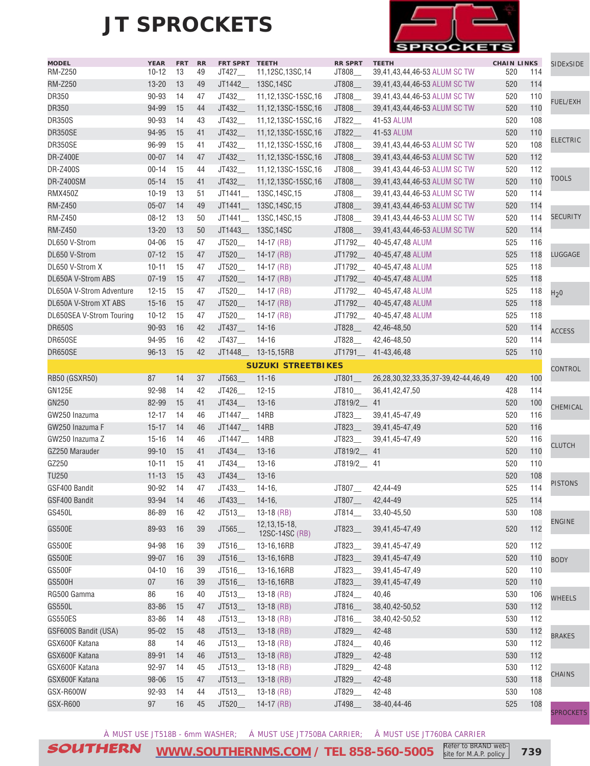# JT SPROCKETS

| MODEL | YEAR | FRT | RR | FRT SPRT | TEETH | RR SPRT | TEETH | CHAIN | LINKS |
|---|---|---|---|---|---|---|---|---|---|
| RM-Z250 | 10-12 | 13 | 49 | JT427__ | 11,12SC,13SC,14 | JT808__ | 39,41,43,44,46-53 ALUM SC TW | 520 | 114 |
| RM-Z250 | 13-20 | 13 | 49 | JT1442__ | 13SC,14SC | JT808__ | 39,41,43,44,46-53 ALUM SC TW | 520 | 114 |
| DR350 | 90-93 | 14 | 47 | JT432__ | 11,12,13SC-15SC,16 | JT808__ | 39,41,43,44,46-53 ALUM SC TW | 520 | 110 |
| DR350 | 94-99 | 15 | 44 | JT432__ | 11,12,13SC-15SC,16 | JT808__ | 39,41,43,44,46-53 ALUM SC TW | 520 | 110 |
| DR350S | 90-93 | 14 | 43 | JT432__ | 11,12,13SC-15SC,16 | JT822__ | 41-53 ALUM | 520 | 108 |
| DR350SE | 94-95 | 15 | 41 | JT432__ | 11,12,13SC-15SC,16 | JT822__ | 41-53 ALUM | 520 | 110 |
| DR350SE | 96-99 | 15 | 41 | JT432__ | 11,12,13SC-15SC,16 | JT808__ | 39,41,43,44,46-53 ALUM SC TW | 520 | 108 |
| DR-Z400E | 00-07 | 14 | 47 | JT432__ | 11,12,13SC-15SC,16 | JT808__ | 39,41,43,44,46-53 ALUM SC TW | 520 | 112 |
| DR-Z400S | 00-14 | 15 | 44 | JT432__ | 11,12,13SC-15SC,16 | JT808__ | 39,41,43,44,46-53 ALUM SC TW | 520 | 112 |
| DR-Z400SM | 05-14 | 15 | 41 | JT432__ | 11,12,13SC-15SC,16 | JT808__ | 39,41,43,44,46-53 ALUM SC TW | 520 | 110 |
| RMX450Z | 10-19 | 13 | 51 | JT1441__ | 13SC,14SC,15 | JT808__ | 39,41,43,44,46-53 ALUM SC TW | 520 | 114 |
| RM-Z450 | 05-07 | 14 | 49 | JT1441__ | 13SC,14SC,15 | JT808__ | 39,41,43,44,46-53 ALUM SC TW | 520 | 114 |
| RM-Z450 | 08-12 | 13 | 50 | JT1441__ | 13SC,14SC,15 | JT808__ | 39,41,43,44,46-53 ALUM SC TW | 520 | 114 |
| RM-Z450 | 13-20 | 13 | 50 | JT1443__ | 13SC,14SC | JT808__ | 39,41,43,44,46-53 ALUM SC TW | 520 | 114 |
| DL650 V-Strom | 04-06 | 15 | 47 | JT520__ | 14-17 (RB) | JT1792__ | 40-45,47,48 ALUM | 525 | 116 |
| DL650 V-Strom | 07-12 | 15 | 47 | JT520__ | 14-17 (RB) | JT1792__ | 40-45,47,48 ALUM | 525 | 118 |
| DL650 V-Strom X | 10-11 | 15 | 47 | JT520__ | 14-17 (RB) | JT1792__ | 40-45,47,48 ALUM | 525 | 118 |
| DL650A V-Strom ABS | 07-19 | 15 | 47 | JT520__ | 14-17 (RB) | JT1792__ | 40-45,47,48 ALUM | 525 | 118 |
| DL650A V-Strom Adventure | 12-15 | 15 | 47 | JT520__ | 14-17 (RB) | JT1792__ | 40-45,47,48 ALUM | 525 | 118 |
| DL650A V-Strom XT ABS | 15-16 | 15 | 47 | JT520__ | 14-17 (RB) | JT1792__ | 40-45,47,48 ALUM | 525 | 118 |
| DL650SEA V-Strom Touring | 10-12 | 15 | 47 | JT520__ | 14-17 (RB) | JT1792__ | 40-45,47,48 ALUM | 525 | 118 |
| DR650S | 90-93 | 16 | 42 | JT437__ | 14-16 | JT828__ | 42,46-48,50 | 520 | 114 |
| DR650SE | 94-95 | 16 | 42 | JT437__ | 14-16 | JT828__ | 42,46-48,50 | 520 | 114 |
| DR650SE | 96-13 | 15 | 42 | JT1448__ | 13-15,15RB | JT1791__ | 41-43,46,48 | 525 | 110 |
| **SUZUKI STREETBIKES** | | | | | | | | | |
| RB50 (GSXR50) | 87 | 14 | 37 | JT563__ | 11-16 | JT801__ | 26,28,30,32,33,35,37-39,42-44,46,49 | 420 | 100 |
| GN125E | 92-98 | 14 | 42 | JT426__ | 12-15 | JT810__ | 36,41,42,47,50 | 428 | 114 |
| GN250 | 82-99 | 15 | 41 | JT434__ | 13-16 | JT819/2__ | 41 | 520 | 100 |
| GW250 Inazuma | 12-17 | 14 | 46 | JT1447__ | 14RB | JT823__ | 39,41,45-47,49 | 520 | 116 |
| GW250 Inazuma F | 15-17 | 14 | 46 | JT1447__ | 14RB | JT823__ | 39,41,45-47,49 | 520 | 116 |
| GW250 Inazuma Z | 15-16 | 14 | 46 | JT1447__ | 14RB | JT823__ | 39,41,45-47,49 | 520 | 116 |
| GZ250 Marauder | 99-10 | 15 | 41 | JT434__ | 13-16 | JT819/2__ | 41 | 520 | 110 |
| GZ250 | 10-11 | 15 | 41 | JT434__ | 13-16 | JT819/2__ | 41 | 520 | 110 |
| TU250 | 11-13 | 15 | 43 | JT434__ | 13-16 | | | 520 | 108 |
| GSF400 Bandit | 90-92 | 14 | 47 | JT433__ | 14-16, | JT807__ | 42,44-49 | 525 | 114 |
| GSF400 Bandit | 93-94 | 14 | 46 | JT433__ | 14-16, | JT807__ | 42,44-49 | 525 | 114 |
| GS450L | 86-89 | 16 | 42 | JT513__ | 13-18 (RB) | JT814__ | 33,40-45,50 | 530 | 108 |
| GS500E | 89-93 | 16 | 39 | JT565__ | 12,13,15-18, 12SC-14SC (RB) | JT823__ | 39,41,45-47,49 | 520 | 112 |
| GS500E | 94-98 | 16 | 39 | JT516__ | 13-16,16RB | JT823__ | 39,41,45-47,49 | 520 | 112 |
| GS500E | 99-07 | 16 | 39 | JT516__ | 13-16,16RB | JT823__ | 39,41,45-47,49 | 520 | 110 |
| GS500F | 04-10 | 16 | 39 | JT516__ | 13-16,16RB | JT823__ | 39,41,45-47,49 | 520 | 110 |
| GS500H | 07 | 16 | 39 | JT516__ | 13-16,16RB | JT823__ | 39,41,45-47,49 | 520 | 110 |
| RG500 Gamma | 86 | 16 | 40 | JT513__ | 13-18 (RB) | JT824__ | 40,46 | 530 | 106 |
| GS550L | 83-86 | 15 | 47 | JT513__ | 13-18 (RB) | JT816__ | 38,40,42-50,52 | 530 | 112 |
| GS550ES | 83-86 | 14 | 48 | JT513__ | 13-18 (RB) | JT816__ | 38,40,42-50,52 | 530 | 112 |
| GSF600S Bandit (USA) | 95-02 | 15 | 48 | JT513__ | 13-18 (RB) | JT829__ | 42-48 | 530 | 112 |
| GSX600F Katana | 88 | 14 | 46 | JT513__ | 13-18 (RB) | JT824__ | 40,46 | 530 | 112 |
| GSX600F Katana | 89-91 | 14 | 46 | JT513__ | 13-18 (RB) | JT829__ | 42-48 | 530 | 112 |
| GSX600F Katana | 92-97 | 14 | 45 | JT513__ | 13-18 (RB) | JT829__ | 42-48 | 530 | 112 |
| GSX600F Katana | 98-06 | 15 | 47 | JT513__ | 13-18 (RB) | JT829__ | 42-48 | 530 | 118 |
| GSX-R600W | 92-93 | 14 | 44 | JT513__ | 13-18 (RB) | JT829__ | 42-48 | 530 | 108 |
| GSX-R600 | 97 | 16 | 45 | JT520__ | 14-17 (RB) | JT498__ | 38-40,44-46 | 525 | 108 |

À MUST USE JT518B - 6mm WASHER; Á MUST USE JT750BA CARRIER; Â MUST USE JT760BA CARRIER

SOUTHERN WWW.SOUTHERNMS.COM / TEL 858-560-5005 Refer to BRAND web-site for M.A.P. policy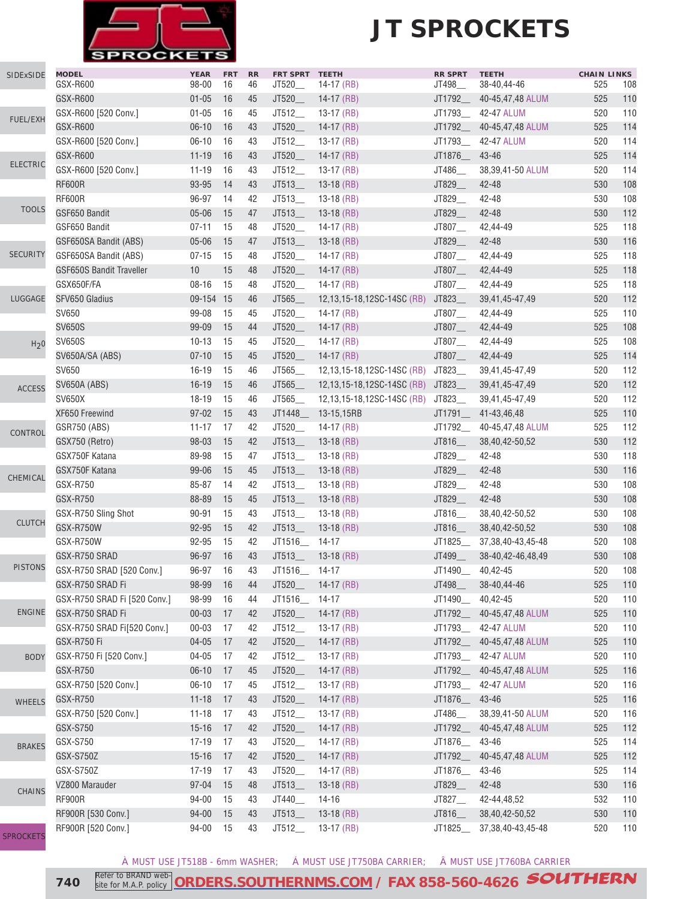# JT SPROCKETS

| MODEL | YEAR | FRT | RR | FRT SPRT | TEETH | RR SPRT | TEETH | CHAIN | LINKS |
|---|---|---|---|---|---|---|---|---|---|
| GSX-R600 | 98-00 | 16 | 46 | JT520__ | 14-17 (RB) | JT498__ | 38-40,44-46 | 525 | 108 |
| GSX-R600 | 01-05 | 16 | 45 | JT520__ | 14-17 (RB) | JT1792__ | 40-45,47,48 ALUM | 525 | 110 |
| GSX-R600 [520 Conv.] | 01-05 | 16 | 45 | JT512__ | 13-17 (RB) | JT1793__ | 42-47 ALUM | 520 | 110 |
| GSX-R600 | 06-10 | 16 | 43 | JT520__ | 14-17 (RB) | JT1792__ | 40-45,47,48 ALUM | 525 | 114 |
| GSX-R600 [520 Conv.] | 06-10 | 16 | 43 | JT512__ | 13-17 (RB) | JT1793__ | 42-47 ALUM | 520 | 114 |
| GSX-R600 | 11-19 | 16 | 43 | JT520__ | 14-17 (RB) | JT1876__ | 43-46 | 525 | 114 |
| GSX-R600 [520 Conv.] | 11-19 | 16 | 43 | JT512__ | 13-17 (RB) | JT486__ | 38,39,41-50 ALUM | 520 | 114 |
| RF600R | 93-95 | 14 | 43 | JT513__ | 13-18 (RB) | JT829__ | 42-48 | 530 | 108 |
| RF600R | 96-97 | 14 | 42 | JT513__ | 13-18 (RB) | JT829__ | 42-48 | 530 | 108 |
| GSF650 Bandit | 05-06 | 15 | 47 | JT513__ | 13-18 (RB) | JT829__ | 42-48 | 530 | 112 |
| GSF650 Bandit | 07-11 | 15 | 48 | JT520__ | 14-17 (RB) | JT807__ | 42,44-49 | 525 | 118 |
| GSF650SA Bandit (ABS) | 05-06 | 15 | 47 | JT513__ | 13-18 (RB) | JT829__ | 42-48 | 530 | 116 |
| GSF650SA Bandit (ABS) | 07-15 | 15 | 48 | JT520__ | 14-17 (RB) | JT807__ | 42,44-49 | 525 | 118 |
| GSF650S Bandit Traveller | 10 | 15 | 48 | JT520__ | 14-17 (RB) | JT807__ | 42,44-49 | 525 | 118 |
| GSX650F/FA | 08-16 | 15 | 48 | JT520__ | 14-17 (RB) | JT807__ | 42,44-49 | 525 | 118 |
| SFV650 Gladius | 09-154 | 15 | 46 | JT565__ | 12,13,15-18,12SC-14SC (RB) | JT823__ | 39,41,45-47,49 | 520 | 112 |
| SV650 | 99-08 | 15 | 45 | JT520__ | 14-17 (RB) | JT807__ | 42,44-49 | 525 | 110 |
| SV650S | 99-09 | 15 | 44 | JT520__ | 14-17 (RB) | JT807__ | 42,44-49 | 525 | 108 |
| SV650S | 10-13 | 15 | 45 | JT520__ | 14-17 (RB) | JT807__ | 42,44-49 | 525 | 108 |
| SV650A/SA (ABS) | 07-10 | 15 | 45 | JT520__ | 14-17 (RB) | JT807__ | 42,44-49 | 525 | 114 |
| SV650 | 16-19 | 15 | 46 | JT565__ | 12,13,15-18,12SC-14SC (RB) | JT823__ | 39,41,45-47,49 | 520 | 112 |
| SV650A (ABS) | 16-19 | 15 | 46 | JT565__ | 12,13,15-18,12SC-14SC (RB) | JT823__ | 39,41,45-47,49 | 520 | 112 |
| SV650X | 18-19 | 15 | 46 | JT565__ | 12,13,15-18,12SC-14SC (RB) | JT823__ | 39,41,45-47,49 | 520 | 112 |
| XF650 Freewind | 97-02 | 15 | 43 | JT1448__ | 13-15,15RB | JT1791__ | 41-43,46,48 | 525 | 110 |
| GSR750 (ABS) | 11-17 | 17 | 42 | JT520__ | 14-17 (RB) | JT1792__ | 40-45,47,48 ALUM | 525 | 112 |
| GSX750 (Retro) | 98-03 | 15 | 42 | JT513__ | 13-18 (RB) | JT816__ | 38,40,42-50,52 | 530 | 112 |
| GSX750F Katana | 89-98 | 15 | 47 | JT513__ | 13-18 (RB) | JT829__ | 42-48 | 530 | 118 |
| GSX750F Katana | 99-06 | 15 | 45 | JT513__ | 13-18 (RB) | JT829__ | 42-48 | 530 | 116 |
| GSX-R750 | 85-87 | 14 | 42 | JT513__ | 13-18 (RB) | JT829__ | 42-48 | 530 | 108 |
| GSX-R750 | 88-89 | 15 | 45 | JT513__ | 13-18 (RB) | JT829__ | 42-48 | 530 | 108 |
| GSX-R750 Sling Shot | 90-91 | 15 | 43 | JT513__ | 13-18 (RB) | JT816__ | 38,40,42-50,52 | 530 | 108 |
| GSX-R750W | 92-95 | 15 | 42 | JT513__ | 13-18 (RB) | JT816__ | 38,40,42-50,52 | 530 | 108 |
| GSX-R750W | 92-95 | 15 | 42 | JT1516__ | 14-17 | JT1825__ | 37,38,40-43,45-48 | 520 | 108 |
| GSX-R750 SRAD | 96-97 | 16 | 43 | JT513__ | 13-18 (RB) | JT499__ | 38-40,42-46,48,49 | 530 | 108 |
| GSX-R750 SRAD [520 Conv.] | 96-97 | 16 | 43 | JT1516__ | 14-17 | JT1490__ | 40,42-45 | 520 | 108 |
| GSX-R750 SRAD Fi | 98-99 | 16 | 44 | JT520__ | 14-17 (RB) | JT498__ | 38-40,44-46 | 525 | 110 |
| GSX-R750 SRAD Fi [520 Conv.] | 98-99 | 16 | 44 | JT1516__ | 14-17 | JT1490__ | 40,42-45 | 520 | 110 |
| GSX-R750 SRAD Fi | 00-03 | 17 | 42 | JT520__ | 14-17 (RB) | JT1792__ | 40-45,47,48 ALUM | 525 | 110 |
| GSX-R750 SRAD Fi[520 Conv.] | 00-03 | 17 | 42 | JT512__ | 13-17 (RB) | JT1793__ | 42-47 ALUM | 520 | 110 |
| GSX-R750 Fi | 04-05 | 17 | 42 | JT520__ | 14-17 (RB) | JT1792__ | 40-45,47,48 ALUM | 525 | 110 |
| GSX-R750 Fi [520 Conv.] | 04-05 | 17 | 42 | JT512__ | 13-17 (RB) | JT1793__ | 42-47 ALUM | 520 | 110 |
| GSX-R750 | 06-10 | 17 | 45 | JT520__ | 14-17 (RB) | JT1792__ | 40-45,47,48 ALUM | 525 | 116 |
| GSX-R750 [520 Conv.] | 06-10 | 17 | 45 | JT512__ | 13-17 (RB) | JT1793__ | 42-47 ALUM | 520 | 116 |
| GSX-R750 | 11-18 | 17 | 43 | JT520__ | 14-17 (RB) | JT1876__ | 43-46 | 525 | 116 |
| GSX-R750 [520 Conv.] | 11-18 | 17 | 43 | JT512__ | 13-17 (RB) | JT486__ | 38,39,41-50 ALUM | 520 | 116 |
| GSX-S750 | 15-16 | 17 | 42 | JT520__ | 14-17 (RB) | JT1792__ | 40-45,47,48 ALUM | 525 | 112 |
| GSX-S750 | 17-19 | 17 | 43 | JT520__ | 14-17 (RB) | JT1876__ | 43-46 | 525 | 114 |
| GSX-S750Z | 15-16 | 17 | 42 | JT520__ | 14-17 (RB) | JT1792__ | 40-45,47,48 ALUM | 525 | 112 |
| GSX-S750Z | 17-19 | 17 | 43 | JT520__ | 14-17 (RB) | JT1876__ | 43-46 | 525 | 114 |
| VZ800 Marauder | 97-04 | 15 | 48 | JT513__ | 13-18 (RB) | JT829__ | 42-48 | 530 | 116 |
| RF900R | 94-00 | 15 | 43 | JT440__ | 14-16 | JT827__ | 42-44,48,52 | 532 | 110 |
| RF900R [530 Conv.] | 94-00 | 15 | 43 | JT513__ | 13-18 (RB) | JT816__ | 38,40,42-50,52 | 530 | 110 |
| RF900R [520 Conv.] | 94-00 | 15 | 43 | JT512__ | 13-17 (RB) | JT1825__ | 37,38,40-43,45-48 | 520 | 110 |

À MUST USE JT518B - 6mm WASHER; Á MUST USE JT750BA CARRIER; Â MUST USE JT760BA CARRIER

Refer to BRAND website for M.A.P. policy ORDERS.SOUTHERNMS.COM / FAX 858-560-4626 SOUTHERN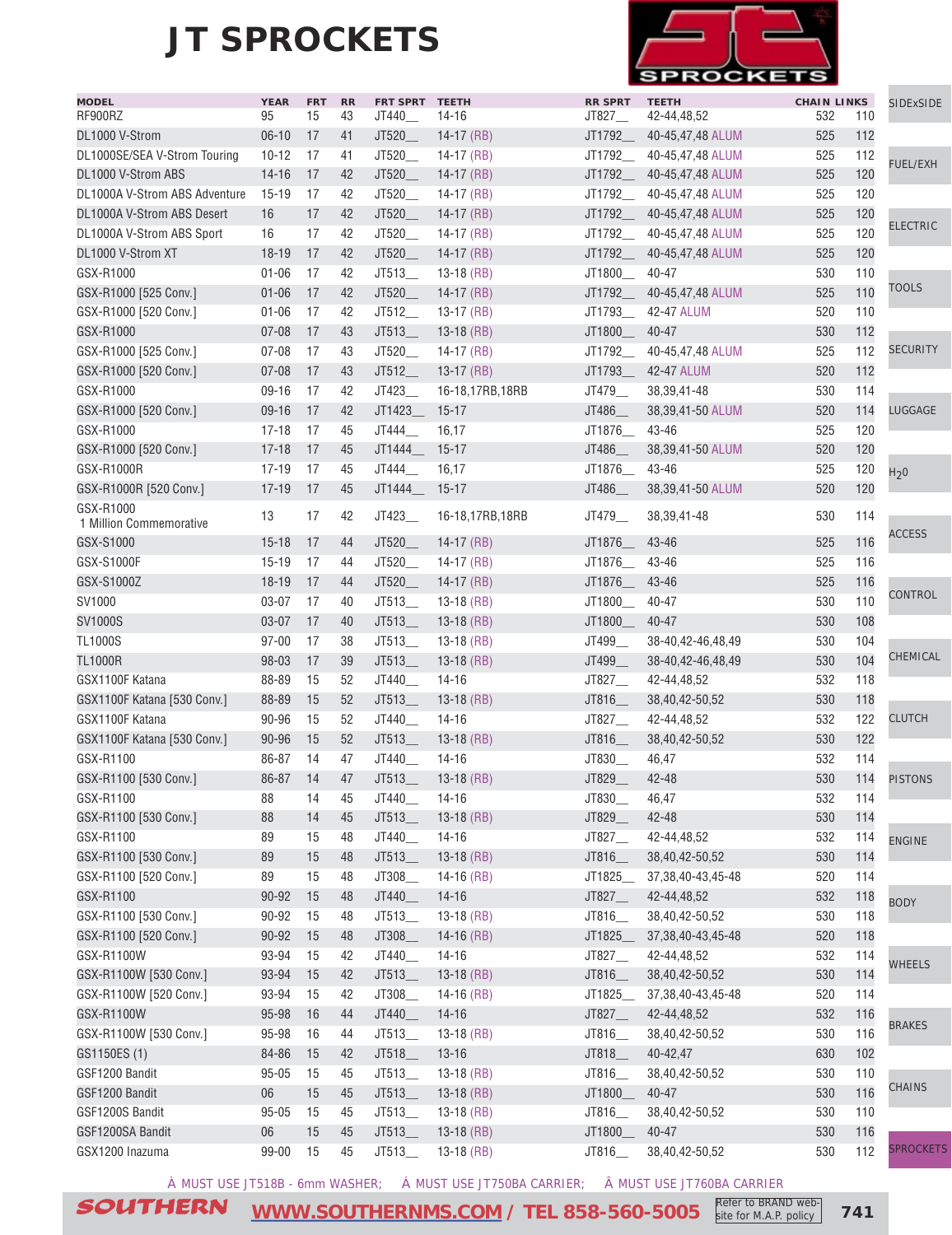# JT SPROCKETS

| MODEL | YEAR | FRT | RR | FRT SPRT | TEETH | RR SPRT | TEETH | CHAIN | LINKS |
|---|---|---|---|---|---|---|---|---|---|
| RF900RZ | 95 | 15 | 43 | JT440__ | 14-16 | JT827__ | 42-44,48,52 | 532 | 110 |
| DL1000 V-Strom | 06-10 | 17 | 41 | JT520__ | 14-17 (RB) | JT1792__ | 40-45,47,48 ALUM | 525 | 112 |
| DL1000SE/SEA V-Strom Touring | 10-12 | 17 | 41 | JT520__ | 14-17 (RB) | JT1792__ | 40-45,47,48 ALUM | 525 | 112 |
| DL1000 V-Strom ABS | 14-16 | 17 | 42 | JT520__ | 14-17 (RB) | JT1792__ | 40-45,47,48 ALUM | 525 | 120 |
| DL1000A V-Strom ABS Adventure | 15-19 | 17 | 42 | JT520__ | 14-17 (RB) | JT1792__ | 40-45,47,48 ALUM | 525 | 120 |
| DL1000A V-Strom ABS Desert | 16 | 17 | 42 | JT520__ | 14-17 (RB) | JT1792__ | 40-45,47,48 ALUM | 525 | 120 |
| DL1000A V-Strom ABS Sport | 16 | 17 | 42 | JT520__ | 14-17 (RB) | JT1792__ | 40-45,47,48 ALUM | 525 | 120 |
| DL1000 V-Strom XT | 18-19 | 17 | 42 | JT520__ | 14-17 (RB) | JT1792__ | 40-45,47,48 ALUM | 525 | 120 |
| GSX-R1000 | 01-06 | 17 | 42 | JT513__ | 13-18 (RB) | JT1800__ | 40-47 | 530 | 110 |
| GSX-R1000 [525 Conv.] | 01-06 | 17 | 42 | JT520__ | 14-17 (RB) | JT1792__ | 40-45,47,48 ALUM | 525 | 110 |
| GSX-R1000 [520 Conv.] | 01-06 | 17 | 42 | JT512__ | 13-17 (RB) | JT1793__ | 42-47 ALUM | 520 | 110 |
| GSX-R1000 | 07-08 | 17 | 43 | JT513__ | 13-18 (RB) | JT1800__ | 40-47 | 530 | 112 |
| GSX-R1000 [525 Conv.] | 07-08 | 17 | 43 | JT520__ | 14-17 (RB) | JT1792__ | 40-45,47,48 ALUM | 525 | 112 |
| GSX-R1000 [520 Conv.] | 07-08 | 17 | 43 | JT512__ | 13-17 (RB) | JT1793__ | 42-47 ALUM | 520 | 112 |
| GSX-R1000 | 09-16 | 17 | 42 | JT423__ | 16-18,17RB,18RB | JT479__ | 38,39,41-48 | 530 | 114 |
| GSX-R1000 [520 Conv.] | 09-16 | 17 | 42 | JT1423__ | 15-17 | JT486__ | 38,39,41-50 ALUM | 520 | 114 |
| GSX-R1000 | 17-18 | 17 | 45 | JT444__ | 16,17 | JT1876__ | 43-46 | 525 | 120 |
| GSX-R1000 [520 Conv.] | 17-18 | 17 | 45 | JT1444__ | 15-17 | JT486__ | 38,39,41-50 ALUM | 520 | 120 |
| GSX-R1000R | 17-19 | 17 | 45 | JT444__ | 16,17 | JT1876__ | 43-46 | 525 | 120 |
| GSX-R1000R [520 Conv.] | 17-19 | 17 | 45 | JT1444__ | 15-17 | JT486__ | 38,39,41-50 ALUM | 520 | 120 |
| GSX-R1000 1 Million Commemorative | 13 | 17 | 42 | JT423__ | 16-18,17RB,18RB | JT479__ | 38,39,41-48 | 530 | 114 |
| GSX-S1000 | 15-18 | 17 | 44 | JT520__ | 14-17 (RB) | JT1876__ | 43-46 | 525 | 116 |
| GSX-S1000F | 15-19 | 17 | 44 | JT520__ | 14-17 (RB) | JT1876__ | 43-46 | 525 | 116 |
| GSX-S1000Z | 18-19 | 17 | 44 | JT520__ | 14-17 (RB) | JT1876__ | 43-46 | 525 | 116 |
| SV1000 | 03-07 | 17 | 40 | JT513__ | 13-18 (RB) | JT1800__ | 40-47 | 530 | 110 |
| SV1000S | 03-07 | 17 | 40 | JT513__ | 13-18 (RB) | JT1800__ | 40-47 | 530 | 108 |
| TL1000S | 97-00 | 17 | 38 | JT513__ | 13-18 (RB) | JT499__ | 38-40,42-46,48,49 | 530 | 104 |
| TL1000R | 98-03 | 17 | 39 | JT513__ | 13-18 (RB) | JT499__ | 38-40,42-46,48,49 | 530 | 104 |
| GSX1100F Katana | 88-89 | 15 | 52 | JT440__ | 14-16 | JT827__ | 42-44,48,52 | 532 | 118 |
| GSX1100F Katana [530 Conv.] | 88-89 | 15 | 52 | JT513__ | 13-18 (RB) | JT816__ | 38,40,42-50,52 | 530 | 118 |
| GSX1100F Katana | 90-96 | 15 | 52 | JT440__ | 14-16 | JT827__ | 42-44,48,52 | 532 | 122 |
| GSX1100F Katana [530 Conv.] | 90-96 | 15 | 52 | JT513__ | 13-18 (RB) | JT816__ | 38,40,42-50,52 | 530 | 122 |
| GSX-R1100 | 86-87 | 14 | 47 | JT440__ | 14-16 | JT830__ | 46,47 | 532 | 114 |
| GSX-R1100 [530 Conv.] | 86-87 | 14 | 47 | JT513__ | 13-18 (RB) | JT829__ | 42-48 | 530 | 114 |
| GSX-R1100 | 88 | 14 | 45 | JT440__ | 14-16 | JT830__ | 46,47 | 532 | 114 |
| GSX-R1100 [530 Conv.] | 88 | 14 | 45 | JT513__ | 13-18 (RB) | JT829__ | 42-48 | 530 | 114 |
| GSX-R1100 | 89 | 15 | 48 | JT440__ | 14-16 | JT827__ | 42-44,48,52 | 532 | 114 |
| GSX-R1100 [530 Conv.] | 89 | 15 | 48 | JT513__ | 13-18 (RB) | JT816__ | 38,40,42-50,52 | 530 | 114 |
| GSX-R1100 [520 Conv.] | 89 | 15 | 48 | JT308__ | 14-16 (RB) | JT1825__ | 37,38,40-43,45-48 | 520 | 114 |
| GSX-R1100 | 90-92 | 15 | 48 | JT440__ | 14-16 | JT827__ | 42-44,48,52 | 532 | 118 |
| GSX-R1100 [530 Conv.] | 90-92 | 15 | 48 | JT513__ | 13-18 (RB) | JT816__ | 38,40,42-50,52 | 530 | 118 |
| GSX-R1100 [520 Conv.] | 90-92 | 15 | 48 | JT308__ | 14-16 (RB) | JT1825__ | 37,38,40-43,45-48 | 520 | 118 |
| GSX-R1100W | 93-94 | 15 | 42 | JT440__ | 14-16 | JT827__ | 42-44,48,52 | 532 | 114 |
| GSX-R1100W [530 Conv.] | 93-94 | 15 | 42 | JT513__ | 13-18 (RB) | JT816__ | 38,40,42-50,52 | 530 | 114 |
| GSX-R1100W [520 Conv.] | 93-94 | 15 | 42 | JT308__ | 14-16 (RB) | JT1825__ | 37,38,40-43,45-48 | 520 | 114 |
| GSX-R1100W | 95-98 | 16 | 44 | JT440__ | 14-16 | JT827__ | 42-44,48,52 | 532 | 116 |
| GSX-R1100W [530 Conv.] | 95-98 | 16 | 44 | JT513__ | 13-18 (RB) | JT816__ | 38,40,42-50,52 | 530 | 116 |
| GS1150ES (1) | 84-86 | 15 | 42 | JT518__ | 13-16 | JT818__ | 40-42,47 | 630 | 102 |
| GSF1200 Bandit | 95-05 | 15 | 45 | JT513__ | 13-18 (RB) | JT816__ | 38,40,42-50,52 | 530 | 110 |
| GSF1200 Bandit | 06 | 15 | 45 | JT513__ | 13-18 (RB) | JT1800__ | 40-47 | 530 | 116 |
| GSF1200S Bandit | 95-05 | 15 | 45 | JT513__ | 13-18 (RB) | JT816__ | 38,40,42-50,52 | 530 | 110 |
| GSF1200SA Bandit | 06 | 15 | 45 | JT513__ | 13-18 (RB) | JT1800__ | 40-47 | 530 | 116 |
| GSX1200 Inazuma | 99-00 | 15 | 45 | JT513__ | 13-18 (RB) | JT816__ | 38,40,42-50,52 | 530 | 112 |

À MUST USE JT518B - 6mm WASHER; Á MUST USE JT750BA CARRIER; Â MUST USE JT760BA CARRIER

SOUTHERN WWW.SOUTHERNMS.COM / TEL 858-560-5005 Refer to BRAND web-site for M.A.P. policy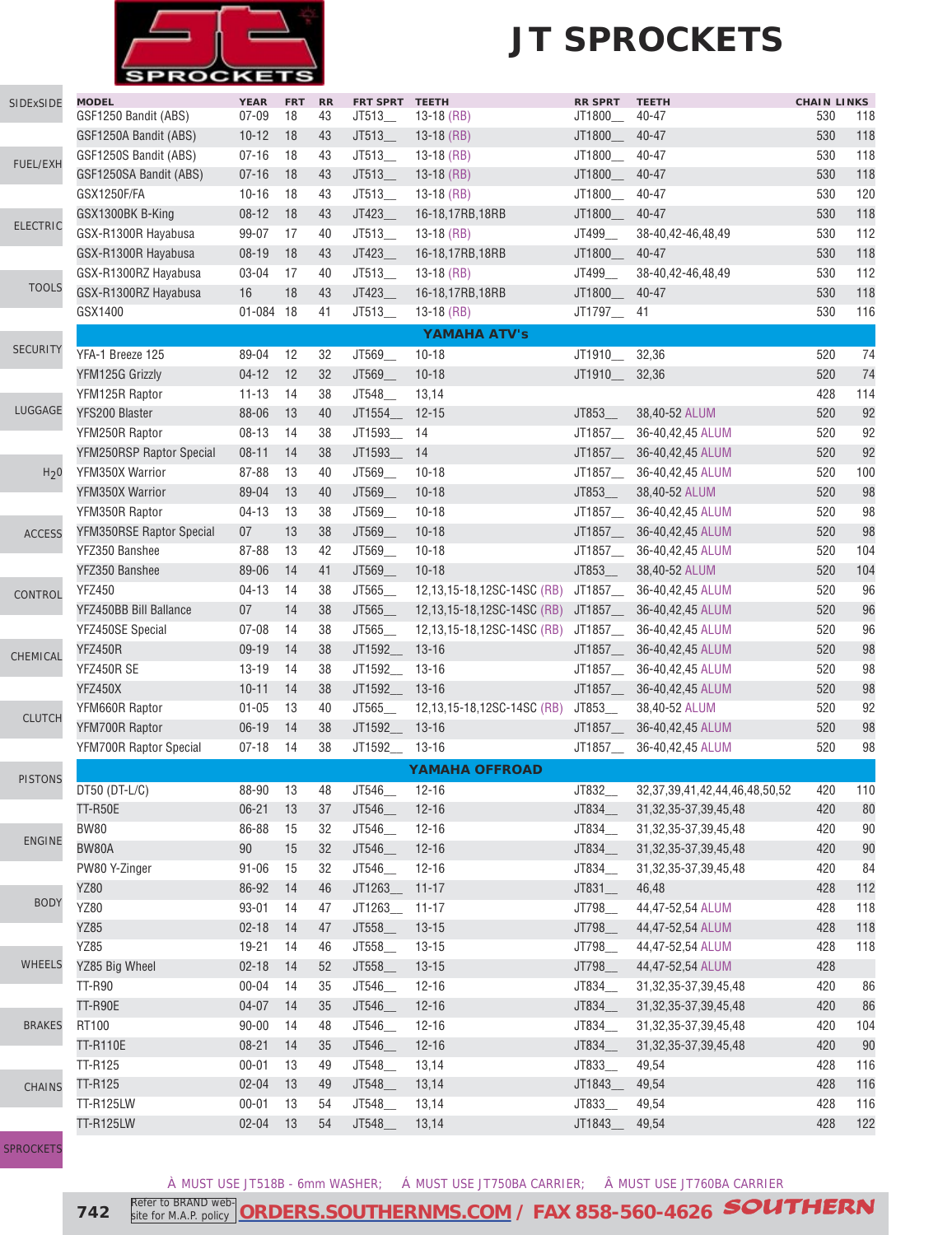# JT SPROCKETS

| MODEL | YEAR | FRT | RR | FRT SPRT | TEETH | RR SPRT | TEETH | CHAIN | LINKS |
|---|---|---|---|---|---|---|---|---|---|
| GSF1250 Bandit (ABS) | 07-09 | 18 | 43 | JT513__ | 13-18 (RB) | JT1800__ | 40-47 | 530 | 118 |
| GSF1250A Bandit (ABS) | 10-12 | 18 | 43 | JT513__ | 13-18 (RB) | JT1800__ | 40-47 | 530 | 118 |
| GSF1250S Bandit (ABS) | 07-16 | 18 | 43 | JT513__ | 13-18 (RB) | JT1800__ | 40-47 | 530 | 118 |
| GSF1250SA Bandit (ABS) | 07-16 | 18 | 43 | JT513__ | 13-18 (RB) | JT1800__ | 40-47 | 530 | 118 |
| GSX1250F/FA | 10-16 | 18 | 43 | JT513__ | 13-18 (RB) | JT1800__ | 40-47 | 530 | 120 |
| GSX1300BK B-King | 08-12 | 18 | 43 | JT423__ | 16-18,17RB,18RB | JT1800__ | 40-47 | 530 | 118 |
| GSX-R1300R Hayabusa | 99-07 | 17 | 40 | JT513__ | 13-18 (RB) | JT499__ | 38-40,42-46,48,49 | 530 | 112 |
| GSX-R1300R Hayabusa | 08-19 | 18 | 43 | JT423__ | 16-18,17RB,18RB | JT1800__ | 40-47 | 530 | 118 |
| GSX-R1300RZ Hayabusa | 03-04 | 17 | 40 | JT513__ | 13-18 (RB) | JT499__ | 38-40,42-46,48,49 | 530 | 112 |
| GSX-R1300RZ Hayabusa | 16 | 18 | 43 | JT423__ | 16-18,17RB,18RB | JT1800__ | 40-47 | 530 | 118 |
| GSX1400 | 01-084 | 18 | 41 | JT513__ | 13-18 (RB) | JT1797__ | 41 | 530 | 116 |
| **YAMAHA ATV's** | | | | | | | | | |
| YFA-1 Breeze 125 | 89-04 | 12 | 32 | JT569__ | 10-18 | JT1910__ | 32,36 | 520 | 74 |
| YFM125G Grizzly | 04-12 | 12 | 32 | JT569__ | 10-18 | JT1910__ | 32,36 | 520 | 74 |
| YFM125R Raptor | 11-13 | 14 | 38 | JT548__ | 13,14 | | | 428 | 114 |
| YFS200 Blaster | 88-06 | 13 | 40 | JT1554__ | 12-15 | JT853__ | 38,40-52 ALUM | 520 | 92 |
| YFM250R Raptor | 08-13 | 14 | 38 | JT1593__ | 14 | JT1857__ | 36-40,42,45 ALUM | 520 | 92 |
| YFM250RSP Raptor Special | 08-11 | 14 | 38 | JT1593__ | 14 | JT1857__ | 36-40,42,45 ALUM | 520 | 92 |
| YFM350X Warrior | 87-88 | 13 | 40 | JT569__ | 10-18 | JT1857__ | 36-40,42,45 ALUM | 520 | 100 |
| YFM350X Warrior | 89-04 | 13 | 40 | JT569__ | 10-18 | JT853__ | 38,40-52 ALUM | 520 | 98 |
| YFM350R Raptor | 04-13 | 13 | 38 | JT569__ | 10-18 | JT1857__ | 36-40,42,45 ALUM | 520 | 98 |
| YFM350RSE Raptor Special | 07 | 13 | 38 | JT569__ | 10-18 | JT1857__ | 36-40,42,45 ALUM | 520 | 98 |
| YFZ350 Banshee | 87-88 | 13 | 42 | JT569__ | 10-18 | JT1857__ | 36-40,42,45 ALUM | 520 | 104 |
| YFZ350 Banshee | 89-06 | 14 | 41 | JT569__ | 10-18 | JT853__ | 38,40-52 ALUM | 520 | 104 |
| YFZ450 | 04-13 | 14 | 38 | JT565__ | 12,13,15-18,12SC-14SC (RB) | JT1857__ | 36-40,42,45 ALUM | 520 | 96 |
| YFZ450BB Bill Ballance | 07 | 14 | 38 | JT565__ | 12,13,15-18,12SC-14SC (RB) | JT1857__ | 36-40,42,45 ALUM | 520 | 96 |
| YFZ450SE Special | 07-08 | 14 | 38 | JT565__ | 12,13,15-18,12SC-14SC (RB) | JT1857__ | 36-40,42,45 ALUM | 520 | 96 |
| YFZ450R | 09-19 | 14 | 38 | JT1592__ | 13-16 | JT1857__ | 36-40,42,45 ALUM | 520 | 98 |
| YFZ450R SE | 13-19 | 14 | 38 | JT1592__ | 13-16 | JT1857__ | 36-40,42,45 ALUM | 520 | 98 |
| YFZ450X | 10-11 | 14 | 38 | JT1592__ | 13-16 | JT1857__ | 36-40,42,45 ALUM | 520 | 98 |
| YFM660R Raptor | 01-05 | 13 | 40 | JT565__ | 12,13,15-18,12SC-14SC (RB) | JT853__ | 38,40-52 ALUM | 520 | 92 |
| YFM700R Raptor | 06-19 | 14 | 38 | JT1592__ | 13-16 | JT1857__ | 36-40,42,45 ALUM | 520 | 98 |
| YFM700R Raptor Special | 07-18 | 14 | 38 | JT1592__ | 13-16 | JT1857__ | 36-40,42,45 ALUM | 520 | 98 |
| **YAMAHA OFFROAD** | | | | | | | | | |
| DT50 (DT-L/C) | 88-90 | 13 | 48 | JT546__ | 12-16 | JT832__ | 32,37,39,41,42,44,46,48,50,52 | 420 | 110 |
| TT-R50E | 06-21 | 13 | 37 | JT546__ | 12-16 | JT834__ | 31,32,35-37,39,45,48 | 420 | 80 |
| BW80 | 86-88 | 15 | 32 | JT546__ | 12-16 | JT834__ | 31,32,35-37,39,45,48 | 420 | 90 |
| BW80A | 90 | 15 | 32 | JT546__ | 12-16 | JT834__ | 31,32,35-37,39,45,48 | 420 | 90 |
| PW80 Y-Zinger | 91-06 | 15 | 32 | JT546__ | 12-16 | JT834__ | 31,32,35-37,39,45,48 | 420 | 84 |
| YZ80 | 86-92 | 14 | 46 | JT1263__ | 11-17 | JT831__ | 46,48 | 428 | 112 |
| YZ80 | 93-01 | 14 | 47 | JT1263__ | 11-17 | JT798__ | 44,47-52,54 ALUM | 428 | 118 |
| YZ85 | 02-18 | 14 | 47 | JT558__ | 13-15 | JT798__ | 44,47-52,54 ALUM | 428 | 118 |
| YZ85 | 19-21 | 14 | 46 | JT558__ | 13-15 | JT798__ | 44,47-52,54 ALUM | 428 | 118 |
| YZ85 Big Wheel | 02-18 | 14 | 52 | JT558__ | 13-15 | JT798__ | 44,47-52,54 ALUM | 428 | |
| TT-R90 | 00-04 | 14 | 35 | JT546__ | 12-16 | JT834__ | 31,32,35-37,39,45,48 | 420 | 86 |
| TT-R90E | 04-07 | 14 | 35 | JT546__ | 12-16 | JT834__ | 31,32,35-37,39,45,48 | 420 | 86 |
| RT100 | 90-00 | 14 | 48 | JT546__ | 12-16 | JT834__ | 31,32,35-37,39,45,48 | 420 | 104 |
| TT-R110E | 08-21 | 14 | 35 | JT546__ | 12-16 | JT834__ | 31,32,35-37,39,45,48 | 420 | 90 |
| TT-R125 | 00-01 | 13 | 49 | JT548__ | 13,14 | JT833__ | 49,54 | 428 | 116 |
| TT-R125 | 02-04 | 13 | 49 | JT548__ | 13,14 | JT1843__ | 49,54 | 428 | 116 |
| TT-R125LW | 00-01 | 13 | 54 | JT548__ | 13,14 | JT833__ | 49,54 | 428 | 116 |
| TT-R125LW | 02-04 | 13 | 54 | JT548__ | 13,14 | JT1843__ | 49,54 | 428 | 122 |

À MUST USE JT518B - 6mm WASHER; À MUST USE JT750BA CARRIER; Â MUST USE JT760BA CARRIER

Refer to BRAND web-site for M.A.P. policy | ORDERS.SOUTHERNMS.COM / FAX 858-560-4626 SOUTHERN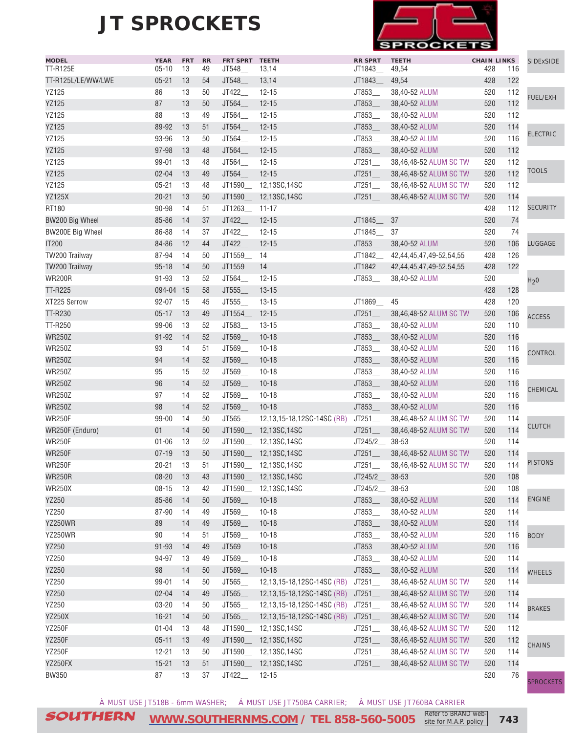# JT SPROCKETS

| MODEL | YEAR | FRT | RR | FRT SPRT | TEETH | RR SPRT | TEETH | CHAIN | LINKS |
|---|---|---|---|---|---|---|---|---|---|
| TT-R125E | 05-10 | 13 | 49 | JT548__ | 13,14 | JT1843__ | 49,54 | 428 | 116 |
| TT-R125L/LE/WW/LWE | 05-21 | 13 | 54 | JT548__ | 13,14 | JT1843__ | 49,54 | 428 | 122 |
| YZ125 | 86 | 13 | 50 | JT422__ | 12-15 | JT853__ | 38,40-52 ALUM | 520 | 112 |
| YZ125 | 87 | 13 | 50 | JT564__ | 12-15 | JT853__ | 38,40-52 ALUM | 520 | 112 |
| YZ125 | 88 | 13 | 49 | JT564__ | 12-15 | JT853__ | 38,40-52 ALUM | 520 | 112 |
| YZ125 | 89-92 | 13 | 51 | JT564__ | 12-15 | JT853__ | 38,40-52 ALUM | 520 | 114 |
| YZ125 | 93-96 | 13 | 50 | JT564__ | 12-15 | JT853__ | 38,40-52 ALUM | 520 | 116 |
| YZ125 | 97-98 | 13 | 48 | JT564__ | 12-15 | JT853__ | 38,40-52 ALUM | 520 | 112 |
| YZ125 | 99-01 | 13 | 48 | JT564__ | 12-15 | JT251__ | 38,46,48-52 ALUM SC TW | 520 | 112 |
| YZ125 | 02-04 | 13 | 49 | JT564__ | 12-15 | JT251__ | 38,46,48-52 ALUM SC TW | 520 | 112 |
| YZ125 | 05-21 | 13 | 48 | JT1590__ | 12,13SC,14SC | JT251__ | 38,46,48-52 ALUM SC TW | 520 | 112 |
| YZ125X | 20-21 | 13 | 50 | JT1590__ | 12,13SC,14SC | JT251__ | 38,46,48-52 ALUM SC TW | 520 | 114 |
| RT180 | 90-98 | 14 | 51 | JT1263__ | 11-17 | | | 428 | 112 |
| BW200 Big Wheel | 85-86 | 14 | 37 | JT422__ | 12-15 | JT1845__ | 37 | 520 | 74 |
| BW200E Big Wheel | 86-88 | 14 | 37 | JT422__ | 12-15 | JT1845__ | 37 | 520 | 74 |
| IT200 | 84-86 | 12 | 44 | JT422__ | 12-15 | JT853__ | 38,40-52 ALUM | 520 | 106 |
| TW200 Trailway | 87-94 | 14 | 50 | JT1559__ | 14 | JT1842__ | 42,44,45,47,49-52,54,55 | 428 | 126 |
| TW200 Trailway | 95-18 | 14 | 50 | JT1559__ | 14 | JT1842__ | 42,44,45,47,49-52,54,55 | 428 | 122 |
| WR200R | 91-93 | 13 | 52 | JT564__ | 12-15 | JT853__ | 38,40-52 ALUM | 520 | |
| TT-R225 | 094-04 | 15 | 58 | JT555__ | 13-15 | | | 428 | 128 |
| XT225 Serrow | 92-07 | 15 | 45 | JT555__ | 13-15 | JT1869__ | 45 | 428 | 120 |
| TT-R230 | 05-17 | 13 | 49 | JT1554__ | 12-15 | JT251__ | 38,46,48-52 ALUM SC TW | 520 | 106 |
| TT-R250 | 99-06 | 13 | 52 | JT583__ | 13-15 | JT853__ | 38,40-52 ALUM | 520 | 110 |
| WR250Z | 91-92 | 14 | 52 | JT569__ | 10-18 | JT853__ | 38,40-52 ALUM | 520 | 116 |
| WR250Z | 93 | 14 | 51 | JT569__ | 10-18 | JT853__ | 38,40-52 ALUM | 520 | 116 |
| WR250Z | 94 | 14 | 52 | JT569__ | 10-18 | JT853__ | 38,40-52 ALUM | 520 | 116 |
| WR250Z | 95 | 15 | 52 | JT569__ | 10-18 | JT853__ | 38,40-52 ALUM | 520 | 116 |
| WR250Z | 96 | 14 | 52 | JT569__ | 10-18 | JT853__ | 38,40-52 ALUM | 520 | 116 |
| WR250Z | 97 | 14 | 52 | JT569__ | 10-18 | JT853__ | 38,40-52 ALUM | 520 | 116 |
| WR250Z | 98 | 14 | 52 | JT569__ | 10-18 | JT853__ | 38,40-52 ALUM | 520 | 116 |
| WR250F | 99-00 | 14 | 50 | JT565__ | 12,13,15-18,12SC-14SC (RB) | JT251__ | 38,46,48-52 ALUM SC TW | 520 | 114 |
| WR250F (Enduro) | 01 | 14 | 50 | JT1590__ | 12,13SC,14SC | JT251__ | 38,46,48-52 ALUM SC TW | 520 | 114 |
| WR250F | 01-06 | 13 | 52 | JT1590__ | 12,13SC,14SC | JT245/2__ | 38-53 | 520 | 114 |
| WR250F | 07-19 | 13 | 50 | JT1590__ | 12,13SC,14SC | JT251__ | 38,46,48-52 ALUM SC TW | 520 | 114 |
| WR250F | 20-21 | 13 | 51 | JT1590__ | 12,13SC,14SC | JT251__ | 38,46,48-52 ALUM SC TW | 520 | 114 |
| WR250R | 08-20 | 13 | 43 | JT1590__ | 12,13SC,14SC | JT245/2__ | 38-53 | 520 | 108 |
| WR250X | 08-15 | 13 | 42 | JT1590__ | 12,13SC,14SC | JT245/2__ | 38-53 | 520 | 108 |
| YZ250 | 85-86 | 14 | 50 | JT569__ | 10-18 | JT853__ | 38,40-52 ALUM | 520 | 114 |
| YZ250 | 87-90 | 14 | 49 | JT569__ | 10-18 | JT853__ | 38,40-52 ALUM | 520 | 114 |
| YZ250WR | 89 | 14 | 49 | JT569__ | 10-18 | JT853__ | 38,40-52 ALUM | 520 | 114 |
| YZ250WR | 90 | 14 | 51 | JT569__ | 10-18 | JT853__ | 38,40-52 ALUM | 520 | 116 |
| YZ250 | 91-93 | 14 | 49 | JT569__ | 10-18 | JT853__ | 38,40-52 ALUM | 520 | 116 |
| YZ250 | 94-97 | 13 | 49 | JT569__ | 10-18 | JT853__ | 38,40-52 ALUM | 520 | 114 |
| YZ250 | 98 | 14 | 50 | JT569__ | 10-18 | JT853__ | 38,40-52 ALUM | 520 | 114 |
| YZ250 | 99-01 | 14 | 50 | JT565__ | 12,13,15-18,12SC-14SC (RB) | JT251__ | 38,46,48-52 ALUM SC TW | 520 | 114 |
| YZ250 | 02-04 | 14 | 49 | JT565__ | 12,13,15-18,12SC-14SC (RB) | JT251__ | 38,46,48-52 ALUM SC TW | 520 | 114 |
| YZ250 | 03-20 | 14 | 50 | JT565__ | 12,13,15-18,12SC-14SC (RB) | JT251__ | 38,46,48-52 ALUM SC TW | 520 | 114 |
| YZ250X | 16-21 | 14 | 50 | JT565__ | 12,13,15-18,12SC-14SC (RB) | JT251__ | 38,46,48-52 ALUM SC TW | 520 | 114 |
| YZ250F | 01-04 | 13 | 48 | JT1590__ | 12,13SC,14SC | JT251__ | 38,46,48-52 ALUM SC TW | 520 | 112 |
| YZ250F | 05-11 | 13 | 49 | JT1590__ | 12,13SC,14SC | JT251__ | 38,46,48-52 ALUM SC TW | 520 | 112 |
| YZ250F | 12-21 | 13 | 50 | JT1590__ | 12,13SC,14SC | JT251__ | 38,46,48-52 ALUM SC TW | 520 | 114 |
| YZ250FX | 15-21 | 13 | 51 | JT1590__ | 12,13SC,14SC | JT251__ | 38,46,48-52 ALUM SC TW | 520 | 114 |
| BW350 | 87 | 13 | 37 | JT422__ | 12-15 | | | 520 | 76 |

À MUST USE JT518B - 6mm WASHER; Á MUST USE JT750BA CARRIER; Â MUST USE JT760BA CARRIER

SOUTHERN WWW.SOUTHERNMS.COM / TEL 858-560-5005 Refer to BRAND website for M.A.P. policy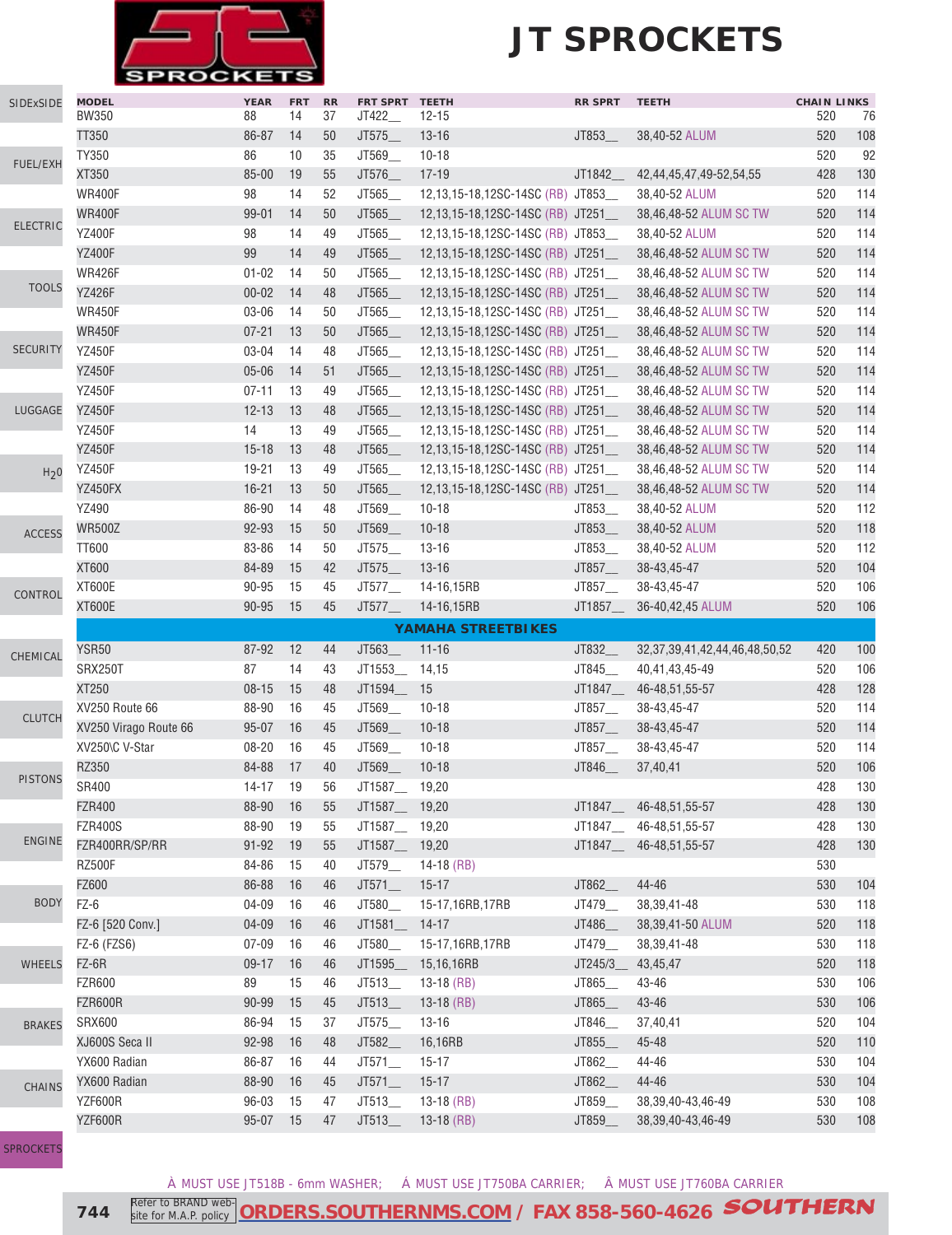# JT SPROCKETS

| MODEL | YEAR | FRT | RR | FRT SPRT | TEETH | RR SPRT | TEETH | CHAIN | LINKS |
|---|---|---|---|---|---|---|---|---|---|
| BW350 | 88 | 14 | 37 | JT422__ | 12-15 | | | 520 | 76 |
| TT350 | 86-87 | 14 | 50 | JT575__ | 13-16 | JT853__ | 38,40-52 ALUM | 520 | 108 |
| TY350 | 86 | 10 | 35 | JT569__ | 10-18 | | | 520 | 92 |
| XT350 | 85-00 | 19 | 55 | JT576__ | 17-19 | JT1842__ | 42,44,45,47,49-52,54,55 | 428 | 130 |
| WR400F | 98 | 14 | 52 | JT565__ | 12,13,15-18,12SC-14SC (RB) | JT853__ | 38,40-52 ALUM | 520 | 114 |
| WR400F | 99-01 | 14 | 50 | JT565__ | 12,13,15-18,12SC-14SC (RB) | JT251__ | 38,46,48-52 ALUM SC TW | 520 | 114 |
| YZ400F | 98 | 14 | 49 | JT565__ | 12,13,15-18,12SC-14SC (RB) | JT853__ | 38,40-52 ALUM | 520 | 114 |
| YZ400F | 99 | 14 | 49 | JT565__ | 12,13,15-18,12SC-14SC (RB) | JT251__ | 38,46,48-52 ALUM SC TW | 520 | 114 |
| WR426F | 01-02 | 14 | 50 | JT565__ | 12,13,15-18,12SC-14SC (RB) | JT251__ | 38,46,48-52 ALUM SC TW | 520 | 114 |
| YZ426F | 00-02 | 14 | 48 | JT565__ | 12,13,15-18,12SC-14SC (RB) | JT251__ | 38,46,48-52 ALUM SC TW | 520 | 114 |
| WR450F | 03-06 | 14 | 50 | JT565__ | 12,13,15-18,12SC-14SC (RB) | JT251__ | 38,46,48-52 ALUM SC TW | 520 | 114 |
| WR450F | 07-21 | 13 | 50 | JT565__ | 12,13,15-18,12SC-14SC (RB) | JT251__ | 38,46,48-52 ALUM SC TW | 520 | 114 |
| YZ450F | 03-04 | 14 | 48 | JT565__ | 12,13,15-18,12SC-14SC (RB) | JT251__ | 38,46,48-52 ALUM SC TW | 520 | 114 |
| YZ450F | 05-06 | 14 | 51 | JT565__ | 12,13,15-18,12SC-14SC (RB) | JT251__ | 38,46,48-52 ALUM SC TW | 520 | 114 |
| YZ450F | 07-11 | 13 | 49 | JT565__ | 12,13,15-18,12SC-14SC (RB) | JT251__ | 38,46,48-52 ALUM SC TW | 520 | 114 |
| YZ450F | 12-13 | 13 | 48 | JT565__ | 12,13,15-18,12SC-14SC (RB) | JT251__ | 38,46,48-52 ALUM SC TW | 520 | 114 |
| YZ450F | 14 | 13 | 49 | JT565__ | 12,13,15-18,12SC-14SC (RB) | JT251__ | 38,46,48-52 ALUM SC TW | 520 | 114 |
| YZ450F | 15-18 | 13 | 48 | JT565__ | 12,13,15-18,12SC-14SC (RB) | JT251__ | 38,46,48-52 ALUM SC TW | 520 | 114 |
| YZ450F | 19-21 | 13 | 49 | JT565__ | 12,13,15-18,12SC-14SC (RB) | JT251__ | 38,46,48-52 ALUM SC TW | 520 | 114 |
| YZ450FX | 16-21 | 13 | 50 | JT565__ | 12,13,15-18,12SC-14SC (RB) | JT251__ | 38,46,48-52 ALUM SC TW | 520 | 114 |
| YZ490 | 86-90 | 14 | 48 | JT569__ | 10-18 | JT853__ | 38,40-52 ALUM | 520 | 112 |
| WR500Z | 92-93 | 15 | 50 | JT569__ | 10-18 | JT853__ | 38,40-52 ALUM | 520 | 118 |
| TT600 | 83-86 | 14 | 50 | JT575__ | 13-16 | JT853__ | 38,40-52 ALUM | 520 | 112 |
| XT600 | 84-89 | 15 | 42 | JT575__ | 13-16 | JT857__ | 38-43,45-47 | 520 | 104 |
| XT600E | 90-95 | 15 | 45 | JT577__ | 14-16,15RB | JT857__ | 38-43,45-47 | 520 | 106 |
| XT600E | 90-95 | 15 | 45 | JT577__ | 14-16,15RB | JT1857__ | 36-40,42,45 ALUM | 520 | 106 |
| **YAMAHA STREETBIKES** | | | | | | | | | |
| YSR50 | 87-92 | 12 | 44 | JT563__ | 11-16 | JT832__ | 32,37,39,41,42,44,46,48,50,52 | 420 | 100 |
| SRX250T | 87 | 14 | 43 | JT1553__ | 14,15 | JT845__ | 40,41,43,45-49 | 520 | 106 |
| XT250 | 08-15 | 15 | 48 | JT1594__ | 15 | JT1847__ | 46-48,51,55-57 | 428 | 128 |
| XV250 Route 66 | 88-90 | 16 | 45 | JT569__ | 10-18 | JT857__ | 38-43,45-47 | 520 | 114 |
| XV250 Virago Route 66 | 95-07 | 16 | 45 | JT569__ | 10-18 | JT857__ | 38-43,45-47 | 520 | 114 |
| XV250\C V-Star | 08-20 | 16 | 45 | JT569__ | 10-18 | JT857__ | 38-43,45-47 | 520 | 114 |
| RZ350 | 84-88 | 17 | 40 | JT569__ | 10-18 | JT846__ | 37,40,41 | 520 | 106 |
| SR400 | 14-17 | 19 | 56 | JT1587__ | 19,20 | | | 428 | 130 |
| FZR400 | 88-90 | 16 | 55 | JT1587__ | 19,20 | JT1847__ | 46-48,51,55-57 | 428 | 130 |
| FZR400S | 88-90 | 19 | 55 | JT1587__ | 19,20 | JT1847__ | 46-48,51,55-57 | 428 | 130 |
| FZR400RR/SP/RR | 91-92 | 19 | 55 | JT1587__ | 19,20 | JT1847__ | 46-48,51,55-57 | 428 | 130 |
| RZ500F | 84-86 | 15 | 40 | JT579__ | 14-18 (RB) | | | 530 | |
| FZ600 | 86-88 | 16 | 46 | JT571__ | 15-17 | JT862__ | 44-46 | 530 | 104 |
| FZ-6 | 04-09 | 16 | 46 | JT580__ | 15-17,16RB,17RB | JT479__ | 38,39,41-48 | 530 | 118 |
| FZ-6 [520 Conv.] | 04-09 | 16 | 46 | JT1581__ | 14-17 | JT486__ | 38,39,41-50 ALUM | 520 | 118 |
| FZ-6 (FZS6) | 07-09 | 16 | 46 | JT580__ | 15-17,16RB,17RB | JT479__ | 38,39,41-48 | 530 | 118 |
| FZ-6R | 09-17 | 16 | 46 | JT1595__ | 15,16,16RB | JT245/3__ | 43,45,47 | 520 | 118 |
| FZR600 | 89 | 15 | 46 | JT513__ | 13-18 (RB) | JT865__ | 43-46 | 530 | 106 |
| FZR600R | 90-99 | 15 | 45 | JT513__ | 13-18 (RB) | JT865__ | 43-46 | 530 | 106 |
| SRX600 | 86-94 | 15 | 37 | JT575__ | 13-16 | JT846__ | 37,40,41 | 520 | 104 |
| XJ600S Seca II | 92-98 | 16 | 48 | JT582__ | 16,16RB | JT855__ | 45-48 | 520 | 110 |
| YX600 Radian | 86-87 | 16 | 44 | JT571__ | 15-17 | JT862__ | 44-46 | 530 | 104 |
| YX600 Radian | 88-90 | 16 | 45 | JT571__ | 15-17 | JT862__ | 44-46 | 530 | 104 |
| YZF600R | 96-03 | 15 | 47 | JT513__ | 13-18 (RB) | JT859__ | 38,39,40-43,46-49 | 530 | 108 |
| YZF600R | 95-07 | 15 | 47 | JT513__ | 13-18 (RB) | JT859__ | 38,39,40-43,46-49 | 530 | 108 |

À MUST USE JT518B - 6mm WASHER; Á MUST USE JT750BA CARRIER; Â MUST USE JT760BA CARRIER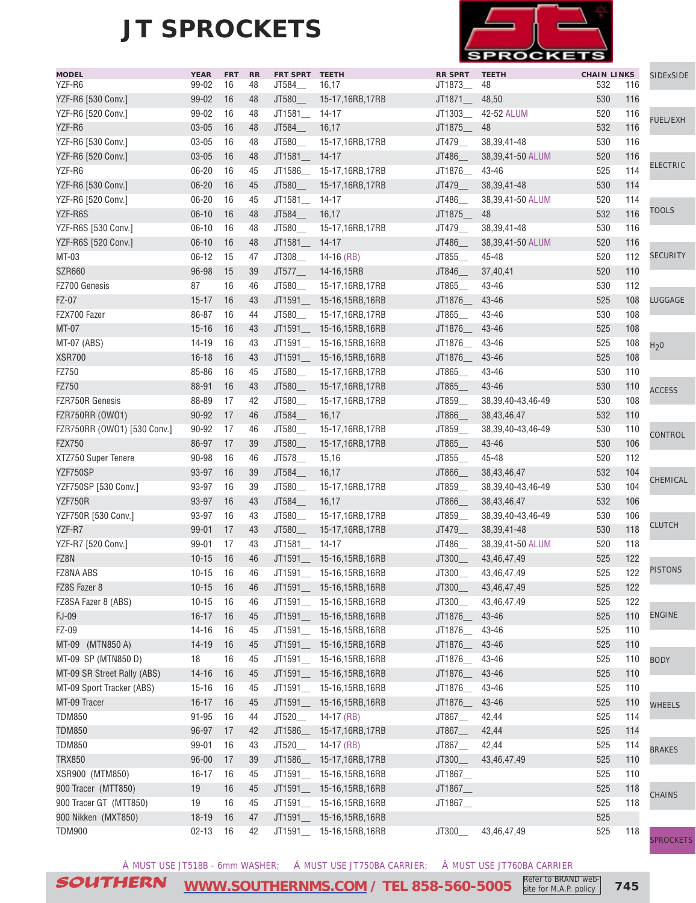# JT SPROCKETS

| MODEL | YEAR | FRT | RR | FRT SPRT | TEETH | RR SPRT | TEETH | CHAIN | LINKS |
|---|---|---|---|---|---|---|---|---|---|
| YZF-R6 | 99-02 | 16 | 48 | JT584__ | 16,17 | JT1873__ | 48 | 532 | 116 |
| YZF-R6 [530 Conv.] | 99-02 | 16 | 48 | JT580__ | 15-17,16RB,17RB | JT1871__ | 48,50 | 530 | 116 |
| YZF-R6 [520 Conv.] | 99-02 | 16 | 48 | JT1581__ | 14-17 | JT1303__ | 42-52 ALUM | 520 | 116 |
| YZF-R6 | 03-05 | 16 | 48 | JT584__ | 16,17 | JT1875__ | 48 | 532 | 116 |
| YZF-R6 [530 Conv.] | 03-05 | 16 | 48 | JT580__ | 15-17,16RB,17RB | JT479__ | 38,39,41-48 | 530 | 116 |
| YZF-R6 [520 Conv.] | 03-05 | 16 | 48 | JT1581__ | 14-17 | JT486__ | 38,39,41-50 ALUM | 520 | 116 |
| YZF-R6 | 06-20 | 16 | 45 | JT1586__ | 15-17,16RB,17RB | JT1876__ | 43-46 | 525 | 114 |
| YZF-R6 [530 Conv.] | 06-20 | 16 | 45 | JT580__ | 15-17,16RB,17RB | JT479__ | 38,39,41-48 | 530 | 114 |
| YZF-R6 [520 Conv.] | 06-20 | 16 | 45 | JT1581__ | 14-17 | JT486__ | 38,39,41-50 ALUM | 520 | 114 |
| YZF-R6S | 06-10 | 16 | 48 | JT584__ | 16,17 | JT1875__ | 48 | 532 | 116 |
| YZF-R6S [530 Conv.] | 06-10 | 16 | 48 | JT580__ | 15-17,16RB,17RB | JT479__ | 38,39,41-48 | 530 | 116 |
| YZF-R6S [520 Conv.] | 06-10 | 16 | 48 | JT1581__ | 14-17 | JT486__ | 38,39,41-50 ALUM | 520 | 116 |
| MT-03 | 06-12 | 15 | 47 | JT308__ | 14-16 (RB) | JT855__ | 45-48 | 520 | 112 |
| SZR660 | 96-98 | 15 | 39 | JT577__ | 14-16,15RB | JT846__ | 37,40,41 | 520 | 110 |
| FZ700 Genesis | 87 | 16 | 46 | JT580__ | 15-17,16RB,17RB | JT865__ | 43-46 | 530 | 112 |
| FZ-07 | 15-17 | 16 | 43 | JT1591__ | 15-16,15RB,16RB | JT1876__ | 43-46 | 525 | 108 |
| FZX700 Fazer | 86-87 | 16 | 44 | JT580__ | 15-17,16RB,17RB | JT865__ | 43-46 | 530 | 108 |
| MT-07 | 15-16 | 16 | 43 | JT1591__ | 15-16,15RB,16RB | JT1876__ | 43-46 | 525 | 108 |
| MT-07 (ABS) | 14-19 | 16 | 43 | JT1591__ | 15-16,15RB,16RB | JT1876__ | 43-46 | 525 | 108 |
| XSR700 | 16-18 | 16 | 43 | JT1591__ | 15-16,15RB,16RB | JT1876__ | 43-46 | 525 | 108 |
| FZ750 | 85-86 | 16 | 45 | JT580__ | 15-17,16RB,17RB | JT865__ | 43-46 | 530 | 110 |
| FZ750 | 88-91 | 16 | 43 | JT580__ | 15-17,16RB,17RB | JT865__ | 43-46 | 530 | 110 |
| FZR750R Genesis | 88-89 | 17 | 42 | JT580__ | 15-17,16RB,17RB | JT859__ | 38,39,40-43,46-49 | 530 | 108 |
| FZR750RR (OWO1) | 90-92 | 17 | 46 | JT584__ | 16,17 | JT866__ | 38,43,46,47 | 532 | 110 |
| FZR750RR (OWO1) [530 Conv.] | 90-92 | 17 | 46 | JT580__ | 15-17,16RB,17RB | JT859__ | 38,39,40-43,46-49 | 530 | 110 |
| FZX750 | 86-97 | 17 | 39 | JT580__ | 15-17,16RB,17RB | JT865__ | 43-46 | 530 | 106 |
| XTZ750 Super Tenere | 90-98 | 16 | 46 | JT578__ | 15,16 | JT855__ | 45-48 | 520 | 112 |
| YZF750SP | 93-97 | 16 | 39 | JT584__ | 16,17 | JT866__ | 38,43,46,47 | 532 | 104 |
| YZF750SP [530 Conv.] | 93-97 | 16 | 39 | JT580__ | 15-17,16RB,17RB | JT859__ | 38,39,40-43,46-49 | 530 | 104 |
| YZF750R | 93-97 | 16 | 43 | JT584__ | 16,17 | JT866__ | 38,43,46,47 | 532 | 106 |
| YZF750R [530 Conv.] | 93-97 | 16 | 43 | JT580__ | 15-17,16RB,17RB | JT859__ | 38,39,40-43,46-49 | 530 | 106 |
| YZF-R7 | 99-01 | 17 | 43 | JT580__ | 15-17,16RB,17RB | JT479__ | 38,39,41-48 | 530 | 118 |
| YZF-R7 [520 Conv.] | 99-01 | 17 | 43 | JT1581__ | 14-17 | JT486__ | 38,39,41-50 ALUM | 520 | 118 |
| FZ8N | 10-15 | 16 | 46 | JT1591__ | 15-16,15RB,16RB | JT300__ | 43,46,47,49 | 525 | 122 |
| FZ8NA ABS | 10-15 | 16 | 46 | JT1591__ | 15-16,15RB,16RB | JT300__ | 43,46,47,49 | 525 | 122 |
| FZ8S Fazer 8 | 10-15 | 16 | 46 | JT1591__ | 15-16,15RB,16RB | JT300__ | 43,46,47,49 | 525 | 122 |
| FZ8SA Fazer 8 (ABS) | 10-15 | 16 | 46 | JT1591__ | 15-16,15RB,16RB | JT300__ | 43,46,47,49 | 525 | 122 |
| FJ-09 | 16-17 | 16 | 45 | JT1591__ | 15-16,15RB,16RB | JT1876__ | 43-46 | 525 | 110 |
| FZ-09 | 14-16 | 16 | 45 | JT1591__ | 15-16,15RB,16RB | JT1876__ | 43-46 | 525 | 110 |
| MT-09 (MTN850 A) | 14-19 | 16 | 45 | JT1591__ | 15-16,15RB,16RB | JT1876__ | 43-46 | 525 | 110 |
| MT-09 SP (MTN850 D) | 18 | 16 | 45 | JT1591__ | 15-16,15RB,16RB | JT1876__ | 43-46 | 525 | 110 |
| MT-09 SR Street Rally (ABS) | 14-16 | 16 | 45 | JT1591__ | 15-16,15RB,16RB | JT1876__ | 43-46 | 525 | 110 |
| MT-09 Sport Tracker (ABS) | 15-16 | 16 | 45 | JT1591__ | 15-16,15RB,16RB | JT1876__ | 43-46 | 525 | 110 |
| MT-09 Tracer | 16-17 | 16 | 45 | JT1591__ | 15-16,15RB,16RB | JT1876__ | 43-46 | 525 | 110 |
| TDM850 | 91-95 | 16 | 44 | JT520__ | 14-17 (RB) | JT867__ | 42,44 | 525 | 114 |
| TDM850 | 96-97 | 17 | 42 | JT1586__ | 15-17,16RB,17RB | JT867__ | 42,44 | 525 | 114 |
| TDM850 | 99-01 | 16 | 43 | JT520__ | 14-17 (RB) | JT867__ | 42,44 | 525 | 114 |
| TRX850 | 96-00 | 17 | 39 | JT1586__ | 15-17,16RB,17RB | JT300__ | 43,46,47,49 | 525 | 110 |
| XSR900 (MTM850) | 16-17 | 16 | 45 | JT1591__ | 15-16,15RB,16RB | JT1867__ | | 525 | 110 |
| 900 Tracer (MTT850) | 19 | 16 | 45 | JT1591__ | 15-16,15RB,16RB | JT1867__ | | 525 | 118 |
| 900 Tracer GT (MTT850) | 19 | 16 | 45 | JT1591__ | 15-16,15RB,16RB | JT1867__ | | 525 | 118 |
| 900 Nikken (MXT850) | 18-19 | 16 | 47 | JT1591__ | 15-16,15RB,16RB | | | 525 | |
| TDM900 | 02-13 | 16 | 42 | JT1591__ | 15-16,15RB,16RB | JT300__ | 43,46,47,49 | 525 | 118 |

À MUST USE JT518B - 6mm WASHER; Á MUST USE JT750BA CARRIER; Â MUST USE JT760BA CARRIER

SOUTHERN WWW.SOUTHERNMS.COM / TEL 858-560-5005 Refer to BRAND web-site for M.A.P. policy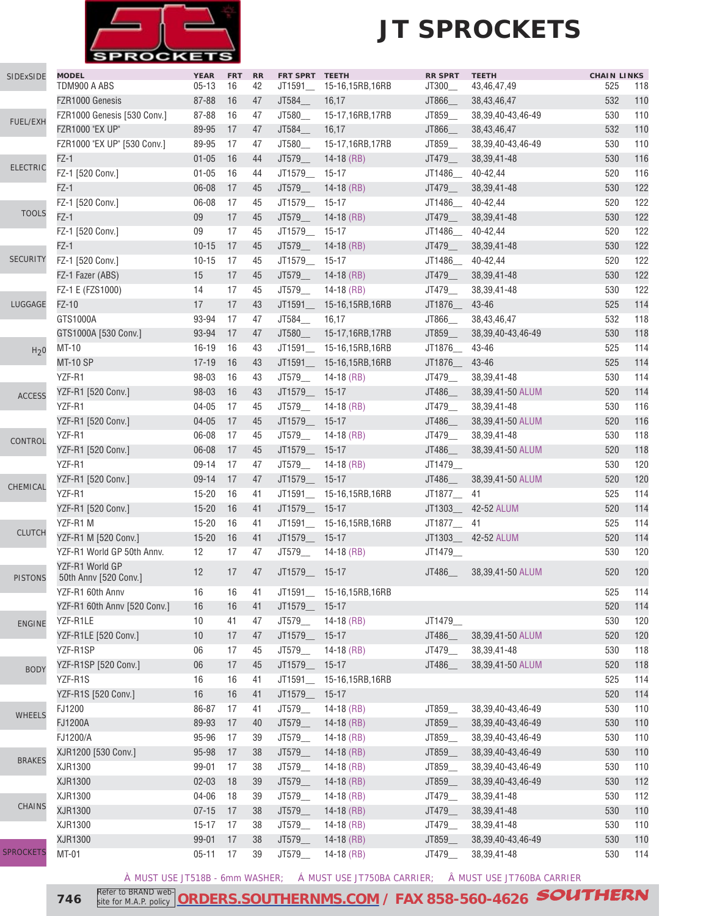# JT SPROCKETS

| MODEL | YEAR | FRT | RR | FRT SPRT | TEETH | RR SPRT | TEETH | CHAIN | LINKS |
|---|---|---|---|---|---|---|---|---|---|
| TDM900 A ABS | 05-13 | 16 | 42 | JT1591__ | 15-16,15RB,16RB | JT300__ | 43,46,47,49 | 525 | 118 |
| FZR1000 Genesis | 87-88 | 16 | 47 | JT584__ | 16,17 | JT866__ | 38,43,46,47 | 532 | 110 |
| FZR1000 Genesis [530 Conv.] | 87-88 | 16 | 47 | JT580__ | 15-17,16RB,17RB | JT859__ | 38,39,40-43,46-49 | 530 | 110 |
| FZR1000 "EX UP" | 89-95 | 17 | 47 | JT584__ | 16,17 | JT866__ | 38,43,46,47 | 532 | 110 |
| FZR1000 "EX UP" [530 Conv.] | 89-95 | 17 | 47 | JT580__ | 15-17,16RB,17RB | JT859__ | 38,39,40-43,46-49 | 530 | 110 |
| FZ-1 | 01-05 | 16 | 44 | JT579__ | 14-18 (RB) | JT479__ | 38,39,41-48 | 530 | 116 |
| FZ-1 [520 Conv.] | 01-05 | 16 | 44 | JT1579__ | 15-17 | JT1486__ | 40-42,44 | 520 | 116 |
| FZ-1 | 06-08 | 17 | 45 | JT579__ | 14-18 (RB) | JT479__ | 38,39,41-48 | 530 | 122 |
| FZ-1 [520 Conv.] | 06-08 | 17 | 45 | JT1579__ | 15-17 | JT1486__ | 40-42,44 | 520 | 122 |
| FZ-1 | 09 | 17 | 45 | JT579__ | 14-18 (RB) | JT479__ | 38,39,41-48 | 530 | 122 |
| FZ-1 [520 Conv.] | 09 | 17 | 45 | JT1579__ | 15-17 | JT1486__ | 40-42,44 | 520 | 122 |
| FZ-1 | 10-15 | 17 | 45 | JT579__ | 14-18 (RB) | JT479__ | 38,39,41-48 | 530 | 122 |
| FZ-1 [520 Conv.] | 10-15 | 17 | 45 | JT1579__ | 15-17 | JT1486__ | 40-42,44 | 520 | 122 |
| FZ-1 Fazer (ABS) | 15 | 17 | 45 | JT579__ | 14-18 (RB) | JT479__ | 38,39,41-48 | 530 | 122 |
| FZ-1 E (FZS1000) | 14 | 17 | 45 | JT579__ | 14-18 (RB) | JT479__ | 38,39,41-48 | 530 | 122 |
| FZ-10 | 17 | 17 | 43 | JT1591__ | 15-16,15RB,16RB | JT1876__ | 43-46 | 525 | 114 |
| GTS1000A | 93-94 | 17 | 47 | JT584__ | 16,17 | JT866__ | 38,43,46,47 | 532 | 118 |
| GTS1000A [530 Conv.] | 93-94 | 17 | 47 | JT580__ | 15-17,16RB,17RB | JT859__ | 38,39,40-43,46-49 | 530 | 118 |
| MT-10 | 16-19 | 16 | 43 | JT1591__ | 15-16,15RB,16RB | JT1876__ | 43-46 | 525 | 114 |
| MT-10 SP | 17-19 | 16 | 43 | JT1591__ | 15-16,15RB,16RB | JT1876__ | 43-46 | 525 | 114 |
| YZF-R1 | 98-03 | 16 | 43 | JT579__ | 14-18 (RB) | JT479__ | 38,39,41-48 | 530 | 114 |
| YZF-R1 [520 Conv.] | 98-03 | 16 | 43 | JT1579__ | 15-17 | JT486__ | 38,39,41-50 ALUM | 520 | 114 |
| YZF-R1 | 04-05 | 17 | 45 | JT579__ | 14-18 (RB) | JT479__ | 38,39,41-48 | 530 | 116 |
| YZF-R1 [520 Conv.] | 04-05 | 17 | 45 | JT1579__ | 15-17 | JT486__ | 38,39,41-50 ALUM | 520 | 116 |
| YZF-R1 | 06-08 | 17 | 45 | JT579__ | 14-18 (RB) | JT479__ | 38,39,41-48 | 530 | 118 |
| YZF-R1 [520 Conv.] | 06-08 | 17 | 45 | JT1579__ | 15-17 | JT486__ | 38,39,41-50 ALUM | 520 | 118 |
| YZF-R1 | 09-14 | 17 | 47 | JT579__ | 14-18 (RB) | JT1479__ | | 530 | 120 |
| YZF-R1 [520 Conv.] | 09-14 | 17 | 47 | JT1579__ | 15-17 | JT486__ | 38,39,41-50 ALUM | 520 | 120 |
| YZF-R1 | 15-20 | 16 | 41 | JT1591__ | 15-16,15RB,16RB | JT1877__ | 41 | 525 | 114 |
| YZF-R1 [520 Conv.] | 15-20 | 16 | 41 | JT1579__ | 15-17 | JT1303__ | 42-52 ALUM | 520 | 114 |
| YZF-R1 M | 15-20 | 16 | 41 | JT1591__ | 15-16,15RB,16RB | JT1877__ | 41 | 525 | 114 |
| YZF-R1 M [520 Conv.] | 15-20 | 16 | 41 | JT1579__ | 15-17 | JT1303__ | 42-52 ALUM | 520 | 114 |
| YZF-R1 World GP 50th Annv. | 12 | 17 | 47 | JT579__ | 14-18 (RB) | JT1479__ | | 530 | 120 |
| YZF-R1 World GP 50th Annv [520 Conv.] | 12 | 17 | 47 | JT1579__ | 15-17 | JT486__ | 38,39,41-50 ALUM | 520 | 120 |
| YZF-R1 60th Annv | 16 | 16 | 41 | JT1591__ | 15-16,15RB,16RB | | | 525 | 114 |
| YZF-R1 60th Annv [520 Conv.] | 16 | 16 | 41 | JT1579__ | 15-17 | | | 520 | 114 |
| YZF-R1LE | 10 | 41 | 47 | JT579__ | 14-18 (RB) | JT1479__ | | 530 | 120 |
| YZF-R1LE [520 Conv.] | 10 | 17 | 47 | JT1579__ | 15-17 | JT486__ | 38,39,41-50 ALUM | 520 | 120 |
| YZF-R1SP | 06 | 17 | 45 | JT579__ | 14-18 (RB) | JT479__ | 38,39,41-48 | 530 | 118 |
| YZF-R1SP [520 Conv.] | 06 | 17 | 45 | JT1579__ | 15-17 | JT486__ | 38,39,41-50 ALUM | 520 | 118 |
| YZF-R1S | 16 | 16 | 41 | JT1591__ | 15-16,15RB,16RB | | | 525 | 114 |
| YZF-R1S [520 Conv.] | 16 | 16 | 41 | JT1579__ | 15-17 | | | 520 | 114 |
| FJ1200 | 86-87 | 17 | 41 | JT579__ | 14-18 (RB) | JT859__ | 38,39,40-43,46-49 | 530 | 110 |
| FJ1200A | 89-93 | 17 | 40 | JT579__ | 14-18 (RB) | JT859__ | 38,39,40-43,46-49 | 530 | 110 |
| FJ1200/A | 95-96 | 17 | 39 | JT579__ | 14-18 (RB) | JT859__ | 38,39,40-43,46-49 | 530 | 110 |
| XJR1200 [530 Conv.] | 95-98 | 17 | 38 | JT579__ | 14-18 (RB) | JT859__ | 38,39,40-43,46-49 | 530 | 110 |
| XJR1300 | 99-01 | 17 | 38 | JT579__ | 14-18 (RB) | JT859__ | 38,39,40-43,46-49 | 530 | 110 |
| XJR1300 | 02-03 | 18 | 39 | JT579__ | 14-18 (RB) | JT859__ | 38,39,40-43,46-49 | 530 | 112 |
| XJR1300 | 04-06 | 18 | 39 | JT579__ | 14-18 (RB) | JT479__ | 38,39,41-48 | 530 | 112 |
| XJR1300 | 07-15 | 17 | 38 | JT579__ | 14-18 (RB) | JT479__ | 38,39,41-48 | 530 | 110 |
| XJR1300 | 15-17 | 17 | 38 | JT579__ | 14-18 (RB) | JT479__ | 38,39,41-48 | 530 | 110 |
| XJR1300 | 99-01 | 17 | 38 | JT579__ | 14-18 (RB) | JT859__ | 38,39,40-43,46-49 | 530 | 110 |
| MT-01 | 05-11 | 17 | 39 | JT579__ | 14-18 (RB) | JT479__ | 38,39,41-48 | 530 | 114 |

Â MUST USE JT518B - 6mm WASHER; Á MUST USE JT750BA CARRIER; Â MUST USE JT760BA CARRIER

Refer to BRAND website for M.A.P. policy ORDERS.SOUTHERNMS.COM / FAX 858-560-4626 SOUTHERN